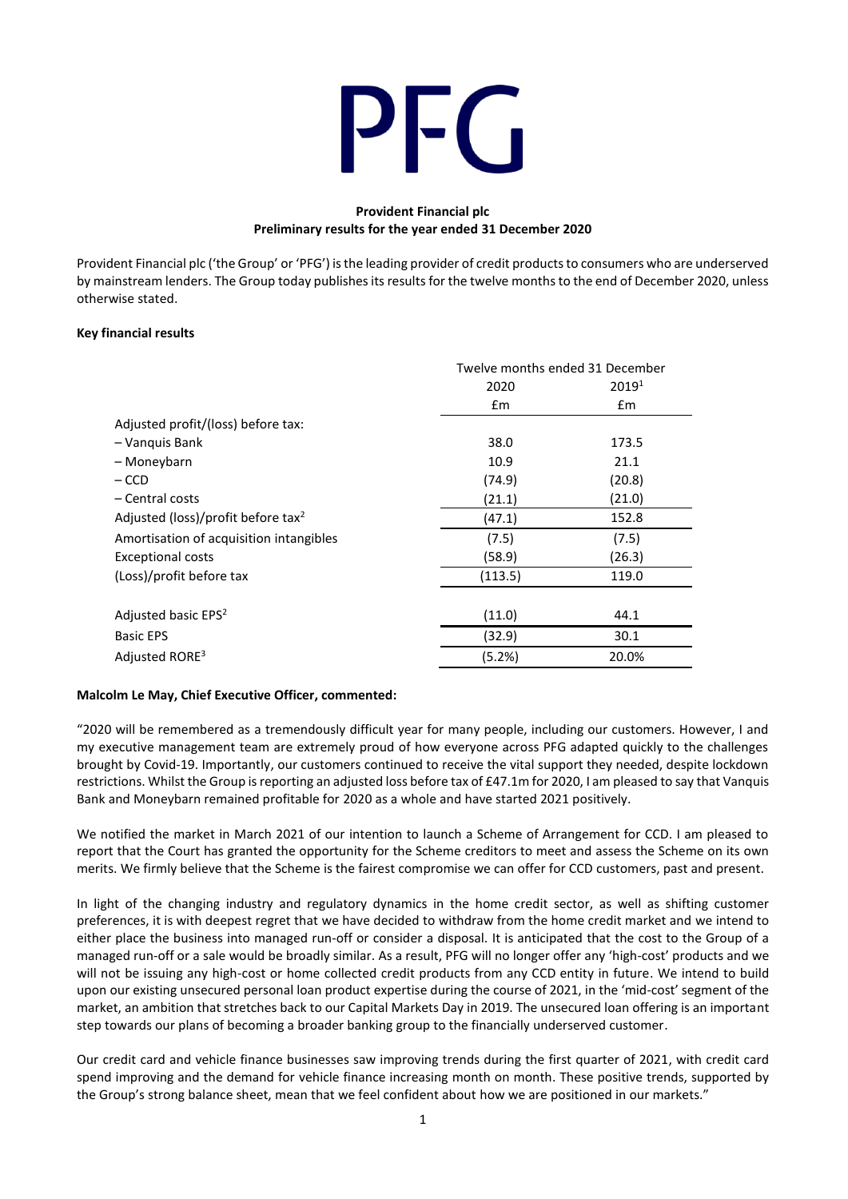# PFG

**Provident Financial plc**
**Preliminary results for the year ended 31 December 2020**

Provident Financial plc ('the Group' or 'PFG') is the leading provider of credit products to consumers who are underserved by mainstream lenders. The Group today publishes its results for the twelve months to the end of December 2020, unless otherwise stated.

**Key financial results**

| | Twelve months ended 31 December | |
|---|---|---|
| | 2020 | 2019[1] |
| | £m | £m |
| Adjusted profit/(loss) before tax: | | |
| – Vanquis Bank | 38.0 | 173.5 |
| – Moneybarn | 10.9 | 21.1 |
| – CCD | (74.9) | (20.8) |
| – Central costs | (21.1) | (21.0) |
| Adjusted (loss)/profit before tax[2] | (47.1) | 152.8 |
| Amortisation of acquisition intangibles | (7.5) | (7.5) |
| Exceptional costs | (58.9) | (26.3) |
| (Loss)/profit before tax | (113.5) | 119.0 |
| | | |
| Adjusted basic EPS[2] | (11.0) | 44.1 |
| Basic EPS | (32.9) | 30.1 |
| Adjusted RORE[3] | (5.2%) | 20.0% |

**Malcolm Le May, Chief Executive Officer, commented:**

"2020 will be remembered as a tremendously difficult year for many people, including our customers. However, I and my executive management team are extremely proud of how everyone across PFG adapted quickly to the challenges brought by Covid-19. Importantly, our customers continued to receive the vital support they needed, despite lockdown restrictions. Whilst the Group is reporting an adjusted loss before tax of £47.1m for 2020, I am pleased to say that Vanquis Bank and Moneybarn remained profitable for 2020 as a whole and have started 2021 positively.

We notified the market in March 2021 of our intention to launch a Scheme of Arrangement for CCD. I am pleased to report that the Court has granted the opportunity for the Scheme creditors to meet and assess the Scheme on its own merits. We firmly believe that the Scheme is the fairest compromise we can offer for CCD customers, past and present.

In light of the changing industry and regulatory dynamics in the home credit sector, as well as shifting customer preferences, it is with deepest regret that we have decided to withdraw from the home credit market and we intend to either place the business into managed run-off or consider a disposal. It is anticipated that the cost to the Group of a managed run-off or a sale would be broadly similar. As a result, PFG will no longer offer any 'high-cost' products and we will not be issuing any high-cost or home collected credit products from any CCD entity in future. We intend to build upon our existing unsecured personal loan product expertise during the course of 2021, in the 'mid-cost' segment of the market, an ambition that stretches back to our Capital Markets Day in 2019. The unsecured loan offering is an important step towards our plans of becoming a broader banking group to the financially underserved customer.

Our credit card and vehicle finance businesses saw improving trends during the first quarter of 2021, with credit card spend improving and the demand for vehicle finance increasing month on month. These positive trends, supported by the Group's strong balance sheet, mean that we feel confident about how we are positioned in our markets."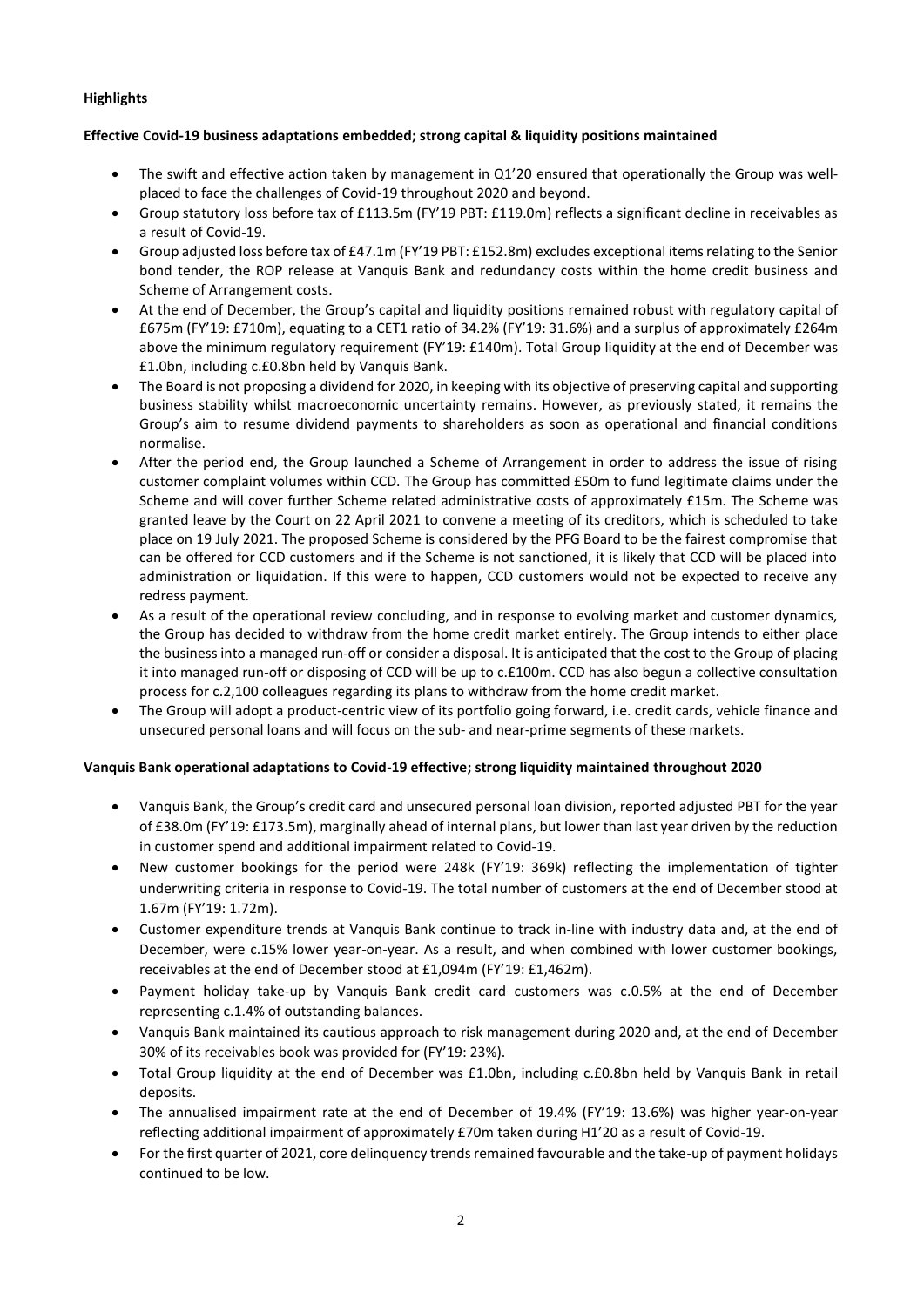**Highlights**

**Effective Covid-19 business adaptations embedded; strong capital & liquidity positions maintained**

- The swift and effective action taken by management in Q1'20 ensured that operationally the Group was well-placed to face the challenges of Covid-19 throughout 2020 and beyond.
- Group statutory loss before tax of £113.5m (FY'19 PBT: £119.0m) reflects a significant decline in receivables as a result of Covid-19.
- Group adjusted loss before tax of £47.1m (FY'19 PBT: £152.8m) excludes exceptional items relating to the Senior bond tender, the ROP release at Vanquis Bank and redundancy costs within the home credit business and Scheme of Arrangement costs.
- At the end of December, the Group's capital and liquidity positions remained robust with regulatory capital of £675m (FY'19: £710m), equating to a CET1 ratio of 34.2% (FY'19: 31.6%) and a surplus of approximately £264m above the minimum regulatory requirement (FY'19: £140m). Total Group liquidity at the end of December was £1.0bn, including c.£0.8bn held by Vanquis Bank.
- The Board is not proposing a dividend for 2020, in keeping with its objective of preserving capital and supporting business stability whilst macroeconomic uncertainty remains. However, as previously stated, it remains the Group's aim to resume dividend payments to shareholders as soon as operational and financial conditions normalise.
- After the period end, the Group launched a Scheme of Arrangement in order to address the issue of rising customer complaint volumes within CCD. The Group has committed £50m to fund legitimate claims under the Scheme and will cover further Scheme related administrative costs of approximately £15m. The Scheme was granted leave by the Court on 22 April 2021 to convene a meeting of its creditors, which is scheduled to take place on 19 July 2021. The proposed Scheme is considered by the PFG Board to be the fairest compromise that can be offered for CCD customers and if the Scheme is not sanctioned, it is likely that CCD will be placed into administration or liquidation. If this were to happen, CCD customers would not be expected to receive any redress payment.
- As a result of the operational review concluding, and in response to evolving market and customer dynamics, the Group has decided to withdraw from the home credit market entirely. The Group intends to either place the business into a managed run-off or consider a disposal. It is anticipated that the cost to the Group of placing it into managed run-off or disposing of CCD will be up to c.£100m. CCD has also begun a collective consultation process for c.2,100 colleagues regarding its plans to withdraw from the home credit market.
- The Group will adopt a product-centric view of its portfolio going forward, i.e. credit cards, vehicle finance and unsecured personal loans and will focus on the sub- and near-prime segments of these markets.

**Vanquis Bank operational adaptations to Covid-19 effective; strong liquidity maintained throughout 2020**

- Vanquis Bank, the Group's credit card and unsecured personal loan division, reported adjusted PBT for the year of £38.0m (FY'19: £173.5m), marginally ahead of internal plans, but lower than last year driven by the reduction in customer spend and additional impairment related to Covid-19.
- New customer bookings for the period were 248k (FY'19: 369k) reflecting the implementation of tighter underwriting criteria in response to Covid-19. The total number of customers at the end of December stood at 1.67m (FY'19: 1.72m).
- Customer expenditure trends at Vanquis Bank continue to track in-line with industry data and, at the end of December, were c.15% lower year-on-year. As a result, and when combined with lower customer bookings, receivables at the end of December stood at £1,094m (FY'19: £1,462m).
- Payment holiday take-up by Vanquis Bank credit card customers was c.0.5% at the end of December representing c.1.4% of outstanding balances.
- Vanquis Bank maintained its cautious approach to risk management during 2020 and, at the end of December 30% of its receivables book was provided for (FY'19: 23%).
- Total Group liquidity at the end of December was £1.0bn, including c.£0.8bn held by Vanquis Bank in retail deposits.
- The annualised impairment rate at the end of December of 19.4% (FY'19: 13.6%) was higher year-on-year reflecting additional impairment of approximately £70m taken during H1'20 as a result of Covid-19.
- For the first quarter of 2021, core delinquency trends remained favourable and the take-up of payment holidays continued to be low.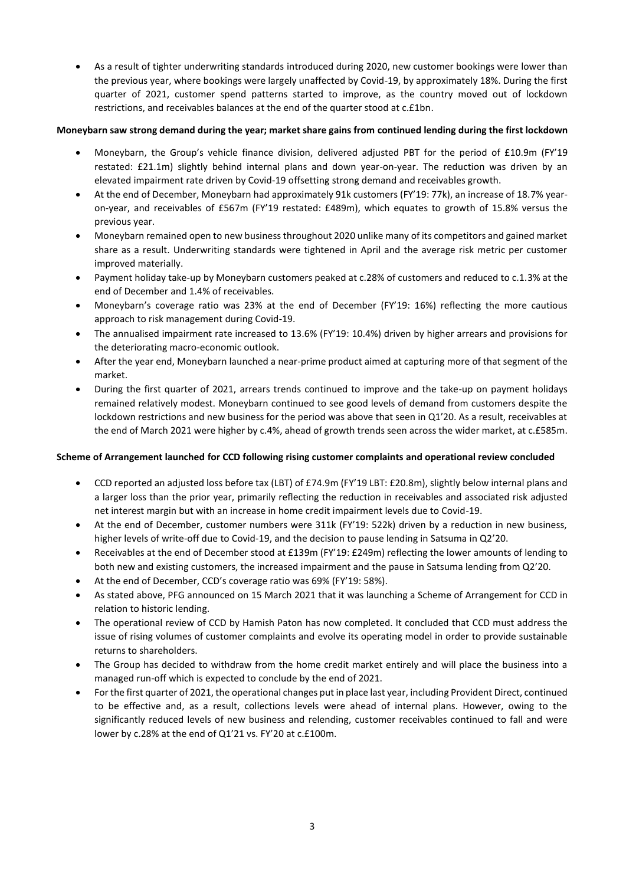- As a result of tighter underwriting standards introduced during 2020, new customer bookings were lower than the previous year, where bookings were largely unaffected by Covid-19, by approximately 18%. During the first quarter of 2021, customer spend patterns started to improve, as the country moved out of lockdown restrictions, and receivables balances at the end of the quarter stood at c.£1bn.

**Moneybarn saw strong demand during the year; market share gains from continued lending during the first lockdown**

- Moneybarn, the Group's vehicle finance division, delivered adjusted PBT for the period of £10.9m (FY'19 restated: £21.1m) slightly behind internal plans and down year-on-year. The reduction was driven by an elevated impairment rate driven by Covid-19 offsetting strong demand and receivables growth.
- At the end of December, Moneybarn had approximately 91k customers (FY'19: 77k), an increase of 18.7% year-on-year, and receivables of £567m (FY'19 restated: £489m), which equates to growth of 15.8% versus the previous year.
- Moneybarn remained open to new business throughout 2020 unlike many of its competitors and gained market share as a result. Underwriting standards were tightened in April and the average risk metric per customer improved materially.
- Payment holiday take-up by Moneybarn customers peaked at c.28% of customers and reduced to c.1.3% at the end of December and 1.4% of receivables.
- Moneybarn's coverage ratio was 23% at the end of December (FY'19: 16%) reflecting the more cautious approach to risk management during Covid-19.
- The annualised impairment rate increased to 13.6% (FY'19: 10.4%) driven by higher arrears and provisions for the deteriorating macro-economic outlook.
- After the year end, Moneybarn launched a near-prime product aimed at capturing more of that segment of the market.
- During the first quarter of 2021, arrears trends continued to improve and the take-up on payment holidays remained relatively modest. Moneybarn continued to see good levels of demand from customers despite the lockdown restrictions and new business for the period was above that seen in Q1'20. As a result, receivables at the end of March 2021 were higher by c.4%, ahead of growth trends seen across the wider market, at c.£585m.

**Scheme of Arrangement launched for CCD following rising customer complaints and operational review concluded**

- CCD reported an adjusted loss before tax (LBT) of £74.9m (FY'19 LBT: £20.8m), slightly below internal plans and a larger loss than the prior year, primarily reflecting the reduction in receivables and associated risk adjusted net interest margin but with an increase in home credit impairment levels due to Covid-19.
- At the end of December, customer numbers were 311k (FY'19: 522k) driven by a reduction in new business, higher levels of write-off due to Covid-19, and the decision to pause lending in Satsuma in Q2'20.
- Receivables at the end of December stood at £139m (FY'19: £249m) reflecting the lower amounts of lending to both new and existing customers, the increased impairment and the pause in Satsuma lending from Q2'20.
- At the end of December, CCD's coverage ratio was 69% (FY'19: 58%).
- As stated above, PFG announced on 15 March 2021 that it was launching a Scheme of Arrangement for CCD in relation to historic lending.
- The operational review of CCD by Hamish Paton has now completed. It concluded that CCD must address the issue of rising volumes of customer complaints and evolve its operating model in order to provide sustainable returns to shareholders.
- The Group has decided to withdraw from the home credit market entirely and will place the business into a managed run-off which is expected to conclude by the end of 2021.
- For the first quarter of 2021, the operational changes put in place last year, including Provident Direct, continued to be effective and, as a result, collections levels were ahead of internal plans. However, owing to the significantly reduced levels of new business and relending, customer receivables continued to fall and were lower by c.28% at the end of Q1'21 vs. FY'20 at c.£100m.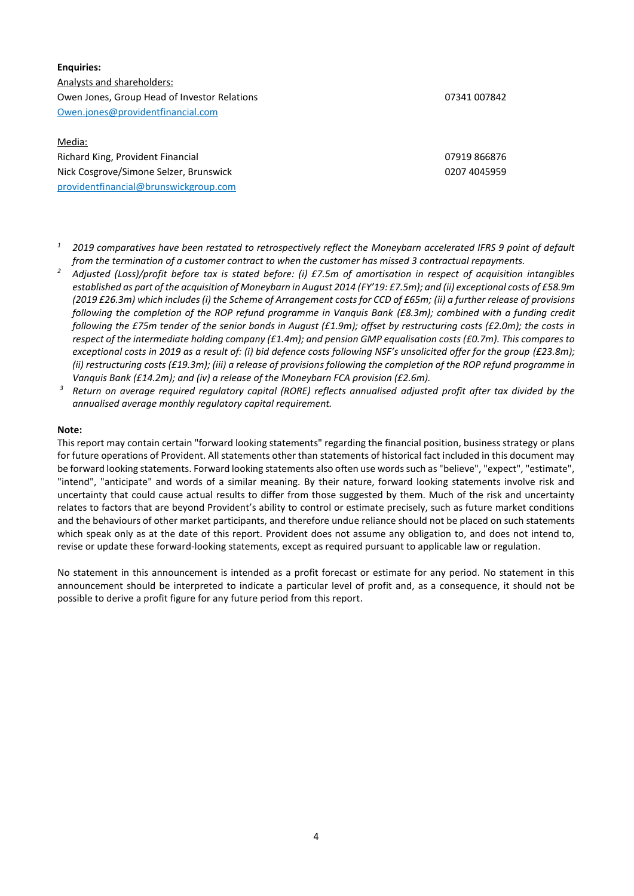**Enquiries:**

Analysts and shareholders:

Owen Jones, Group Head of Investor Relations 07341 007842

Owen.jones@providentfinancial.com

Media:

Richard King, Provident Financial 07919 866876

Nick Cosgrove/Simone Selzer, Brunswick 0207 4045959

providentfinancial@brunswickgroup.com

[1] *2019 comparatives have been restated to retrospectively reflect the Moneybarn accelerated IFRS 9 point of default from the termination of a customer contract to when the customer has missed 3 contractual repayments.*

[2] *Adjusted (Loss)/profit before tax is stated before: (i) £7.5m of amortisation in respect of acquisition intangibles established as part of the acquisition of Moneybarn in August 2014 (FY'19: £7.5m); and (ii) exceptional costs of £58.9m (2019 £26.3m) which includes (i) the Scheme of Arrangement costs for CCD of £65m; (ii) a further release of provisions following the completion of the ROP refund programme in Vanquis Bank (£8.3m); combined with a funding credit following the £75m tender of the senior bonds in August (£1.9m); offset by restructuring costs (£2.0m); the costs in respect of the intermediate holding company (£1.4m); and pension GMP equalisation costs (£0.7m). This compares to exceptional costs in 2019 as a result of: (i) bid defence costs following NSF's unsolicited offer for the group (£23.8m); (ii) restructuring costs (£19.3m); (iii) a release of provisions following the completion of the ROP refund programme in Vanquis Bank (£14.2m); and (iv) a release of the Moneybarn FCA provision (£2.6m).*

[3] *Return on average required regulatory capital (RORE) reflects annualised adjusted profit after tax divided by the annualised average monthly regulatory capital requirement.*

**Note:**

This report may contain certain "forward looking statements" regarding the financial position, business strategy or plans for future operations of Provident. All statements other than statements of historical fact included in this document may be forward looking statements. Forward looking statements also often use words such as "believe", "expect", "estimate", "intend", "anticipate" and words of a similar meaning. By their nature, forward looking statements involve risk and uncertainty that could cause actual results to differ from those suggested by them. Much of the risk and uncertainty relates to factors that are beyond Provident's ability to control or estimate precisely, such as future market conditions and the behaviours of other market participants, and therefore undue reliance should not be placed on such statements which speak only as at the date of this report. Provident does not assume any obligation to, and does not intend to, revise or update these forward-looking statements, except as required pursuant to applicable law or regulation.

No statement in this announcement is intended as a profit forecast or estimate for any period. No statement in this announcement should be interpreted to indicate a particular level of profit and, as a consequence, it should not be possible to derive a profit figure for any future period from this report.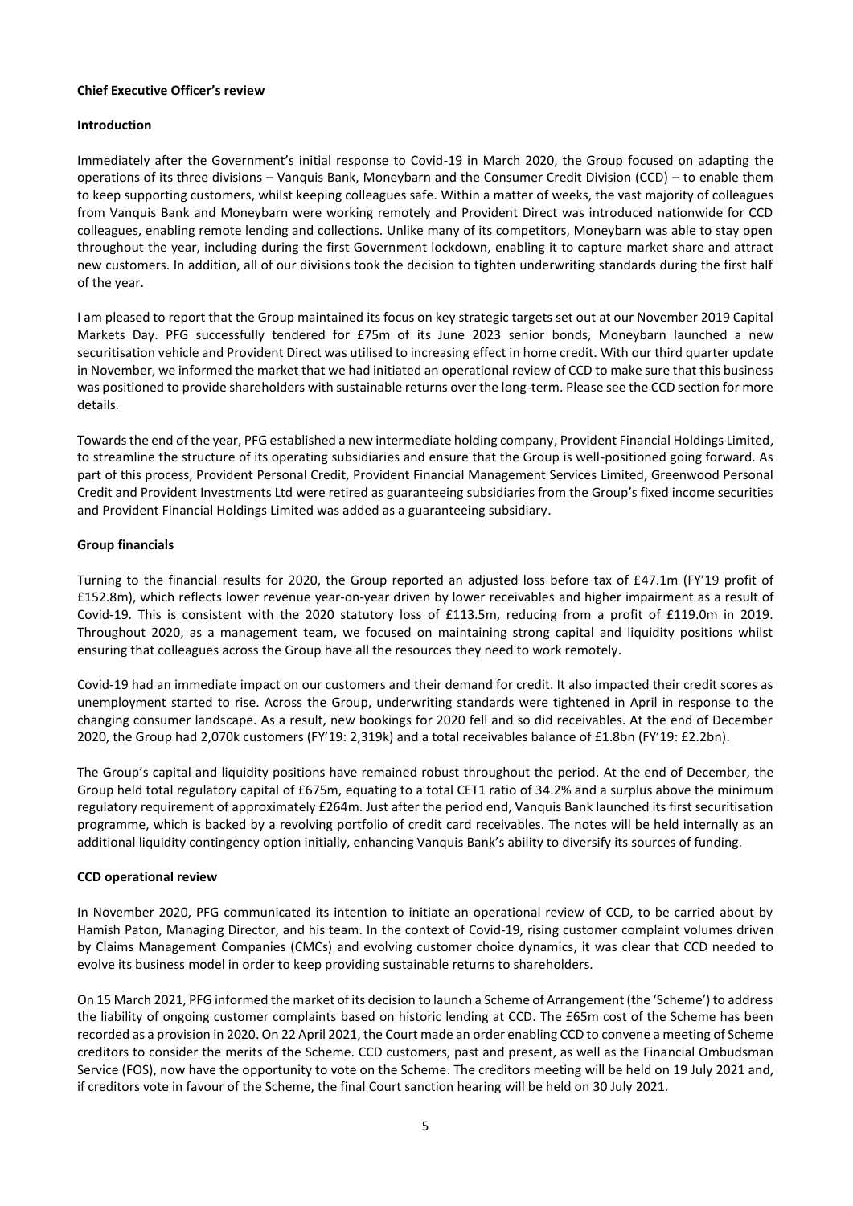**Chief Executive Officer's review**

**Introduction**

Immediately after the Government's initial response to Covid-19 in March 2020, the Group focused on adapting the operations of its three divisions – Vanquis Bank, Moneybarn and the Consumer Credit Division (CCD) – to enable them to keep supporting customers, whilst keeping colleagues safe. Within a matter of weeks, the vast majority of colleagues from Vanquis Bank and Moneybarn were working remotely and Provident Direct was introduced nationwide for CCD colleagues, enabling remote lending and collections. Unlike many of its competitors, Moneybarn was able to stay open throughout the year, including during the first Government lockdown, enabling it to capture market share and attract new customers. In addition, all of our divisions took the decision to tighten underwriting standards during the first half of the year.

I am pleased to report that the Group maintained its focus on key strategic targets set out at our November 2019 Capital Markets Day. PFG successfully tendered for £75m of its June 2023 senior bonds, Moneybarn launched a new securitisation vehicle and Provident Direct was utilised to increasing effect in home credit. With our third quarter update in November, we informed the market that we had initiated an operational review of CCD to make sure that this business was positioned to provide shareholders with sustainable returns over the long-term. Please see the CCD section for more details.

Towards the end of the year, PFG established a new intermediate holding company, Provident Financial Holdings Limited, to streamline the structure of its operating subsidiaries and ensure that the Group is well-positioned going forward. As part of this process, Provident Personal Credit, Provident Financial Management Services Limited, Greenwood Personal Credit and Provident Investments Ltd were retired as guaranteeing subsidiaries from the Group's fixed income securities and Provident Financial Holdings Limited was added as a guaranteeing subsidiary.

**Group financials**

Turning to the financial results for 2020, the Group reported an adjusted loss before tax of £47.1m (FY'19 profit of £152.8m), which reflects lower revenue year-on-year driven by lower receivables and higher impairment as a result of Covid-19. This is consistent with the 2020 statutory loss of £113.5m, reducing from a profit of £119.0m in 2019. Throughout 2020, as a management team, we focused on maintaining strong capital and liquidity positions whilst ensuring that colleagues across the Group have all the resources they need to work remotely.

Covid-19 had an immediate impact on our customers and their demand for credit. It also impacted their credit scores as unemployment started to rise. Across the Group, underwriting standards were tightened in April in response to the changing consumer landscape. As a result, new bookings for 2020 fell and so did receivables. At the end of December 2020, the Group had 2,070k customers (FY'19: 2,319k) and a total receivables balance of £1.8bn (FY'19: £2.2bn).

The Group's capital and liquidity positions have remained robust throughout the period. At the end of December, the Group held total regulatory capital of £675m, equating to a total CET1 ratio of 34.2% and a surplus above the minimum regulatory requirement of approximately £264m. Just after the period end, Vanquis Bank launched its first securitisation programme, which is backed by a revolving portfolio of credit card receivables. The notes will be held internally as an additional liquidity contingency option initially, enhancing Vanquis Bank's ability to diversify its sources of funding.

**CCD operational review**

In November 2020, PFG communicated its intention to initiate an operational review of CCD, to be carried about by Hamish Paton, Managing Director, and his team. In the context of Covid-19, rising customer complaint volumes driven by Claims Management Companies (CMCs) and evolving customer choice dynamics, it was clear that CCD needed to evolve its business model in order to keep providing sustainable returns to shareholders.

On 15 March 2021, PFG informed the market of its decision to launch a Scheme of Arrangement (the 'Scheme') to address the liability of ongoing customer complaints based on historic lending at CCD. The £65m cost of the Scheme has been recorded as a provision in 2020. On 22 April 2021, the Court made an order enabling CCD to convene a meeting of Scheme creditors to consider the merits of the Scheme. CCD customers, past and present, as well as the Financial Ombudsman Service (FOS), now have the opportunity to vote on the Scheme. The creditors meeting will be held on 19 July 2021 and, if creditors vote in favour of the Scheme, the final Court sanction hearing will be held on 30 July 2021.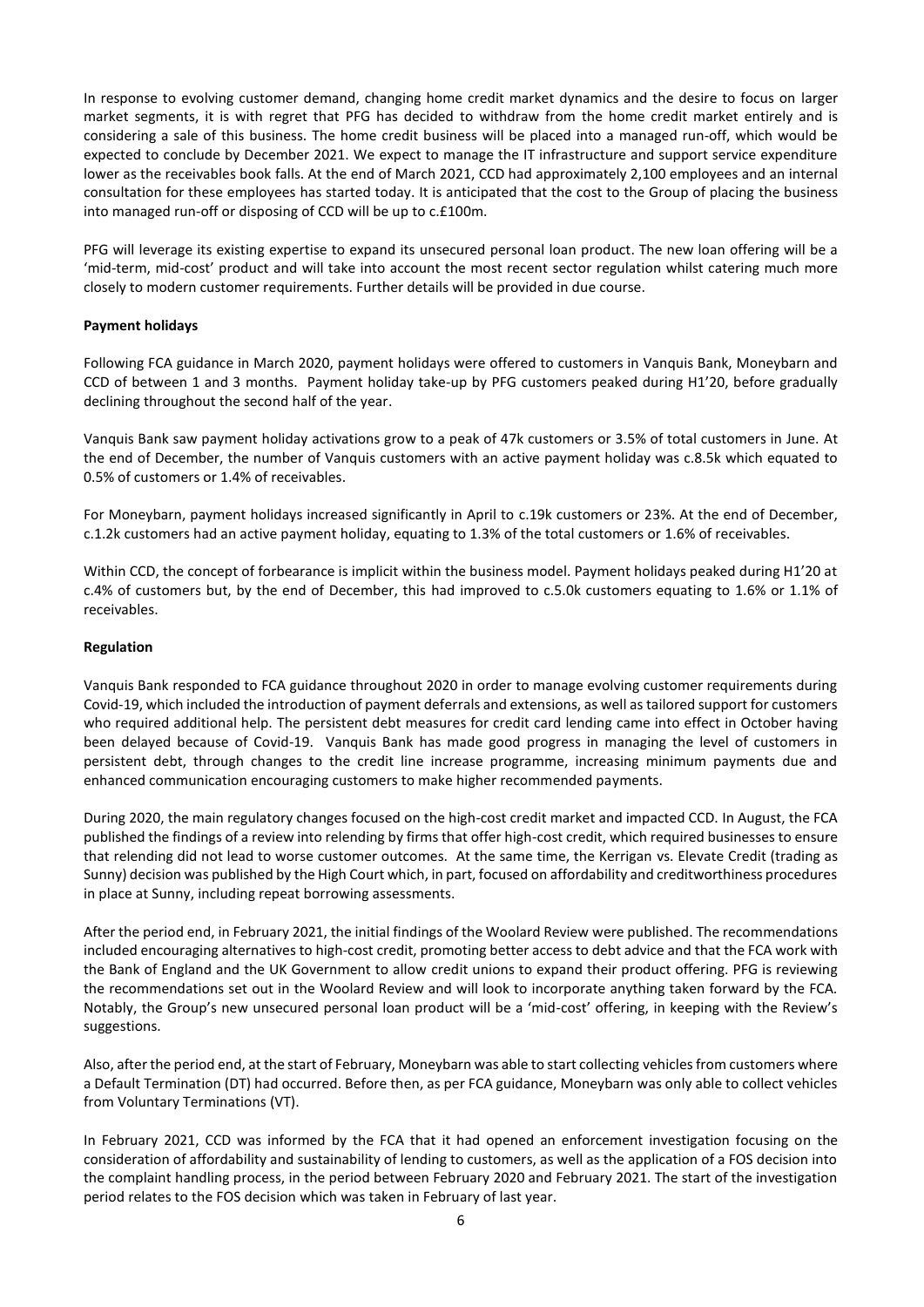In response to evolving customer demand, changing home credit market dynamics and the desire to focus on larger market segments, it is with regret that PFG has decided to withdraw from the home credit market entirely and is considering a sale of this business. The home credit business will be placed into a managed run-off, which would be expected to conclude by December 2021. We expect to manage the IT infrastructure and support service expenditure lower as the receivables book falls. At the end of March 2021, CCD had approximately 2,100 employees and an internal consultation for these employees has started today. It is anticipated that the cost to the Group of placing the business into managed run-off or disposing of CCD will be up to c.£100m.

PFG will leverage its existing expertise to expand its unsecured personal loan product. The new loan offering will be a 'mid-term, mid-cost' product and will take into account the most recent sector regulation whilst catering much more closely to modern customer requirements. Further details will be provided in due course.

**Payment holidays**

Following FCA guidance in March 2020, payment holidays were offered to customers in Vanquis Bank, Moneybarn and CCD of between 1 and 3 months. Payment holiday take-up by PFG customers peaked during H1'20, before gradually declining throughout the second half of the year.

Vanquis Bank saw payment holiday activations grow to a peak of 47k customers or 3.5% of total customers in June. At the end of December, the number of Vanquis customers with an active payment holiday was c.8.5k which equated to 0.5% of customers or 1.4% of receivables.

For Moneybarn, payment holidays increased significantly in April to c.19k customers or 23%. At the end of December, c.1.2k customers had an active payment holiday, equating to 1.3% of the total customers or 1.6% of receivables.

Within CCD, the concept of forbearance is implicit within the business model. Payment holidays peaked during H1'20 at c.4% of customers but, by the end of December, this had improved to c.5.0k customers equating to 1.6% or 1.1% of receivables.

**Regulation**

Vanquis Bank responded to FCA guidance throughout 2020 in order to manage evolving customer requirements during Covid-19, which included the introduction of payment deferrals and extensions, as well as tailored support for customers who required additional help. The persistent debt measures for credit card lending came into effect in October having been delayed because of Covid-19. Vanquis Bank has made good progress in managing the level of customers in persistent debt, through changes to the credit line increase programme, increasing minimum payments due and enhanced communication encouraging customers to make higher recommended payments.

During 2020, the main regulatory changes focused on the high-cost credit market and impacted CCD. In August, the FCA published the findings of a review into relending by firms that offer high-cost credit, which required businesses to ensure that relending did not lead to worse customer outcomes. At the same time, the Kerrigan vs. Elevate Credit (trading as Sunny) decision was published by the High Court which, in part, focused on affordability and creditworthiness procedures in place at Sunny, including repeat borrowing assessments.

After the period end, in February 2021, the initial findings of the Woolard Review were published. The recommendations included encouraging alternatives to high-cost credit, promoting better access to debt advice and that the FCA work with the Bank of England and the UK Government to allow credit unions to expand their product offering. PFG is reviewing the recommendations set out in the Woolard Review and will look to incorporate anything taken forward by the FCA. Notably, the Group's new unsecured personal loan product will be a 'mid-cost' offering, in keeping with the Review's suggestions.

Also, after the period end, at the start of February, Moneybarn was able to start collecting vehicles from customers where a Default Termination (DT) had occurred. Before then, as per FCA guidance, Moneybarn was only able to collect vehicles from Voluntary Terminations (VT).

In February 2021, CCD was informed by the FCA that it had opened an enforcement investigation focusing on the consideration of affordability and sustainability of lending to customers, as well as the application of a FOS decision into the complaint handling process, in the period between February 2020 and February 2021. The start of the investigation period relates to the FOS decision which was taken in February of last year.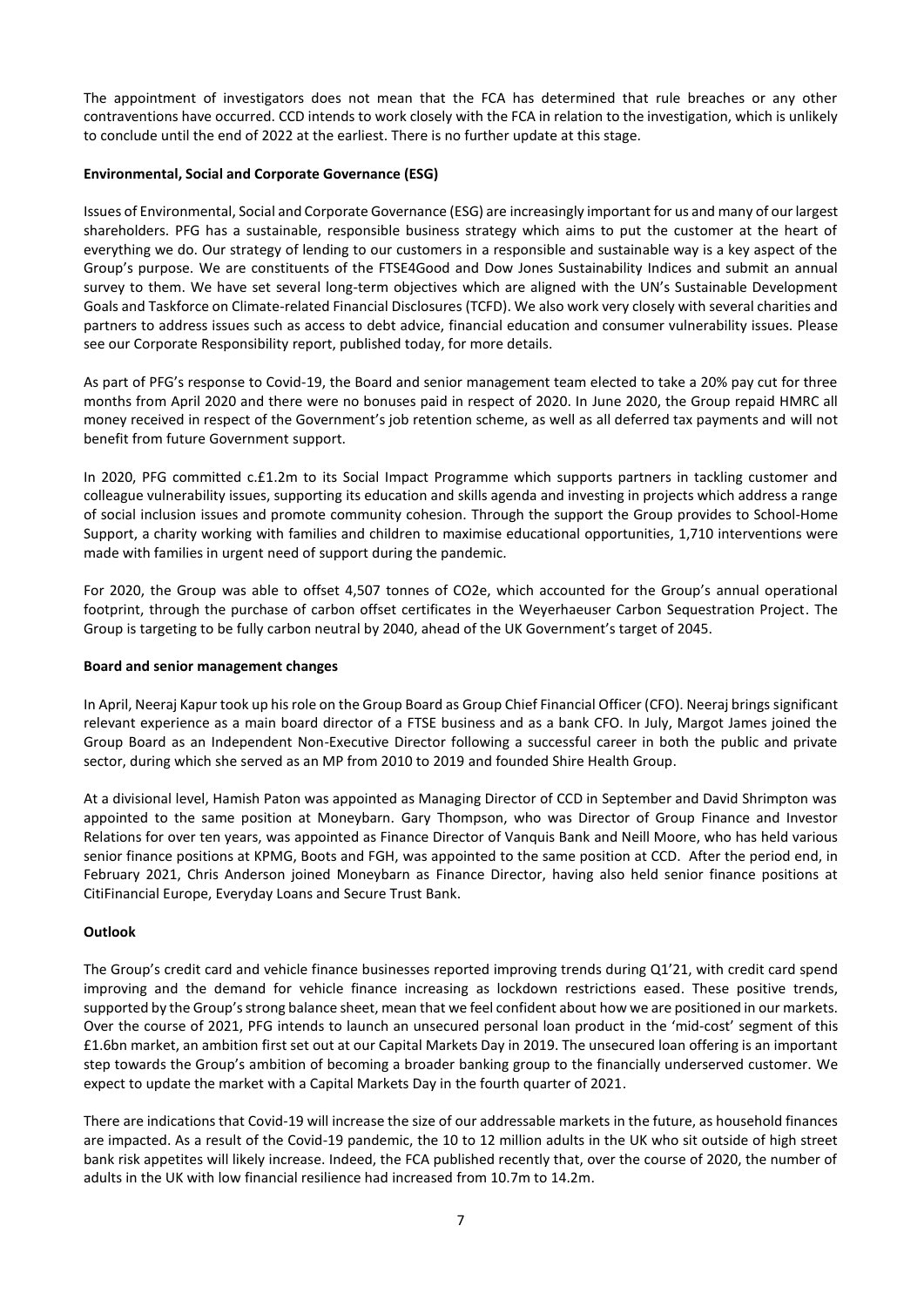The appointment of investigators does not mean that the FCA has determined that rule breaches or any other contraventions have occurred. CCD intends to work closely with the FCA in relation to the investigation, which is unlikely to conclude until the end of 2022 at the earliest. There is no further update at this stage.

**Environmental, Social and Corporate Governance (ESG)**

Issues of Environmental, Social and Corporate Governance (ESG) are increasingly important for us and many of our largest shareholders. PFG has a sustainable, responsible business strategy which aims to put the customer at the heart of everything we do. Our strategy of lending to our customers in a responsible and sustainable way is a key aspect of the Group's purpose. We are constituents of the FTSE4Good and Dow Jones Sustainability Indices and submit an annual survey to them. We have set several long-term objectives which are aligned with the UN's Sustainable Development Goals and Taskforce on Climate-related Financial Disclosures (TCFD). We also work very closely with several charities and partners to address issues such as access to debt advice, financial education and consumer vulnerability issues. Please see our Corporate Responsibility report, published today, for more details.

As part of PFG's response to Covid-19, the Board and senior management team elected to take a 20% pay cut for three months from April 2020 and there were no bonuses paid in respect of 2020. In June 2020, the Group repaid HMRC all money received in respect of the Government's job retention scheme, as well as all deferred tax payments and will not benefit from future Government support.

In 2020, PFG committed c.£1.2m to its Social Impact Programme which supports partners in tackling customer and colleague vulnerability issues, supporting its education and skills agenda and investing in projects which address a range of social inclusion issues and promote community cohesion. Through the support the Group provides to School-Home Support, a charity working with families and children to maximise educational opportunities, 1,710 interventions were made with families in urgent need of support during the pandemic.

For 2020, the Group was able to offset 4,507 tonnes of $CO_2e$, which accounted for the Group's annual operational footprint, through the purchase of carbon offset certificates in the Weyerhaeuser Carbon Sequestration Project. The Group is targeting to be fully carbon neutral by 2040, ahead of the UK Government's target of 2045.

**Board and senior management changes**

In April, Neeraj Kapur took up his role on the Group Board as Group Chief Financial Officer (CFO). Neeraj brings significant relevant experience as a main board director of a FTSE business and as a bank CFO. In July, Margot James joined the Group Board as an Independent Non-Executive Director following a successful career in both the public and private sector, during which she served as an MP from 2010 to 2019 and founded Shire Health Group.

At a divisional level, Hamish Paton was appointed as Managing Director of CCD in September and David Shrimpton was appointed to the same position at Moneybarn. Gary Thompson, who was Director of Group Finance and Investor Relations for over ten years, was appointed as Finance Director of Vanquis Bank and Neill Moore, who has held various senior finance positions at KPMG, Boots and FGH, was appointed to the same position at CCD. After the period end, in February 2021, Chris Anderson joined Moneybarn as Finance Director, having also held senior finance positions at CitiFinancial Europe, Everyday Loans and Secure Trust Bank.

**Outlook**

The Group's credit card and vehicle finance businesses reported improving trends during Q1'21, with credit card spend improving and the demand for vehicle finance increasing as lockdown restrictions eased. These positive trends, supported by the Group's strong balance sheet, mean that we feel confident about how we are positioned in our markets. Over the course of 2021, PFG intends to launch an unsecured personal loan product in the 'mid-cost' segment of this £1.6bn market, an ambition first set out at our Capital Markets Day in 2019. The unsecured loan offering is an important step towards the Group's ambition of becoming a broader banking group to the financially underserved customer. We expect to update the market with a Capital Markets Day in the fourth quarter of 2021.

There are indications that Covid-19 will increase the size of our addressable markets in the future, as household finances are impacted. As a result of the Covid-19 pandemic, the 10 to 12 million adults in the UK who sit outside of high street bank risk appetites will likely increase. Indeed, the FCA published recently that, over the course of 2020, the number of adults in the UK with low financial resilience had increased from 10.7m to 14.2m.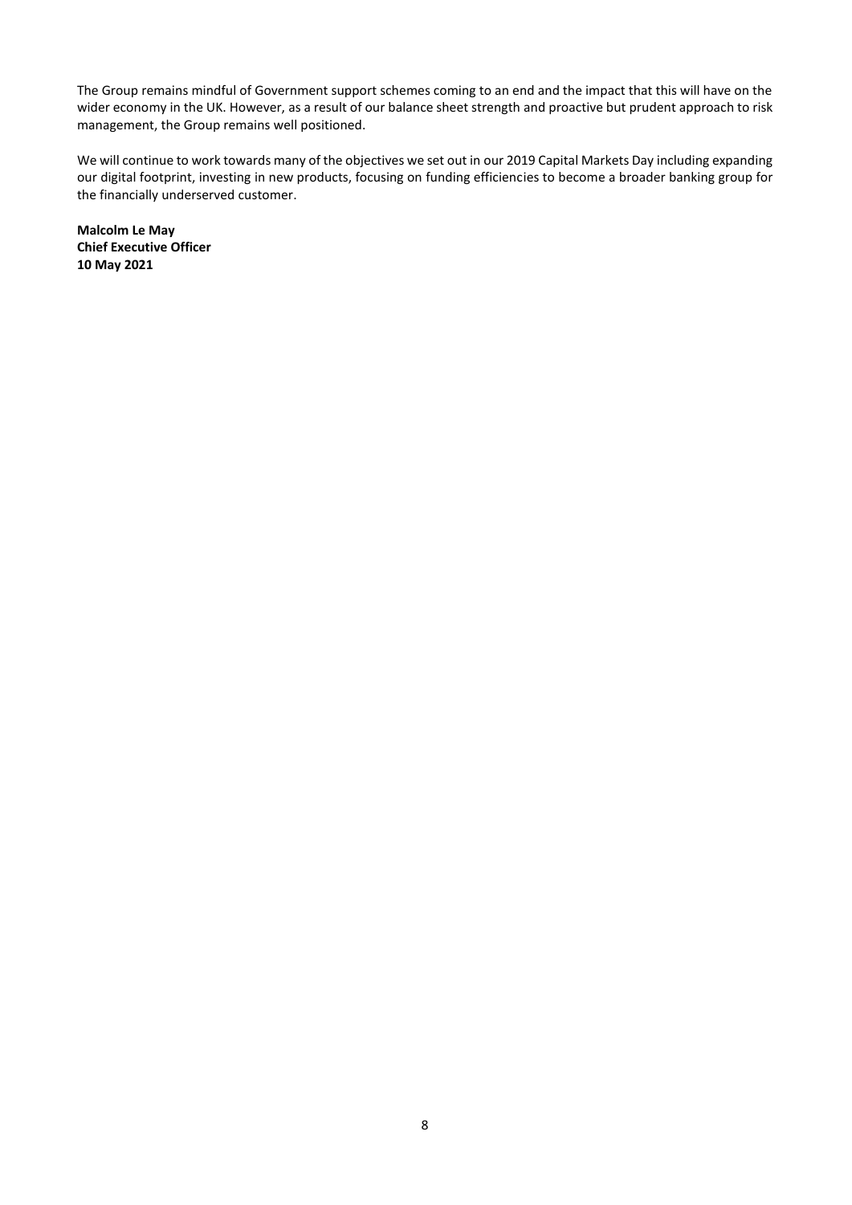The Group remains mindful of Government support schemes coming to an end and the impact that this will have on the wider economy in the UK. However, as a result of our balance sheet strength and proactive but prudent approach to risk management, the Group remains well positioned.

We will continue to work towards many of the objectives we set out in our 2019 Capital Markets Day including expanding our digital footprint, investing in new products, focusing on funding efficiencies to become a broader banking group for the financially underserved customer.

**Malcolm Le May**
**Chief Executive Officer**
**10 May 2021**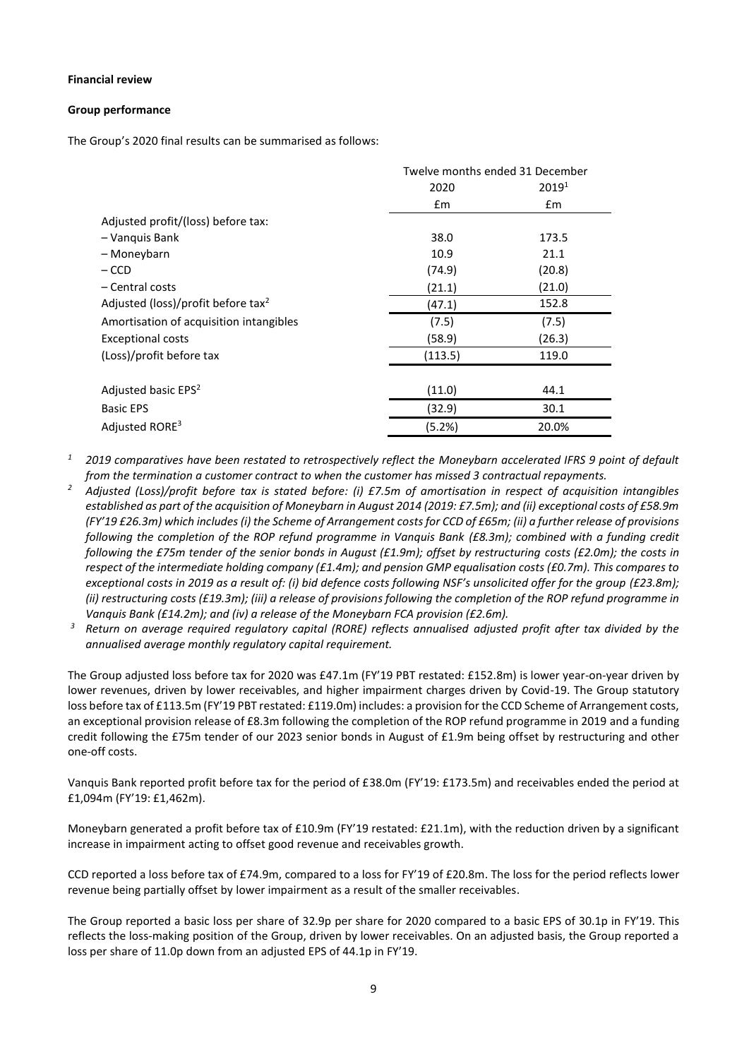**Financial review**

**Group performance**

The Group's 2020 final results can be summarised as follows:

| | Twelve months ended 31 December | |
|---|---|---|
| | 2020 | 2019[1] |
| | £m | £m |
| Adjusted profit/(loss) before tax: | | |
| – Vanquis Bank | 38.0 | 173.5 |
| – Moneybarn | 10.9 | 21.1 |
| – CCD | (74.9) | (20.8) |
| – Central costs | (21.1) | (21.0) |
| Adjusted (loss)/profit before tax[2] | (47.1) | 152.8 |
| Amortisation of acquisition intangibles | (7.5) | (7.5) |
| Exceptional costs | (58.9) | (26.3) |
| (Loss)/profit before tax | (113.5) | 119.0 |
| | | |
| Adjusted basic EPS[2] | (11.0) | 44.1 |
| Basic EPS | (32.9) | 30.1 |
| Adjusted RORE[3] | (5.2%) | 20.0% |

*[1] 2019 comparatives have been restated to retrospectively reflect the Moneybarn accelerated IFRS 9 point of default from the termination a customer contract to when the customer has missed 3 contractual repayments.*

*[2] Adjusted (Loss)/profit before tax is stated before: (i) £7.5m of amortisation in respect of acquisition intangibles established as part of the acquisition of Moneybarn in August 2014 (2019: £7.5m); and (ii) exceptional costs of £58.9m (FY'19 £26.3m) which includes (i) the Scheme of Arrangement costs for CCD of £65m; (ii) a further release of provisions following the completion of the ROP refund programme in Vanquis Bank (£8.3m); combined with a funding credit following the £75m tender of the senior bonds in August (£1.9m); offset by restructuring costs (£2.0m); the costs in respect of the intermediate holding company (£1.4m); and pension GMP equalisation costs (£0.7m). This compares to exceptional costs in 2019 as a result of: (i) bid defence costs following NSF's unsolicited offer for the group (£23.8m); (ii) restructuring costs (£19.3m); (iii) a release of provisions following the completion of the ROP refund programme in Vanquis Bank (£14.2m); and (iv) a release of the Moneybarn FCA provision (£2.6m).*

*[3] Return on average required regulatory capital (RORE) reflects annualised adjusted profit after tax divided by the annualised average monthly regulatory capital requirement.*

The Group adjusted loss before tax for 2020 was £47.1m (FY'19 PBT restated: £152.8m) is lower year-on-year driven by lower revenues, driven by lower receivables, and higher impairment charges driven by Covid-19. The Group statutory loss before tax of £113.5m (FY'19 PBT restated: £119.0m) includes: a provision for the CCD Scheme of Arrangement costs, an exceptional provision release of £8.3m following the completion of the ROP refund programme in 2019 and a funding credit following the £75m tender of our 2023 senior bonds in August of £1.9m being offset by restructuring and other one-off costs.

Vanquis Bank reported profit before tax for the period of £38.0m (FY'19: £173.5m) and receivables ended the period at £1,094m (FY'19: £1,462m).

Moneybarn generated a profit before tax of £10.9m (FY'19 restated: £21.1m), with the reduction driven by a significant increase in impairment acting to offset good revenue and receivables growth.

CCD reported a loss before tax of £74.9m, compared to a loss for FY'19 of £20.8m. The loss for the period reflects lower revenue being partially offset by lower impairment as a result of the smaller receivables.

The Group reported a basic loss per share of 32.9p per share for 2020 compared to a basic EPS of 30.1p in FY'19. This reflects the loss-making position of the Group, driven by lower receivables. On an adjusted basis, the Group reported a loss per share of 11.0p down from an adjusted EPS of 44.1p in FY'19.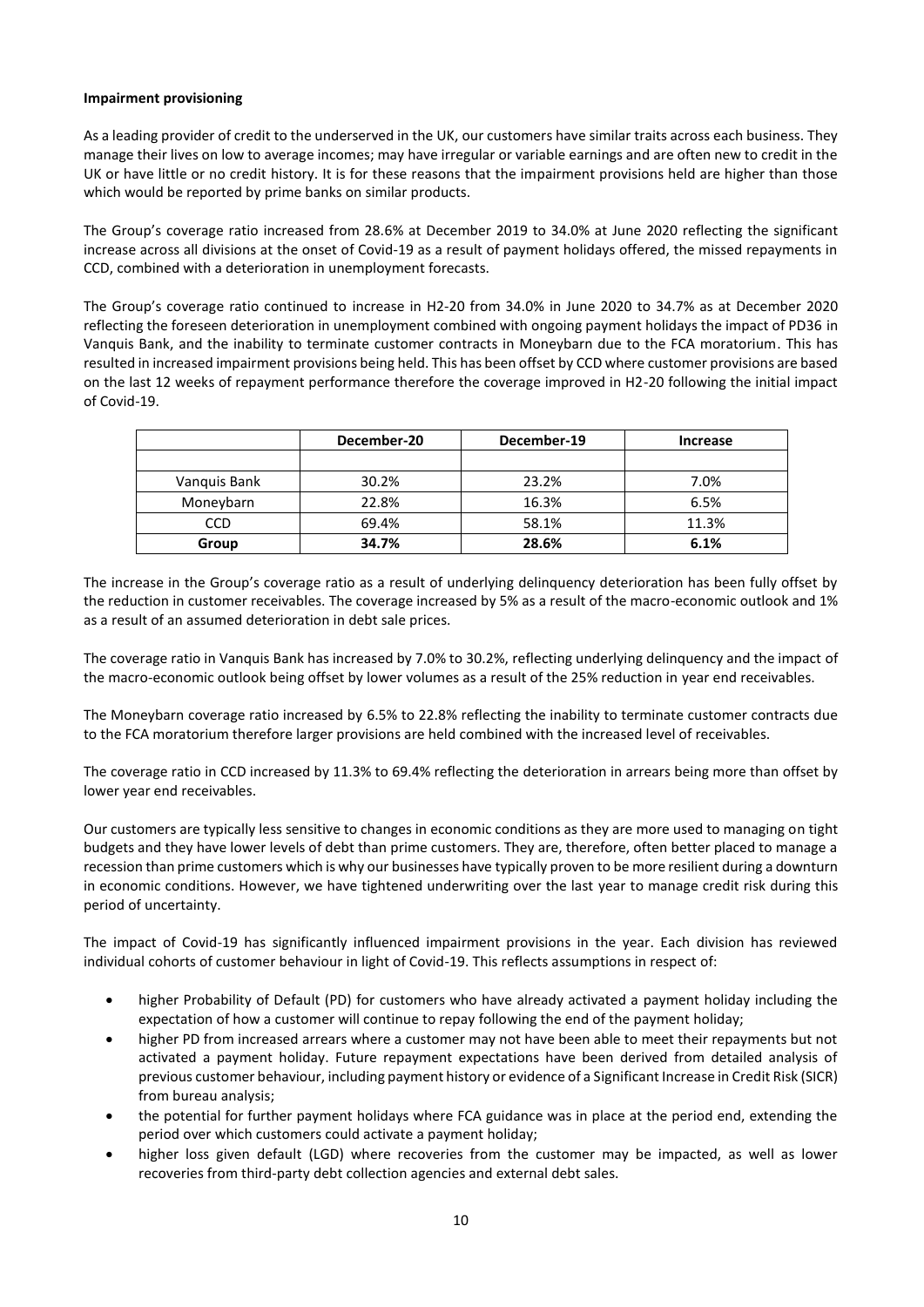**Impairment provisioning**

As a leading provider of credit to the underserved in the UK, our customers have similar traits across each business. They manage their lives on low to average incomes; may have irregular or variable earnings and are often new to credit in the UK or have little or no credit history. It is for these reasons that the impairment provisions held are higher than those which would be reported by prime banks on similar products.

The Group's coverage ratio increased from 28.6% at December 2019 to 34.0% at June 2020 reflecting the significant increase across all divisions at the onset of Covid-19 as a result of payment holidays offered, the missed repayments in CCD, combined with a deterioration in unemployment forecasts.

The Group's coverage ratio continued to increase in H2-20 from 34.0% in June 2020 to 34.7% as at December 2020 reflecting the foreseen deterioration in unemployment combined with ongoing payment holidays the impact of PD36 in Vanquis Bank, and the inability to terminate customer contracts in Moneybarn due to the FCA moratorium. This has resulted in increased impairment provisions being held. This has been offset by CCD where customer provisions are based on the last 12 weeks of repayment performance therefore the coverage improved in H2-20 following the initial impact of Covid-19.

| | December-20 | December-19 | Increase |
|---|---|---|---|
| | | | |
| Vanquis Bank | 30.2% | 23.2% | 7.0% |
| Moneybarn | 22.8% | 16.3% | 6.5% |
| CCD | 69.4% | 58.1% | 11.3% |
| **Group** | **34.7%** | **28.6%** | **6.1%** |

The increase in the Group's coverage ratio as a result of underlying delinquency deterioration has been fully offset by the reduction in customer receivables. The coverage increased by 5% as a result of the macro-economic outlook and 1% as a result of an assumed deterioration in debt sale prices.

The coverage ratio in Vanquis Bank has increased by 7.0% to 30.2%, reflecting underlying delinquency and the impact of the macro-economic outlook being offset by lower volumes as a result of the 25% reduction in year end receivables.

The Moneybarn coverage ratio increased by 6.5% to 22.8% reflecting the inability to terminate customer contracts due to the FCA moratorium therefore larger provisions are held combined with the increased level of receivables.

The coverage ratio in CCD increased by 11.3% to 69.4% reflecting the deterioration in arrears being more than offset by lower year end receivables.

Our customers are typically less sensitive to changes in economic conditions as they are more used to managing on tight budgets and they have lower levels of debt than prime customers. They are, therefore, often better placed to manage a recession than prime customers which is why our businesses have typically proven to be more resilient during a downturn in economic conditions. However, we have tightened underwriting over the last year to manage credit risk during this period of uncertainty.

The impact of Covid-19 has significantly influenced impairment provisions in the year. Each division has reviewed individual cohorts of customer behaviour in light of Covid-19. This reflects assumptions in respect of:

- higher Probability of Default (PD) for customers who have already activated a payment holiday including the expectation of how a customer will continue to repay following the end of the payment holiday;
- higher PD from increased arrears where a customer may not have been able to meet their repayments but not activated a payment holiday. Future repayment expectations have been derived from detailed analysis of previous customer behaviour, including payment history or evidence of a Significant Increase in Credit Risk (SICR) from bureau analysis;
- the potential for further payment holidays where FCA guidance was in place at the period end, extending the period over which customers could activate a payment holiday;
- higher loss given default (LGD) where recoveries from the customer may be impacted, as well as lower recoveries from third-party debt collection agencies and external debt sales.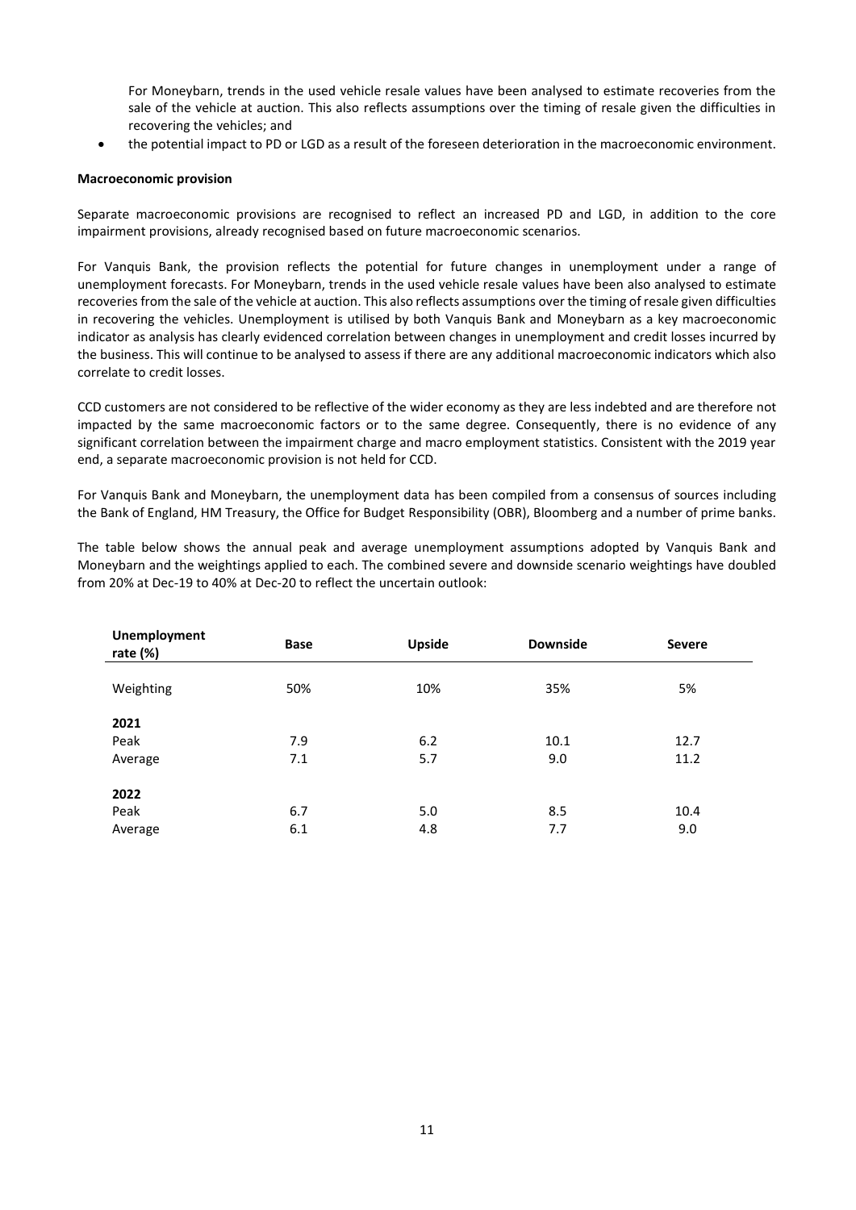For Moneybarn, trends in the used vehicle resale values have been analysed to estimate recoveries from the sale of the vehicle at auction. This also reflects assumptions over the timing of resale given the difficulties in recovering the vehicles; and

- the potential impact to PD or LGD as a result of the foreseen deterioration in the macroeconomic environment.

**Macroeconomic provision**

Separate macroeconomic provisions are recognised to reflect an increased PD and LGD, in addition to the core impairment provisions, already recognised based on future macroeconomic scenarios.

For Vanquis Bank, the provision reflects the potential for future changes in unemployment under a range of unemployment forecasts. For Moneybarn, trends in the used vehicle resale values have been also analysed to estimate recoveries from the sale of the vehicle at auction. This also reflects assumptions over the timing of resale given difficulties in recovering the vehicles. Unemployment is utilised by both Vanquis Bank and Moneybarn as a key macroeconomic indicator as analysis has clearly evidenced correlation between changes in unemployment and credit losses incurred by the business. This will continue to be analysed to assess if there are any additional macroeconomic indicators which also correlate to credit losses.

CCD customers are not considered to be reflective of the wider economy as they are less indebted and are therefore not impacted by the same macroeconomic factors or to the same degree. Consequently, there is no evidence of any significant correlation between the impairment charge and macro employment statistics. Consistent with the 2019 year end, a separate macroeconomic provision is not held for CCD.

For Vanquis Bank and Moneybarn, the unemployment data has been compiled from a consensus of sources including the Bank of England, HM Treasury, the Office for Budget Responsibility (OBR), Bloomberg and a number of prime banks.

The table below shows the annual peak and average unemployment assumptions adopted by Vanquis Bank and Moneybarn and the weightings applied to each. The combined severe and downside scenario weightings have doubled from 20% at Dec-19 to 40% at Dec-20 to reflect the uncertain outlook:

| Unemployment rate (%) | Base | Upside | Downside | Severe |
|---|---|---|---|---|
| Weighting | 50% | 10% | 35% | 5% |
| **2021** | | | | |
| Peak | 7.9 | 6.2 | 10.1 | 12.7 |
| Average | 7.1 | 5.7 | 9.0 | 11.2 |
| **2022** | | | | |
| Peak | 6.7 | 5.0 | 8.5 | 10.4 |
| Average | 6.1 | 4.8 | 7.7 | 9.0 |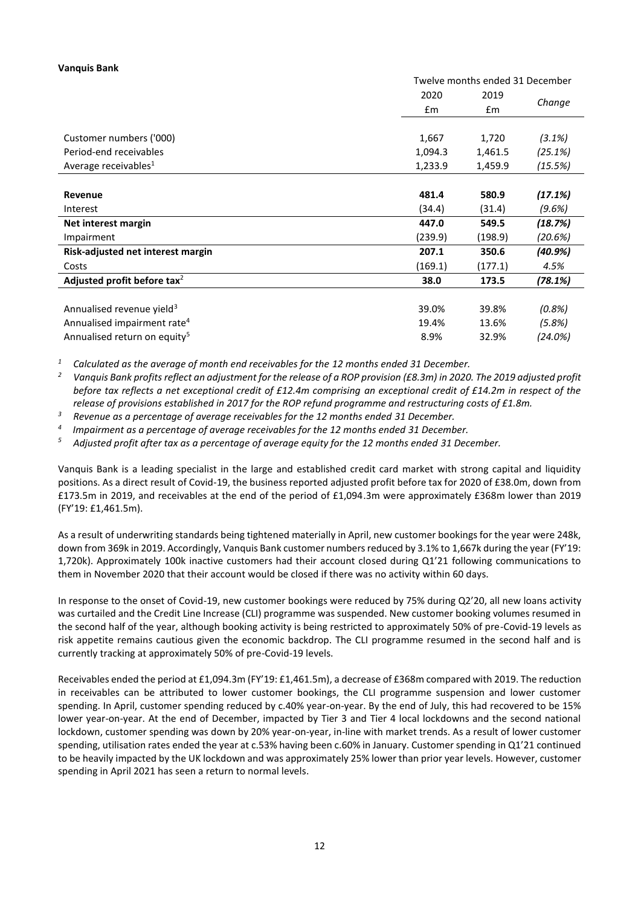**Vanquis Bank**

| | Twelve months ended 31 December | | |
|---|---|---|---|
| | 2020 £m | 2019 £m | *Change* |
| Customer numbers ('000) | 1,667 | 1,720 | *(3.1%)* |
| Period-end receivables | 1,094.3 | 1,461.5 | *(25.1%)* |
| Average receivables[1] | 1,233.9 | 1,459.9 | *(15.5%)* |
| **Revenue** | **481.4** | **580.9** | ***(17.1%)*** |
| Interest | (34.4) | (31.4) | *(9.6%)* |
| **Net interest margin** | **447.0** | **549.5** | ***(18.7%)*** |
| Impairment | (239.9) | (198.9) | *(20.6%)* |
| **Risk-adjusted net interest margin** | **207.1** | **350.6** | ***(40.9%)*** |
| Costs | (169.1) | (177.1) | *4.5%* |
| **Adjusted profit before tax**[2] | **38.0** | **173.5** | ***(78.1%)*** |
| Annualised revenue yield[3] | 39.0% | 39.8% | *(0.8%)* |
| Annualised impairment rate[4] | 19.4% | 13.6% | *(5.8%)* |
| Annualised return on equity[5] | 8.9% | 32.9% | *(24.0%)* |

[1] *Calculated as the average of month end receivables for the 12 months ended 31 December.*

[2] *Vanquis Bank profits reflect an adjustment for the release of a ROP provision (£8.3m) in 2020. The 2019 adjusted profit before tax reflects a net exceptional credit of £12.4m comprising an exceptional credit of £14.2m in respect of the release of provisions established in 2017 for the ROP refund programme and restructuring costs of £1.8m.*

[3] *Revenue as a percentage of average receivables for the 12 months ended 31 December.*

[4] *Impairment as a percentage of average receivables for the 12 months ended 31 December.*

[5] *Adjusted profit after tax as a percentage of average equity for the 12 months ended 31 December.*

Vanquis Bank is a leading specialist in the large and established credit card market with strong capital and liquidity positions. As a direct result of Covid-19, the business reported adjusted profit before tax for 2020 of £38.0m, down from £173.5m in 2019, and receivables at the end of the period of £1,094.3m were approximately £368m lower than 2019 (FY'19: £1,461.5m).

As a result of underwriting standards being tightened materially in April, new customer bookings for the year were 248k, down from 369k in 2019. Accordingly, Vanquis Bank customer numbers reduced by 3.1% to 1,667k during the year (FY'19: 1,720k). Approximately 100k inactive customers had their account closed during Q1'21 following communications to them in November 2020 that their account would be closed if there was no activity within 60 days.

In response to the onset of Covid-19, new customer bookings were reduced by 75% during Q2'20, all new loans activity was curtailed and the Credit Line Increase (CLI) programme was suspended. New customer booking volumes resumed in the second half of the year, although booking activity is being restricted to approximately 50% of pre-Covid-19 levels as risk appetite remains cautious given the economic backdrop. The CLI programme resumed in the second half and is currently tracking at approximately 50% of pre-Covid-19 levels.

Receivables ended the period at £1,094.3m (FY'19: £1,461.5m), a decrease of £368m compared with 2019. The reduction in receivables can be attributed to lower customer bookings, the CLI programme suspension and lower customer spending. In April, customer spending reduced by c.40% year-on-year. By the end of July, this had recovered to be 15% lower year-on-year. At the end of December, impacted by Tier 3 and Tier 4 local lockdowns and the second national lockdown, customer spending was down by 20% year-on-year, in-line with market trends. As a result of lower customer spending, utilisation rates ended the year at c.53% having been c.60% in January. Customer spending in Q1'21 continued to be heavily impacted by the UK lockdown and was approximately 25% lower than prior year levels. However, customer spending in April 2021 has seen a return to normal levels.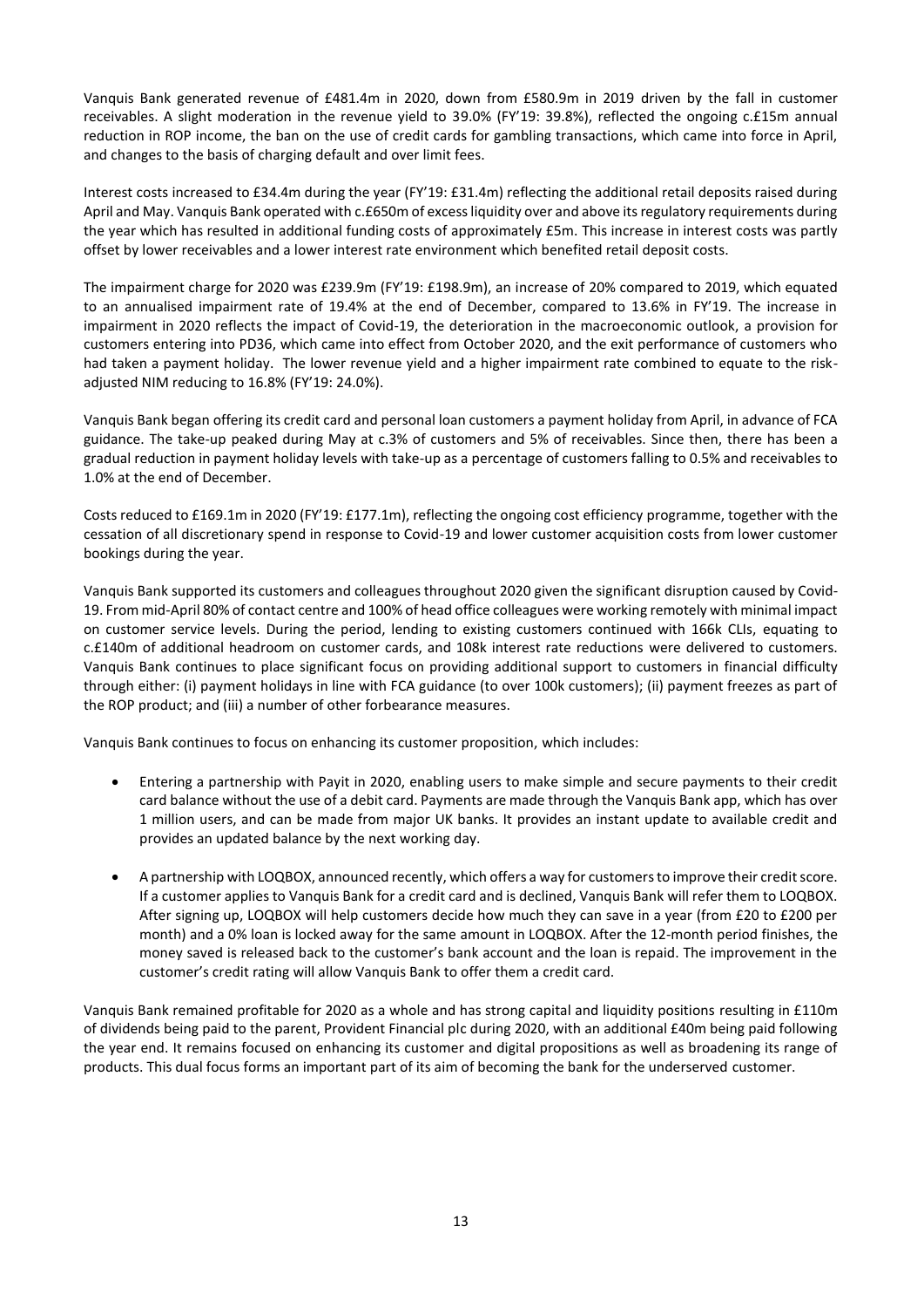Vanquis Bank generated revenue of £481.4m in 2020, down from £580.9m in 2019 driven by the fall in customer receivables. A slight moderation in the revenue yield to 39.0% (FY'19: 39.8%), reflected the ongoing c.£15m annual reduction in ROP income, the ban on the use of credit cards for gambling transactions, which came into force in April, and changes to the basis of charging default and over limit fees.

Interest costs increased to £34.4m during the year (FY'19: £31.4m) reflecting the additional retail deposits raised during April and May. Vanquis Bank operated with c.£650m of excess liquidity over and above its regulatory requirements during the year which has resulted in additional funding costs of approximately £5m. This increase in interest costs was partly offset by lower receivables and a lower interest rate environment which benefited retail deposit costs.

The impairment charge for 2020 was £239.9m (FY'19: £198.9m), an increase of 20% compared to 2019, which equated to an annualised impairment rate of 19.4% at the end of December, compared to 13.6% in FY'19. The increase in impairment in 2020 reflects the impact of Covid-19, the deterioration in the macroeconomic outlook, a provision for customers entering into PD36, which came into effect from October 2020, and the exit performance of customers who had taken a payment holiday. The lower revenue yield and a higher impairment rate combined to equate to the risk-adjusted NIM reducing to 16.8% (FY'19: 24.0%).

Vanquis Bank began offering its credit card and personal loan customers a payment holiday from April, in advance of FCA guidance. The take-up peaked during May at c.3% of customers and 5% of receivables. Since then, there has been a gradual reduction in payment holiday levels with take-up as a percentage of customers falling to 0.5% and receivables to 1.0% at the end of December.

Costs reduced to £169.1m in 2020 (FY'19: £177.1m), reflecting the ongoing cost efficiency programme, together with the cessation of all discretionary spend in response to Covid-19 and lower customer acquisition costs from lower customer bookings during the year.

Vanquis Bank supported its customers and colleagues throughout 2020 given the significant disruption caused by Covid-19. From mid-April 80% of contact centre and 100% of head office colleagues were working remotely with minimal impact on customer service levels. During the period, lending to existing customers continued with 166k CLIs, equating to c.£140m of additional headroom on customer cards, and 108k interest rate reductions were delivered to customers. Vanquis Bank continues to place significant focus on providing additional support to customers in financial difficulty through either: (i) payment holidays in line with FCA guidance (to over 100k customers); (ii) payment freezes as part of the ROP product; and (iii) a number of other forbearance measures.

Vanquis Bank continues to focus on enhancing its customer proposition, which includes:

- Entering a partnership with Payit in 2020, enabling users to make simple and secure payments to their credit card balance without the use of a debit card. Payments are made through the Vanquis Bank app, which has over 1 million users, and can be made from major UK banks. It provides an instant update to available credit and provides an updated balance by the next working day.

- A partnership with LOQBOX, announced recently, which offers a way for customers to improve their credit score. If a customer applies to Vanquis Bank for a credit card and is declined, Vanquis Bank will refer them to LOQBOX. After signing up, LOQBOX will help customers decide how much they can save in a year (from £20 to £200 per month) and a 0% loan is locked away for the same amount in LOQBOX. After the 12-month period finishes, the money saved is released back to the customer's bank account and the loan is repaid. The improvement in the customer's credit rating will allow Vanquis Bank to offer them a credit card.

Vanquis Bank remained profitable for 2020 as a whole and has strong capital and liquidity positions resulting in £110m of dividends being paid to the parent, Provident Financial plc during 2020, with an additional £40m being paid following the year end. It remains focused on enhancing its customer and digital propositions as well as broadening its range of products. This dual focus forms an important part of its aim of becoming the bank for the underserved customer.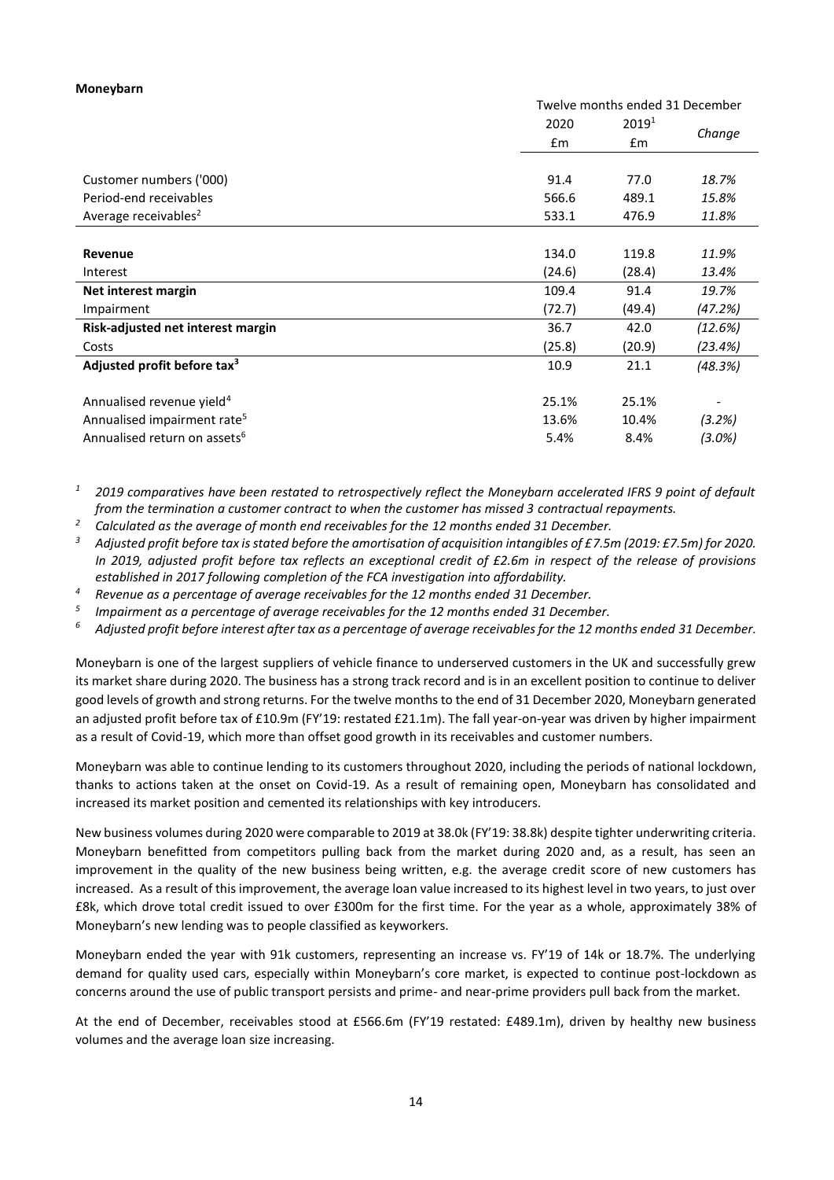**Moneybarn**

| | Twelve months ended 31 December | | |
|---|---|---|---|
| | 2020 £m | 2019[1] £m | *Change* |
| Customer numbers ('000) | 91.4 | 77.0 | *18.7%* |
| Period-end receivables | 566.6 | 489.1 | *15.8%* |
| Average receivables[2] | 533.1 | 476.9 | *11.8%* |
| **Revenue** | 134.0 | 119.8 | *11.9%* |
| Interest | (24.6) | (28.4) | *13.4%* |
| **Net interest margin** | 109.4 | 91.4 | *19.7%* |
| Impairment | (72.7) | (49.4) | *(47.2%)* |
| **Risk-adjusted net interest margin** | 36.7 | 42.0 | *(12.6%)* |
| Costs | (25.8) | (20.9) | *(23.4%)* |
| **Adjusted profit before tax[3]** | 10.9 | 21.1 | *(48.3%)* |
| Annualised revenue yield[4] | 25.1% | 25.1% | - |
| Annualised impairment rate[5] | 13.6% | 10.4% | *(3.2%)* |
| Annualised return on assets[6] | 5.4% | 8.4% | *(3.0%)* |

*[1] 2019 comparatives have been restated to retrospectively reflect the Moneybarn accelerated IFRS 9 point of default from the termination a customer contract to when the customer has missed 3 contractual repayments.*

*[2] Calculated as the average of month end receivables for the 12 months ended 31 December.*

*[3] Adjusted profit before tax is stated before the amortisation of acquisition intangibles of £7.5m (2019: £7.5m) for 2020. In 2019, adjusted profit before tax reflects an exceptional credit of £2.6m in respect of the release of provisions established in 2017 following completion of the FCA investigation into affordability.*

*[4] Revenue as a percentage of average receivables for the 12 months ended 31 December.*

*[5] Impairment as a percentage of average receivables for the 12 months ended 31 December.*

*[6] Adjusted profit before interest after tax as a percentage of average receivables for the 12 months ended 31 December.*

Moneybarn is one of the largest suppliers of vehicle finance to underserved customers in the UK and successfully grew its market share during 2020. The business has a strong track record and is in an excellent position to continue to deliver good levels of growth and strong returns. For the twelve months to the end of 31 December 2020, Moneybarn generated an adjusted profit before tax of £10.9m (FY'19: restated £21.1m). The fall year-on-year was driven by higher impairment as a result of Covid-19, which more than offset good growth in its receivables and customer numbers.

Moneybarn was able to continue lending to its customers throughout 2020, including the periods of national lockdown, thanks to actions taken at the onset on Covid-19. As a result of remaining open, Moneybarn has consolidated and increased its market position and cemented its relationships with key introducers.

New business volumes during 2020 were comparable to 2019 at 38.0k (FY'19: 38.8k) despite tighter underwriting criteria. Moneybarn benefitted from competitors pulling back from the market during 2020 and, as a result, has seen an improvement in the quality of the new business being written, e.g. the average credit score of new customers has increased. As a result of this improvement, the average loan value increased to its highest level in two years, to just over £8k, which drove total credit issued to over £300m for the first time. For the year as a whole, approximately 38% of Moneybarn's new lending was to people classified as keyworkers.

Moneybarn ended the year with 91k customers, representing an increase vs. FY'19 of 14k or 18.7%. The underlying demand for quality used cars, especially within Moneybarn's core market, is expected to continue post-lockdown as concerns around the use of public transport persists and prime- and near-prime providers pull back from the market.

At the end of December, receivables stood at £566.6m (FY'19 restated: £489.1m), driven by healthy new business volumes and the average loan size increasing.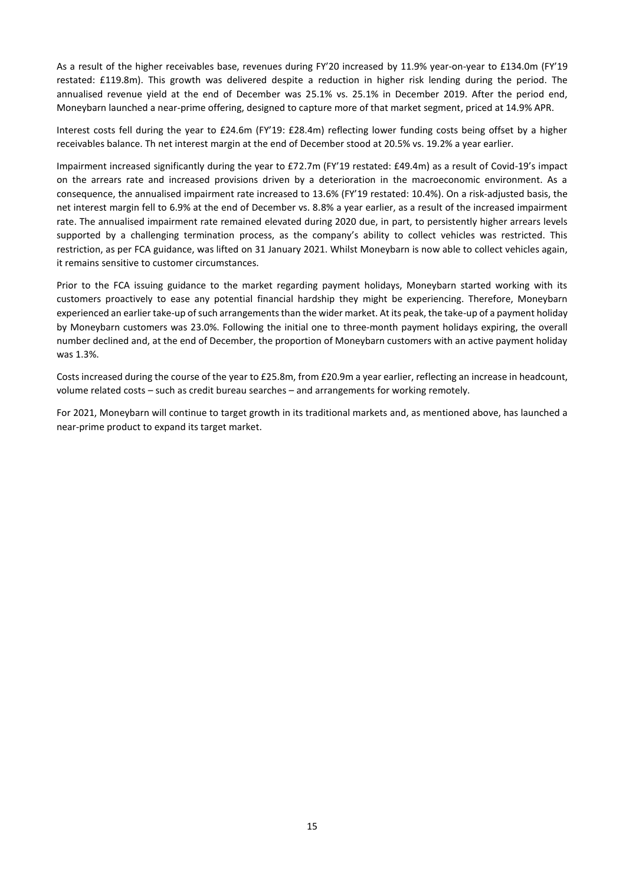As a result of the higher receivables base, revenues during FY'20 increased by 11.9% year-on-year to £134.0m (FY'19 restated: £119.8m). This growth was delivered despite a reduction in higher risk lending during the period. The annualised revenue yield at the end of December was 25.1% vs. 25.1% in December 2019. After the period end, Moneybarn launched a near-prime offering, designed to capture more of that market segment, priced at 14.9% APR.

Interest costs fell during the year to £24.6m (FY'19: £28.4m) reflecting lower funding costs being offset by a higher receivables balance. Th net interest margin at the end of December stood at 20.5% vs. 19.2% a year earlier.

Impairment increased significantly during the year to £72.7m (FY'19 restated: £49.4m) as a result of Covid-19's impact on the arrears rate and increased provisions driven by a deterioration in the macroeconomic environment. As a consequence, the annualised impairment rate increased to 13.6% (FY'19 restated: 10.4%). On a risk-adjusted basis, the net interest margin fell to 6.9% at the end of December vs. 8.8% a year earlier, as a result of the increased impairment rate. The annualised impairment rate remained elevated during 2020 due, in part, to persistently higher arrears levels supported by a challenging termination process, as the company's ability to collect vehicles was restricted. This restriction, as per FCA guidance, was lifted on 31 January 2021. Whilst Moneybarn is now able to collect vehicles again, it remains sensitive to customer circumstances.

Prior to the FCA issuing guidance to the market regarding payment holidays, Moneybarn started working with its customers proactively to ease any potential financial hardship they might be experiencing. Therefore, Moneybarn experienced an earlier take-up of such arrangements than the wider market. At its peak, the take-up of a payment holiday by Moneybarn customers was 23.0%. Following the initial one to three-month payment holidays expiring, the overall number declined and, at the end of December, the proportion of Moneybarn customers with an active payment holiday was 1.3%.

Costs increased during the course of the year to £25.8m, from £20.9m a year earlier, reflecting an increase in headcount, volume related costs – such as credit bureau searches – and arrangements for working remotely.

For 2021, Moneybarn will continue to target growth in its traditional markets and, as mentioned above, has launched a near-prime product to expand its target market.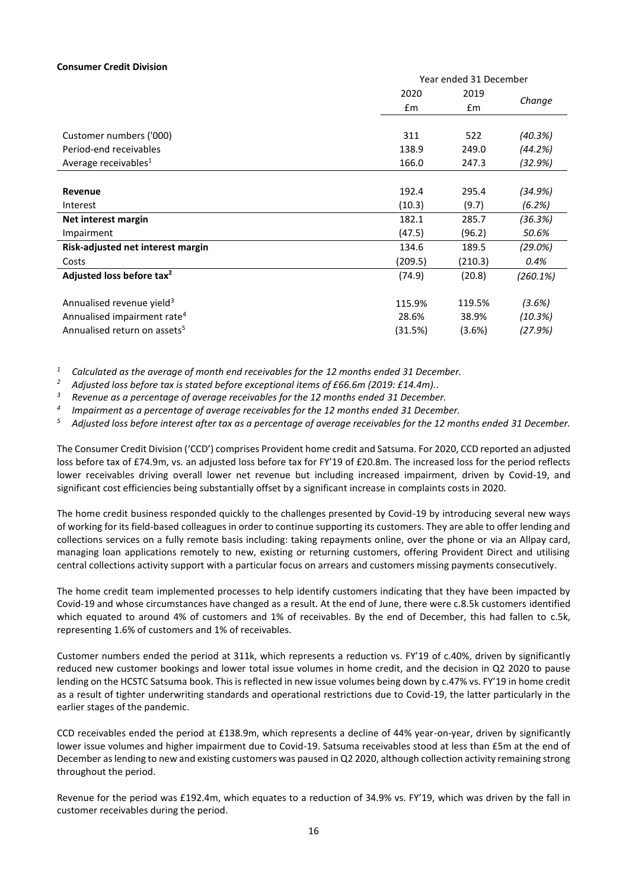**Consumer Credit Division**

| | Year ended 31 December | | |
|---|---|---|---|
| | 2020 | 2019 | Change |
| | £m | £m | |
| Customer numbers ('000) | 311 | 522 | *(40.3%)* |
| Period-end receivables | 138.9 | 249.0 | *(44.2%)* |
| Average receivables[1] | 166.0 | 247.3 | *(32.9%)* |
| **Revenue** | 192.4 | 295.4 | *(34.9%)* |
| Interest | (10.3) | (9.7) | *(6.2%)* |
| **Net interest margin** | 182.1 | 285.7 | *(36.3%)* |
| Impairment | (47.5) | (96.2) | *50.6%* |
| **Risk-adjusted net interest margin** | 134.6 | 189.5 | *(29.0%)* |
| Costs | (209.5) | (210.3) | *0.4%* |
| **Adjusted loss before tax[2]** | (74.9) | (20.8) | *(260.1%)* |
| Annualised revenue yield[3] | 115.9% | 119.5% | *(3.6%)* |
| Annualised impairment rate[4] | 28.6% | 38.9% | *(10.3%)* |
| Annualised return on assets[5] | (31.5%) | (3.6%) | *(27.9%)* |

[1] *Calculated as the average of month end receivables for the 12 months ended 31 December.*

[2] *Adjusted loss before tax is stated before exceptional items of £66.6m (2019: £14.4m)..*

[3] *Revenue as a percentage of average receivables for the 12 months ended 31 December.*

[4] *Impairment as a percentage of average receivables for the 12 months ended 31 December.*

[5] *Adjusted loss before interest after tax as a percentage of average receivables for the 12 months ended 31 December.*

The Consumer Credit Division ('CCD') comprises Provident home credit and Satsuma. For 2020, CCD reported an adjusted loss before tax of £74.9m, vs. an adjusted loss before tax for FY'19 of £20.8m. The increased loss for the period reflects lower receivables driving overall lower net revenue but including increased impairment, driven by Covid-19, and significant cost efficiencies being substantially offset by a significant increase in complaints costs in 2020.

The home credit business responded quickly to the challenges presented by Covid-19 by introducing several new ways of working for its field-based colleagues in order to continue supporting its customers. They are able to offer lending and collections services on a fully remote basis including: taking repayments online, over the phone or via an Allpay card, managing loan applications remotely to new, existing or returning customers, offering Provident Direct and utilising central collections activity support with a particular focus on arrears and customers missing payments consecutively.

The home credit team implemented processes to help identify customers indicating that they have been impacted by Covid-19 and whose circumstances have changed as a result. At the end of June, there were c.8.5k customers identified which equated to around 4% of customers and 1% of receivables. By the end of December, this had fallen to c.5k, representing 1.6% of customers and 1% of receivables.

Customer numbers ended the period at 311k, which represents a reduction vs. FY'19 of c.40%, driven by significantly reduced new customer bookings and lower total issue volumes in home credit, and the decision in Q2 2020 to pause lending on the HCSTC Satsuma book. This is reflected in new issue volumes being down by c.47% vs. FY'19 in home credit as a result of tighter underwriting standards and operational restrictions due to Covid-19, the latter particularly in the earlier stages of the pandemic.

CCD receivables ended the period at £138.9m, which represents a decline of 44% year-on-year, driven by significantly lower issue volumes and higher impairment due to Covid-19. Satsuma receivables stood at less than £5m at the end of December as lending to new and existing customers was paused in Q2 2020, although collection activity remaining strong throughout the period.

Revenue for the period was £192.4m, which equates to a reduction of 34.9% vs. FY'19, which was driven by the fall in customer receivables during the period.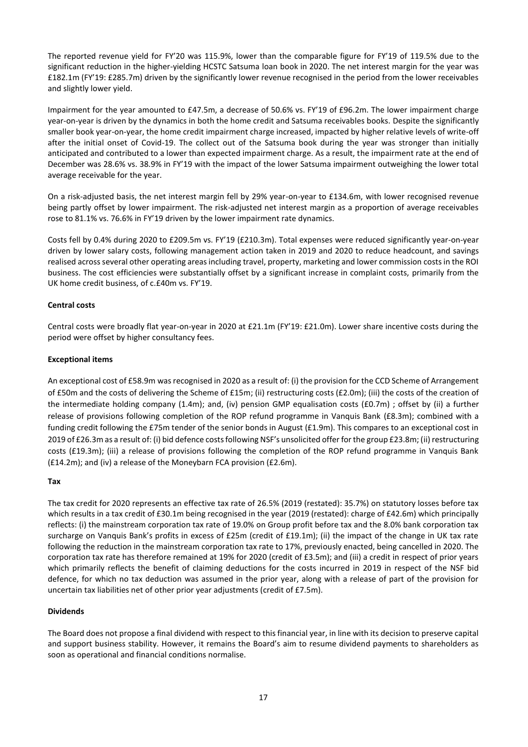The reported revenue yield for FY'20 was 115.9%, lower than the comparable figure for FY'19 of 119.5% due to the significant reduction in the higher-yielding HCSTC Satsuma loan book in 2020. The net interest margin for the year was £182.1m (FY'19: £285.7m) driven by the significantly lower revenue recognised in the period from the lower receivables and slightly lower yield.

Impairment for the year amounted to £47.5m, a decrease of 50.6% vs. FY'19 of £96.2m. The lower impairment charge year-on-year is driven by the dynamics in both the home credit and Satsuma receivables books. Despite the significantly smaller book year-on-year, the home credit impairment charge increased, impacted by higher relative levels of write-off after the initial onset of Covid-19. The collect out of the Satsuma book during the year was stronger than initially anticipated and contributed to a lower than expected impairment charge. As a result, the impairment rate at the end of December was 28.6% vs. 38.9% in FY'19 with the impact of the lower Satsuma impairment outweighing the lower total average receivable for the year.

On a risk-adjusted basis, the net interest margin fell by 29% year-on-year to £134.6m, with lower recognised revenue being partly offset by lower impairment. The risk-adjusted net interest margin as a proportion of average receivables rose to 81.1% vs. 76.6% in FY'19 driven by the lower impairment rate dynamics.

Costs fell by 0.4% during 2020 to £209.5m vs. FY'19 (£210.3m). Total expenses were reduced significantly year-on-year driven by lower salary costs, following management action taken in 2019 and 2020 to reduce headcount, and savings realised across several other operating areas including travel, property, marketing and lower commission costs in the ROI business. The cost efficiencies were substantially offset by a significant increase in complaint costs, primarily from the UK home credit business, of c.£40m vs. FY'19.

**Central costs**

Central costs were broadly flat year-on-year in 2020 at £21.1m (FY'19: £21.0m). Lower share incentive costs during the period were offset by higher consultancy fees.

**Exceptional items**

An exceptional cost of £58.9m was recognised in 2020 as a result of: (i) the provision for the CCD Scheme of Arrangement of £50m and the costs of delivering the Scheme of £15m; (ii) restructuring costs (£2.0m); (iii) the costs of the creation of the intermediate holding company (1.4m); and, (iv) pension GMP equalisation costs (£0.7m) ; offset by (ii) a further release of provisions following completion of the ROP refund programme in Vanquis Bank (£8.3m); combined with a funding credit following the £75m tender of the senior bonds in August (£1.9m). This compares to an exceptional cost in 2019 of £26.3m as a result of: (i) bid defence costs following NSF's unsolicited offer for the group £23.8m; (ii) restructuring costs (£19.3m); (iii) a release of provisions following the completion of the ROP refund programme in Vanquis Bank (£14.2m); and (iv) a release of the Moneybarn FCA provision (£2.6m).

**Tax**

The tax credit for 2020 represents an effective tax rate of 26.5% (2019 (restated): 35.7%) on statutory losses before tax which results in a tax credit of £30.1m being recognised in the year (2019 (restated): charge of £42.6m) which principally reflects: (i) the mainstream corporation tax rate of 19.0% on Group profit before tax and the 8.0% bank corporation tax surcharge on Vanquis Bank's profits in excess of £25m (credit of £19.1m); (ii) the impact of the change in UK tax rate following the reduction in the mainstream corporation tax rate to 17%, previously enacted, being cancelled in 2020. The corporation tax rate has therefore remained at 19% for 2020 (credit of £3.5m); and (iii) a credit in respect of prior years which primarily reflects the benefit of claiming deductions for the costs incurred in 2019 in respect of the NSF bid defence, for which no tax deduction was assumed in the prior year, along with a release of part of the provision for uncertain tax liabilities net of other prior year adjustments (credit of £7.5m).

**Dividends**

The Board does not propose a final dividend with respect to this financial year, in line with its decision to preserve capital and support business stability. However, it remains the Board's aim to resume dividend payments to shareholders as soon as operational and financial conditions normalise.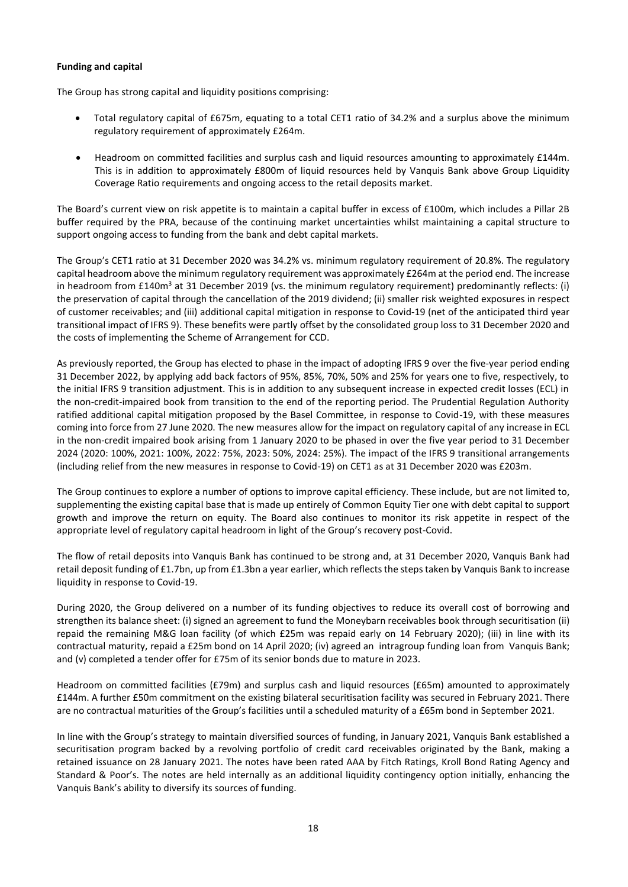**Funding and capital**

The Group has strong capital and liquidity positions comprising:

- Total regulatory capital of £675m, equating to a total CET1 ratio of 34.2% and a surplus above the minimum regulatory requirement of approximately £264m.
- Headroom on committed facilities and surplus cash and liquid resources amounting to approximately £144m. This is in addition to approximately £800m of liquid resources held by Vanquis Bank above Group Liquidity Coverage Ratio requirements and ongoing access to the retail deposits market.

The Board's current view on risk appetite is to maintain a capital buffer in excess of £100m, which includes a Pillar 2B buffer required by the PRA, because of the continuing market uncertainties whilst maintaining a capital structure to support ongoing access to funding from the bank and debt capital markets.

The Group's CET1 ratio at 31 December 2020 was 34.2% vs. minimum regulatory requirement of 20.8%. The regulatory capital headroom above the minimum regulatory requirement was approximately £264m at the period end. The increase in headroom from £140m[3] at 31 December 2019 (vs. the minimum regulatory requirement) predominantly reflects: (i) the preservation of capital through the cancellation of the 2019 dividend; (ii) smaller risk weighted exposures in respect of customer receivables; and (iii) additional capital mitigation in response to Covid-19 (net of the anticipated third year transitional impact of IFRS 9). These benefits were partly offset by the consolidated group loss to 31 December 2020 and the costs of implementing the Scheme of Arrangement for CCD.

As previously reported, the Group has elected to phase in the impact of adopting IFRS 9 over the five-year period ending 31 December 2022, by applying add back factors of 95%, 85%, 70%, 50% and 25% for years one to five, respectively, to the initial IFRS 9 transition adjustment. This is in addition to any subsequent increase in expected credit losses (ECL) in the non-credit-impaired book from transition to the end of the reporting period. The Prudential Regulation Authority ratified additional capital mitigation proposed by the Basel Committee, in response to Covid-19, with these measures coming into force from 27 June 2020. The new measures allow for the impact on regulatory capital of any increase in ECL in the non-credit impaired book arising from 1 January 2020 to be phased in over the five year period to 31 December 2024 (2020: 100%, 2021: 100%, 2022: 75%, 2023: 50%, 2024: 25%). The impact of the IFRS 9 transitional arrangements (including relief from the new measures in response to Covid-19) on CET1 as at 31 December 2020 was £203m.

The Group continues to explore a number of options to improve capital efficiency. These include, but are not limited to, supplementing the existing capital base that is made up entirely of Common Equity Tier one with debt capital to support growth and improve the return on equity. The Board also continues to monitor its risk appetite in respect of the appropriate level of regulatory capital headroom in light of the Group's recovery post-Covid.

The flow of retail deposits into Vanquis Bank has continued to be strong and, at 31 December 2020, Vanquis Bank had retail deposit funding of £1.7bn, up from £1.3bn a year earlier, which reflects the steps taken by Vanquis Bank to increase liquidity in response to Covid-19.

During 2020, the Group delivered on a number of its funding objectives to reduce its overall cost of borrowing and strengthen its balance sheet: (i) signed an agreement to fund the Moneybarn receivables book through securitisation (ii) repaid the remaining M&G loan facility (of which £25m was repaid early on 14 February 2020); (iii) in line with its contractual maturity, repaid a £25m bond on 14 April 2020; (iv) agreed an intragroup funding loan from Vanquis Bank; and (v) completed a tender offer for £75m of its senior bonds due to mature in 2023.

Headroom on committed facilities (£79m) and surplus cash and liquid resources (£65m) amounted to approximately £144m. A further £50m commitment on the existing bilateral securitisation facility was secured in February 2021. There are no contractual maturities of the Group's facilities until a scheduled maturity of a £65m bond in September 2021.

In line with the Group's strategy to maintain diversified sources of funding, in January 2021, Vanquis Bank established a securitisation program backed by a revolving portfolio of credit card receivables originated by the Bank, making a retained issuance on 28 January 2021. The notes have been rated AAA by Fitch Ratings, Kroll Bond Rating Agency and Standard & Poor's. The notes are held internally as an additional liquidity contingency option initially, enhancing the Vanquis Bank's ability to diversify its sources of funding.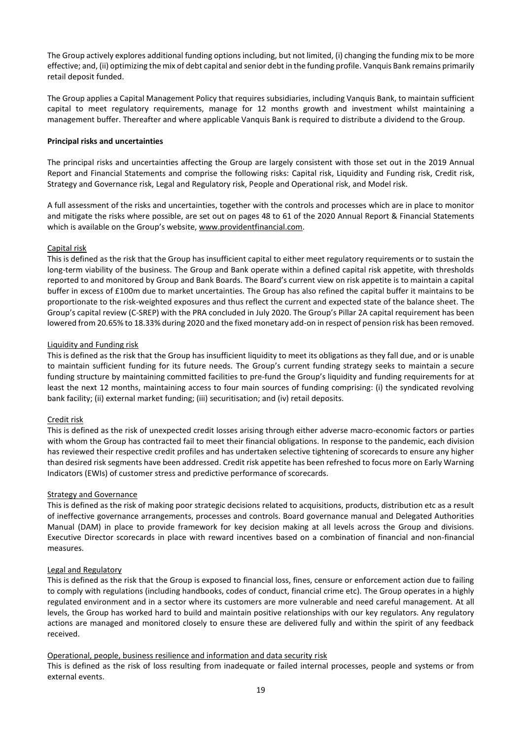The Group actively explores additional funding options including, but not limited, (i) changing the funding mix to be more effective; and, (ii) optimizing the mix of debt capital and senior debt in the funding profile. Vanquis Bank remains primarily retail deposit funded.

The Group applies a Capital Management Policy that requires subsidiaries, including Vanquis Bank, to maintain sufficient capital to meet regulatory requirements, manage for 12 months growth and investment whilst maintaining a management buffer. Thereafter and where applicable Vanquis Bank is required to distribute a dividend to the Group.

**Principal risks and uncertainties**

The principal risks and uncertainties affecting the Group are largely consistent with those set out in the 2019 Annual Report and Financial Statements and comprise the following risks: Capital risk, Liquidity and Funding risk, Credit risk, Strategy and Governance risk, Legal and Regulatory risk, People and Operational risk, and Model risk.

A full assessment of the risks and uncertainties, together with the controls and processes which are in place to monitor and mitigate the risks where possible, are set out on pages 48 to 61 of the 2020 Annual Report & Financial Statements which is available on the Group's website, www.providentfinancial.com.

Capital risk

This is defined as the risk that the Group has insufficient capital to either meet regulatory requirements or to sustain the long-term viability of the business. The Group and Bank operate within a defined capital risk appetite, with thresholds reported to and monitored by Group and Bank Boards. The Board's current view on risk appetite is to maintain a capital buffer in excess of £100m due to market uncertainties. The Group has also refined the capital buffer it maintains to be proportionate to the risk-weighted exposures and thus reflect the current and expected state of the balance sheet. The Group's capital review (C-SREP) with the PRA concluded in July 2020. The Group's Pillar 2A capital requirement has been lowered from 20.65% to 18.33% during 2020 and the fixed monetary add-on in respect of pension risk has been removed.

Liquidity and Funding risk

This is defined as the risk that the Group has insufficient liquidity to meet its obligations as they fall due, and or is unable to maintain sufficient funding for its future needs. The Group's current funding strategy seeks to maintain a secure funding structure by maintaining committed facilities to pre-fund the Group's liquidity and funding requirements for at least the next 12 months, maintaining access to four main sources of funding comprising: (i) the syndicated revolving bank facility; (ii) external market funding; (iii) securitisation; and (iv) retail deposits.

Credit risk

This is defined as the risk of unexpected credit losses arising through either adverse macro-economic factors or parties with whom the Group has contracted fail to meet their financial obligations. In response to the pandemic, each division has reviewed their respective credit profiles and has undertaken selective tightening of scorecards to ensure any higher than desired risk segments have been addressed. Credit risk appetite has been refreshed to focus more on Early Warning Indicators (EWIs) of customer stress and predictive performance of scorecards.

Strategy and Governance

This is defined as the risk of making poor strategic decisions related to acquisitions, products, distribution etc as a result of ineffective governance arrangements, processes and controls. Board governance manual and Delegated Authorities Manual (DAM) in place to provide framework for key decision making at all levels across the Group and divisions. Executive Director scorecards in place with reward incentives based on a combination of financial and non-financial measures.

Legal and Regulatory

This is defined as the risk that the Group is exposed to financial loss, fines, censure or enforcement action due to failing to comply with regulations (including handbooks, codes of conduct, financial crime etc). The Group operates in a highly regulated environment and in a sector where its customers are more vulnerable and need careful management. At all levels, the Group has worked hard to build and maintain positive relationships with our key regulators. Any regulatory actions are managed and monitored closely to ensure these are delivered fully and within the spirit of any feedback received.

Operational, people, business resilience and information and data security risk

This is defined as the risk of loss resulting from inadequate or failed internal processes, people and systems or from external events.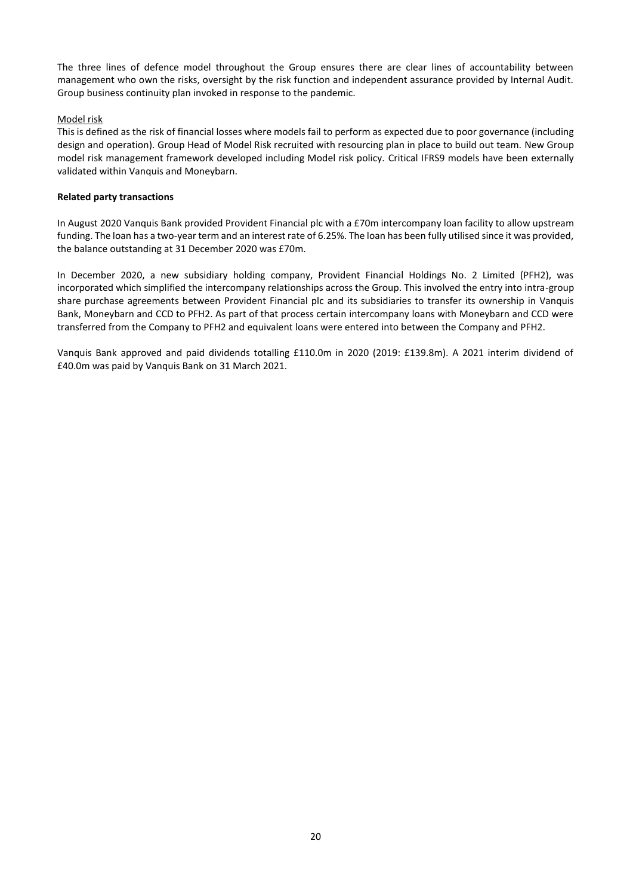The three lines of defence model throughout the Group ensures there are clear lines of accountability between management who own the risks, oversight by the risk function and independent assurance provided by Internal Audit. Group business continuity plan invoked in response to the pandemic.

<u>Model risk</u>

This is defined as the risk of financial losses where models fail to perform as expected due to poor governance (including design and operation). Group Head of Model Risk recruited with resourcing plan in place to build out team. New Group model risk management framework developed including Model risk policy. Critical IFRS9 models have been externally validated within Vanquis and Moneybarn.

**Related party transactions**

In August 2020 Vanquis Bank provided Provident Financial plc with a £70m intercompany loan facility to allow upstream funding. The loan has a two-year term and an interest rate of 6.25%. The loan has been fully utilised since it was provided, the balance outstanding at 31 December 2020 was £70m.

In December 2020, a new subsidiary holding company, Provident Financial Holdings No. 2 Limited (PFH2), was incorporated which simplified the intercompany relationships across the Group. This involved the entry into intra-group share purchase agreements between Provident Financial plc and its subsidiaries to transfer its ownership in Vanquis Bank, Moneybarn and CCD to PFH2. As part of that process certain intercompany loans with Moneybarn and CCD were transferred from the Company to PFH2 and equivalent loans were entered into between the Company and PFH2.

Vanquis Bank approved and paid dividends totalling £110.0m in 2020 (2019: £139.8m). A 2021 interim dividend of £40.0m was paid by Vanquis Bank on 31 March 2021.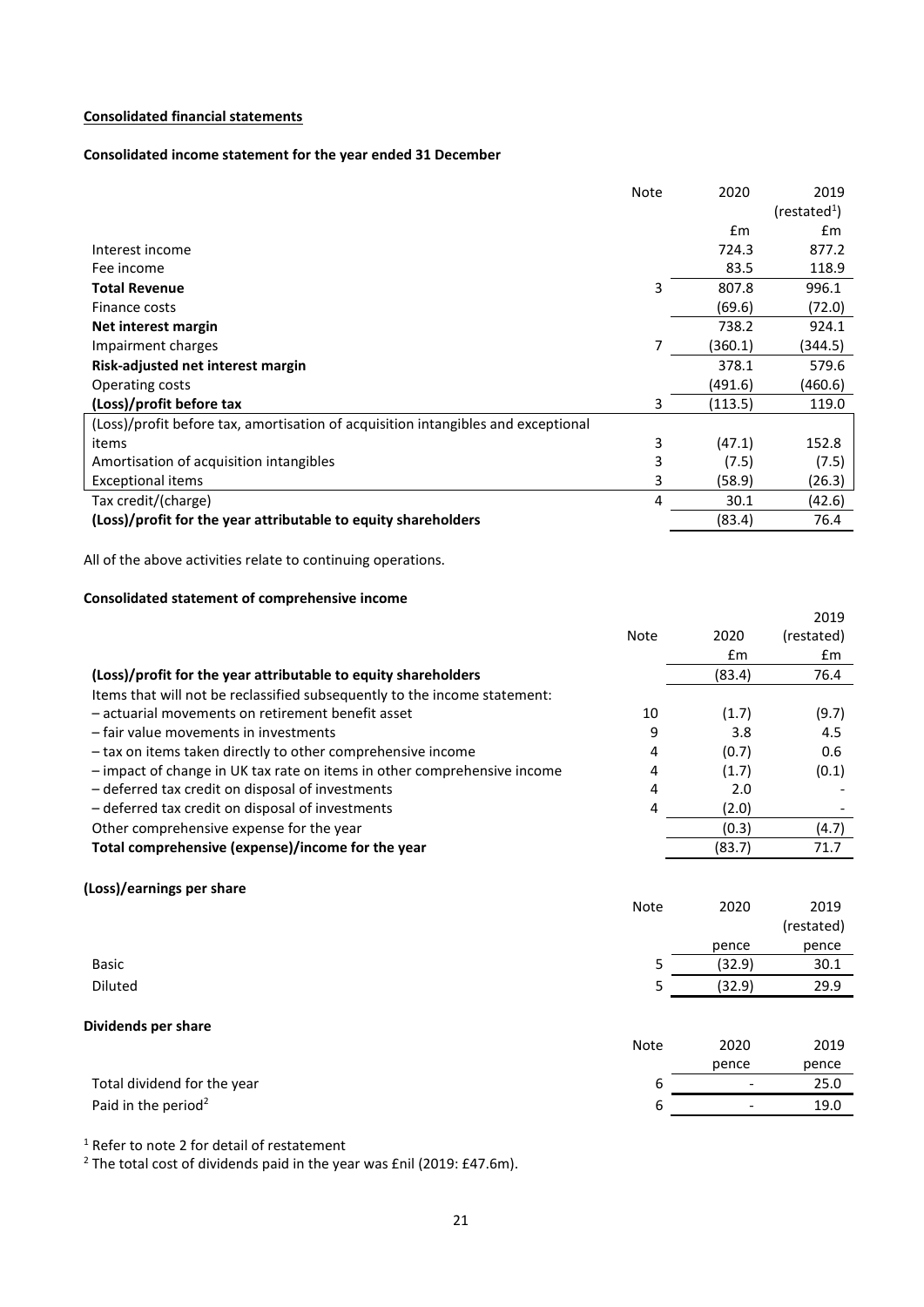**Consolidated financial statements**

**Consolidated income statement for the year ended 31 December**

| | Note | 2020 | 2019 (restated[1]) |
|---|---|---|---|
| | | £m | £m |
| Interest income | | 724.3 | 877.2 |
| Fee income | | 83.5 | 118.9 |
| **Total Revenue** | 3 | 807.8 | 996.1 |
| Finance costs | | (69.6) | (72.0) |
| **Net interest margin** | | 738.2 | 924.1 |
| Impairment charges | 7 | (360.1) | (344.5) |
| **Risk-adjusted net interest margin** | | 378.1 | 579.6 |
| Operating costs | | (491.6) | (460.6) |
| **(Loss)/profit before tax** | 3 | (113.5) | 119.0 |
| (Loss)/profit before tax, amortisation of acquisition intangibles and exceptional items | 3 | (47.1) | 152.8 |
| Amortisation of acquisition intangibles | 3 | (7.5) | (7.5) |
| Exceptional items | 3 | (58.9) | (26.3) |
| Tax credit/(charge) | 4 | 30.1 | (42.6) |
| **(Loss)/profit for the year attributable to equity shareholders** | | (83.4) | 76.4 |

All of the above activities relate to continuing operations.

**Consolidated statement of comprehensive income**

| | Note | 2020 | 2019 (restated) |
|---|---|---|---|
| | | £m | £m |
| **(Loss)/profit for the year attributable to equity shareholders** | | (83.4) | 76.4 |
| Items that will not be reclassified subsequently to the income statement: | | | |
| – actuarial movements on retirement benefit asset | 10 | (1.7) | (9.7) |
| – fair value movements in investments | 9 | 3.8 | 4.5 |
| – tax on items taken directly to other comprehensive income | 4 | (0.7) | 0.6 |
| – impact of change in UK tax rate on items in other comprehensive income | 4 | (1.7) | (0.1) |
| – deferred tax credit on disposal of investments | 4 | 2.0 | - |
| – deferred tax credit on disposal of investments | 4 | (2.0) | - |
| Other comprehensive expense for the year | | (0.3) | (4.7) |
| **Total comprehensive (expense)/income for the year** | | (83.7) | 71.7 |

**(Loss)/earnings per share**

| | Note | 2020 | 2019 (restated) |
|---|---|---|---|
| | | pence | pence |
| Basic | 5 | (32.9) | 30.1 |
| Diluted | 5 | (32.9) | 29.9 |

**Dividends per share**

| | Note | 2020 | 2019 |
|---|---|---|---|
| | | pence | pence |
| Total dividend for the year | 6 | - | 25.0 |
| Paid in the period[2] | 6 | - | 19.0 |

[1] Refer to note 2 for detail of restatement

[2] The total cost of dividends paid in the year was £nil (2019: £47.6m).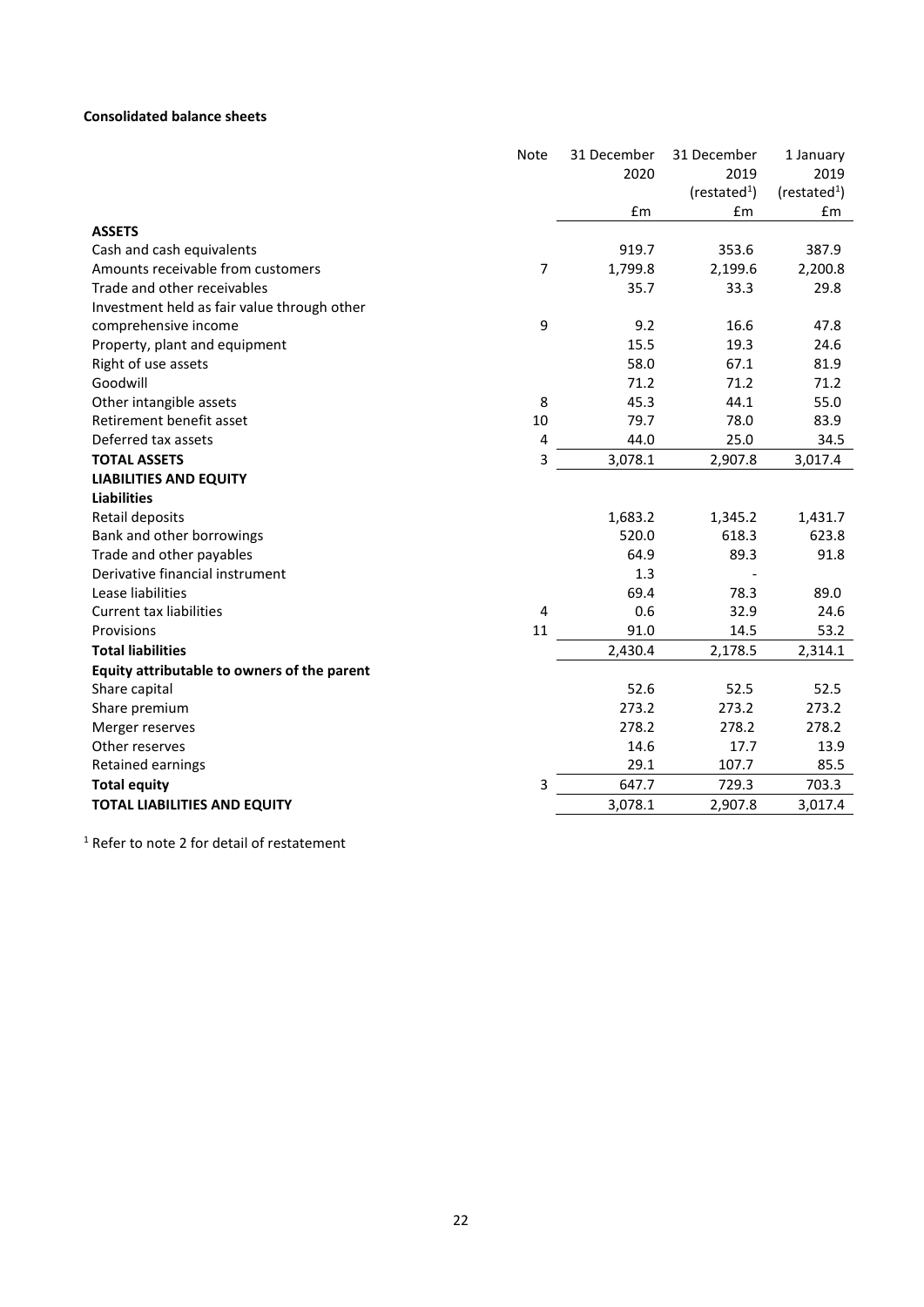**Consolidated balance sheets**

| | Note | 31 December 2020 | 31 December 2019 (restated[1]) | 1 January 2019 (restated[1]) |
|---|---|---|---|---|
| | | £m | £m | £m |
| **ASSETS** | | | | |
| Cash and cash equivalents | | 919.7 | 353.6 | 387.9 |
| Amounts receivable from customers | 7 | 1,799.8 | 2,199.6 | 2,200.8 |
| Trade and other receivables | | 35.7 | 33.3 | 29.8 |
| Investment held as fair value through other comprehensive income | 9 | 9.2 | 16.6 | 47.8 |
| Property, plant and equipment | | 15.5 | 19.3 | 24.6 |
| Right of use assets | | 58.0 | 67.1 | 81.9 |
| Goodwill | | 71.2 | 71.2 | 71.2 |
| Other intangible assets | 8 | 45.3 | 44.1 | 55.0 |
| Retirement benefit asset | 10 | 79.7 | 78.0 | 83.9 |
| Deferred tax assets | 4 | 44.0 | 25.0 | 34.5 |
| **TOTAL ASSETS** | 3 | 3,078.1 | 2,907.8 | 3,017.4 |
| **LIABILITIES AND EQUITY** | | | | |
| **Liabilities** | | | | |
| Retail deposits | | 1,683.2 | 1,345.2 | 1,431.7 |
| Bank and other borrowings | | 520.0 | 618.3 | 623.8 |
| Trade and other payables | | 64.9 | 89.3 | 91.8 |
| Derivative financial instrument | | 1.3 | - | |
| Lease liabilities | | 69.4 | 78.3 | 89.0 |
| Current tax liabilities | 4 | 0.6 | 32.9 | 24.6 |
| Provisions | 11 | 91.0 | 14.5 | 53.2 |
| **Total liabilities** | | 2,430.4 | 2,178.5 | 2,314.1 |
| **Equity attributable to owners of the parent** | | | | |
| Share capital | | 52.6 | 52.5 | 52.5 |
| Share premium | | 273.2 | 273.2 | 273.2 |
| Merger reserves | | 278.2 | 278.2 | 278.2 |
| Other reserves | | 14.6 | 17.7 | 13.9 |
| Retained earnings | | 29.1 | 107.7 | 85.5 |
| **Total equity** | 3 | 647.7 | 729.3 | 703.3 |
| **TOTAL LIABILITIES AND EQUITY** | | 3,078.1 | 2,907.8 | 3,017.4 |

[1] Refer to note 2 for detail of restatement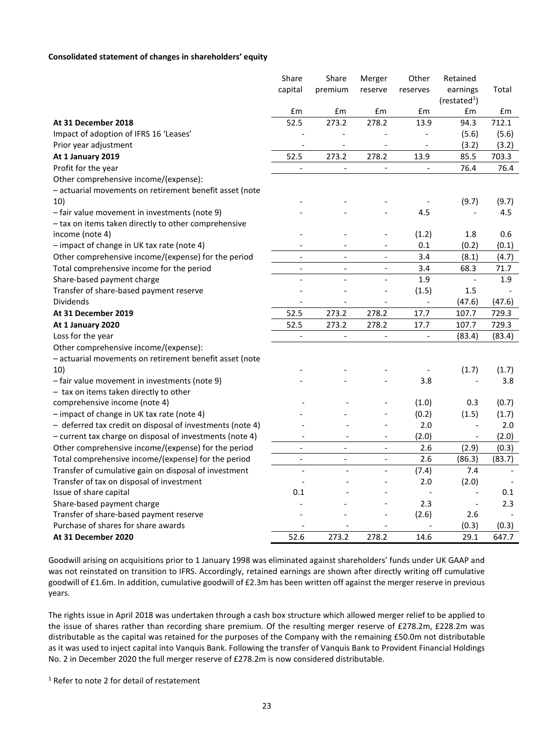**Consolidated statement of changes in shareholders' equity**

| | Share capital | Share premium | Merger reserve | Other reserves | Retained earnings (restated[1]) | Total |
|---|---|---|---|---|---|---|
| | £m | £m | £m | £m | £m | £m |
| **At 31 December 2018** | 52.5 | 273.2 | 278.2 | 13.9 | 94.3 | 712.1 |
| Impact of adoption of IFRS 16 'Leases' | - | - | - | - | (5.6) | (5.6) |
| Prior year adjustment | - | - | - | - | (3.2) | (3.2) |
| **At 1 January 2019** | 52.5 | 273.2 | 278.2 | 13.9 | 85.5 | 703.3 |
| Profit for the year | - | - | - | - | 76.4 | 76.4 |
| Other comprehensive income/(expense): | | | | | | |
| – actuarial movements on retirement benefit asset (note 10) | - | - | - | - | (9.7) | (9.7) |
| – fair value movement in investments (note 9) | - | - | - | 4.5 | - | 4.5 |
| – tax on items taken directly to other comprehensive income (note 4) | - | - | - | (1.2) | 1.8 | 0.6 |
| – impact of change in UK tax rate (note 4) | - | - | - | 0.1 | (0.2) | (0.1) |
| Other comprehensive income/(expense) for the period | - | - | - | 3.4 | (8.1) | (4.7) |
| Total comprehensive income for the period | - | - | - | 3.4 | 68.3 | 71.7 |
| Share-based payment charge | - | - | - | 1.9 | - | 1.9 |
| Transfer of share-based payment reserve | - | - | - | (1.5) | 1.5 | - |
| Dividends | - | - | - | - | (47.6) | (47.6) |
| **At 31 December 2019** | 52.5 | 273.2 | 278.2 | 17.7 | 107.7 | 729.3 |
| **At 1 January 2020** | 52.5 | 273.2 | 278.2 | 17.7 | 107.7 | 729.3 |
| Loss for the year | - | - | - | - | (83.4) | (83.4) |
| Other comprehensive income/(expense): | | | | | | |
| – actuarial movements on retirement benefit asset (note 10) | - | - | - | - | (1.7) | (1.7) |
| – fair value movement in investments (note 9) | - | - | - | 3.8 | - | 3.8 |
| – tax on items taken directly to other comprehensive income (note 4) | - | - | - | (1.0) | 0.3 | (0.7) |
| – impact of change in UK tax rate (note 4) | - | - | - | (0.2) | (1.5) | (1.7) |
| – deferred tax credit on disposal of investments (note 4) | - | - | - | 2.0 | - | 2.0 |
| – current tax charge on disposal of investments (note 4) | - | - | - | (2.0) | - | (2.0) |
| Other comprehensive income/(expense) for the period | - | - | - | 2.6 | (2.9) | (0.3) |
| Total comprehensive income/(expense) for the period | - | - | - | 2.6 | (86.3) | (83.7) |
| Transfer of cumulative gain on disposal of investment | - | - | - | (7.4) | 7.4 | - |
| Transfer of tax on disposal of investment | - | - | - | 2.0 | (2.0) | - |
| Issue of share capital | 0.1 | - | - | - | - | 0.1 |
| Share-based payment charge | - | - | - | 2.3 | - | 2.3 |
| Transfer of share-based payment reserve | - | - | - | (2.6) | 2.6 | - |
| Purchase of shares for share awards | - | - | - | - | (0.3) | (0.3) |
| **At 31 December 2020** | 52.6 | 273.2 | 278.2 | 14.6 | 29.1 | 647.7 |

Goodwill arising on acquisitions prior to 1 January 1998 was eliminated against shareholders' funds under UK GAAP and was not reinstated on transition to IFRS. Accordingly, retained earnings are shown after directly writing off cumulative goodwill of £1.6m. In addition, cumulative goodwill of £2.3m has been written off against the merger reserve in previous years.

The rights issue in April 2018 was undertaken through a cash box structure which allowed merger relief to be applied to the issue of shares rather than recording share premium. Of the resulting merger reserve of £278.2m, £228.2m was distributable as the capital was retained for the purposes of the Company with the remaining £50.0m not distributable as it was used to inject capital into Vanquis Bank. Following the transfer of Vanquis Bank to Provident Financial Holdings No. 2 in December 2020 the full merger reserve of £278.2m is now considered distributable.

[1] Refer to note 2 for detail of restatement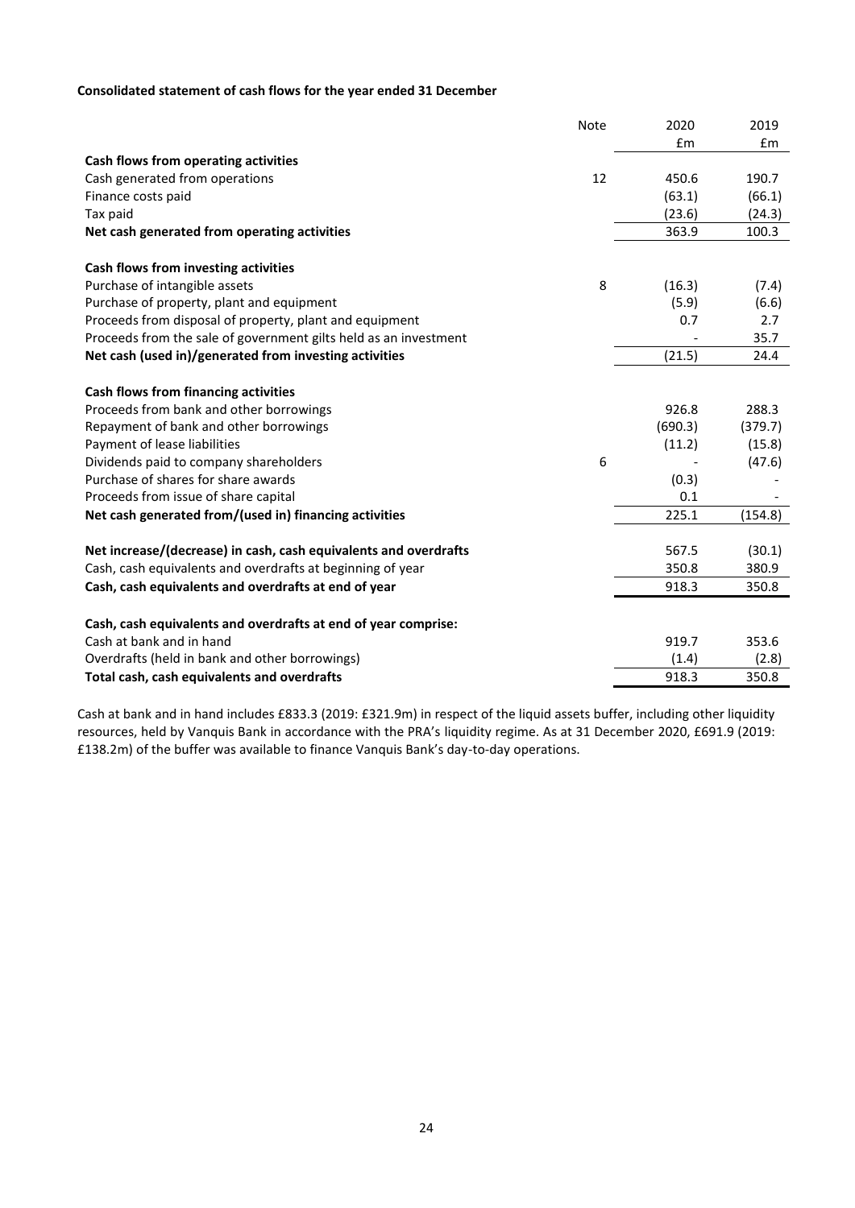**Consolidated statement of cash flows for the year ended 31 December**

| | Note | 2020<br>£m | 2019<br>£m |
|---|---|---|---|
| **Cash flows from operating activities** | | | |
| Cash generated from operations | 12 | 450.6 | 190.7 |
| Finance costs paid | | (63.1) | (66.1) |
| Tax paid | | (23.6) | (24.3) |
| **Net cash generated from operating activities** | | 363.9 | 100.3 |
| | | | |
| **Cash flows from investing activities** | | | |
| Purchase of intangible assets | 8 | (16.3) | (7.4) |
| Purchase of property, plant and equipment | | (5.9) | (6.6) |
| Proceeds from disposal of property, plant and equipment | | 0.7 | 2.7 |
| Proceeds from the sale of government gilts held as an investment | | - | 35.7 |
| **Net cash (used in)/generated from investing activities** | | (21.5) | 24.4 |
| | | | |
| **Cash flows from financing activities** | | | |
| Proceeds from bank and other borrowings | | 926.8 | 288.3 |
| Repayment of bank and other borrowings | | (690.3) | (379.7) |
| Payment of lease liabilities | | (11.2) | (15.8) |
| Dividends paid to company shareholders | 6 | - | (47.6) |
| Purchase of shares for share awards | | (0.3) | - |
| Proceeds from issue of share capital | | 0.1 | - |
| **Net cash generated from/(used in) financing activities** | | 225.1 | (154.8) |
| | | | |
| **Net increase/(decrease) in cash, cash equivalents and overdrafts** | | 567.5 | (30.1) |
| Cash, cash equivalents and overdrafts at beginning of year | | 350.8 | 380.9 |
| **Cash, cash equivalents and overdrafts at end of year** | | 918.3 | 350.8 |
| | | | |
| **Cash, cash equivalents and overdrafts at end of year comprise:** | | | |
| Cash at bank and in hand | | 919.7 | 353.6 |
| Overdrafts (held in bank and other borrowings) | | (1.4) | (2.8) |
| **Total cash, cash equivalents and overdrafts** | | 918.3 | 350.8 |

Cash at bank and in hand includes £833.3 (2019: £321.9m) in respect of the liquid assets buffer, including other liquidity resources, held by Vanquis Bank in accordance with the PRA's liquidity regime. As at 31 December 2020, £691.9 (2019: £138.2m) of the buffer was available to finance Vanquis Bank's day-to-day operations.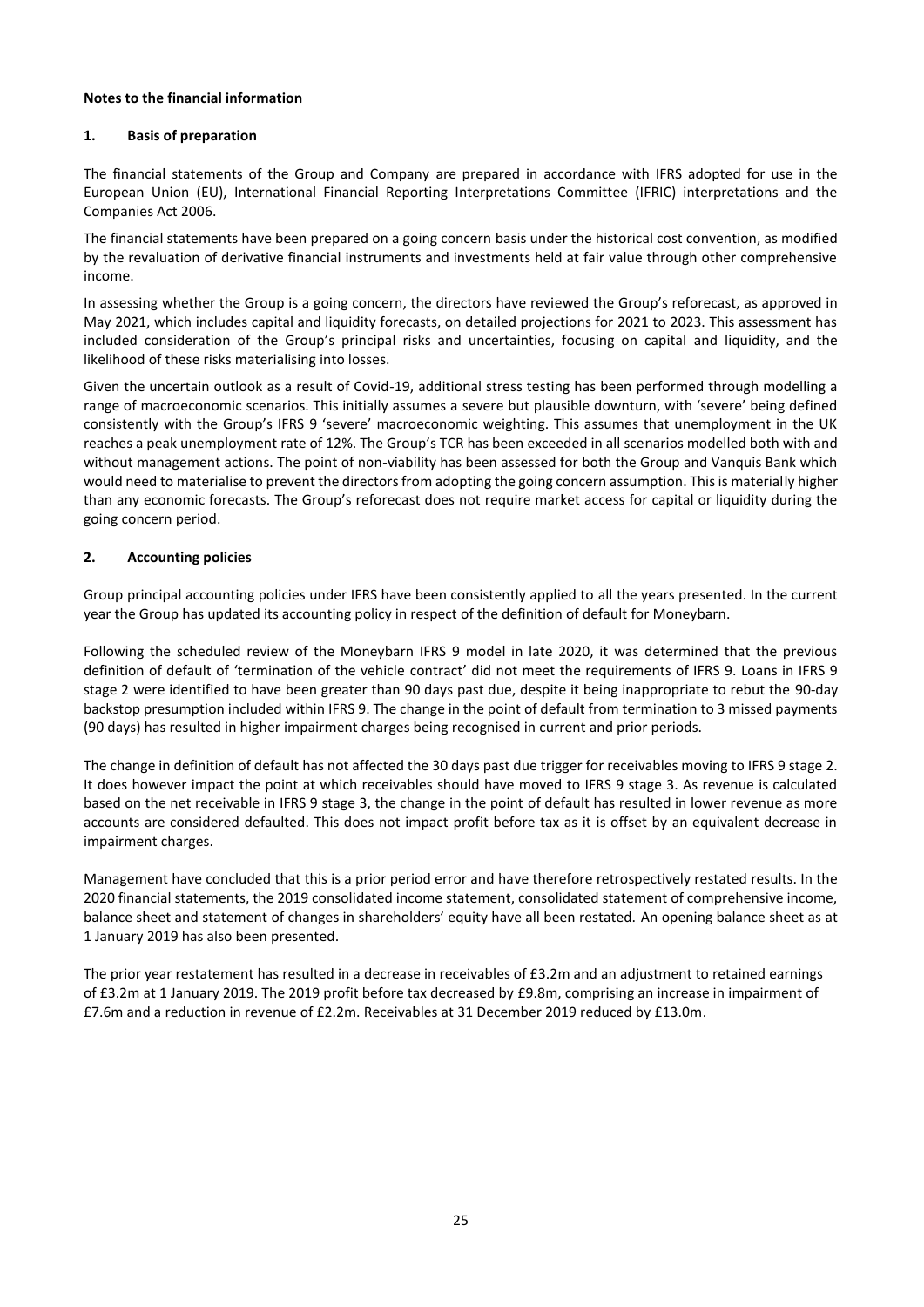**Notes to the financial information**

## 1. Basis of preparation

The financial statements of the Group and Company are prepared in accordance with IFRS adopted for use in the European Union (EU), International Financial Reporting Interpretations Committee (IFRIC) interpretations and the Companies Act 2006.

The financial statements have been prepared on a going concern basis under the historical cost convention, as modified by the revaluation of derivative financial instruments and investments held at fair value through other comprehensive income.

In assessing whether the Group is a going concern, the directors have reviewed the Group's reforecast, as approved in May 2021, which includes capital and liquidity forecasts, on detailed projections for 2021 to 2023. This assessment has included consideration of the Group's principal risks and uncertainties, focusing on capital and liquidity, and the likelihood of these risks materialising into losses.

Given the uncertain outlook as a result of Covid-19, additional stress testing has been performed through modelling a range of macroeconomic scenarios. This initially assumes a severe but plausible downturn, with 'severe' being defined consistently with the Group's IFRS 9 'severe' macroeconomic weighting. This assumes that unemployment in the UK reaches a peak unemployment rate of 12%. The Group's TCR has been exceeded in all scenarios modelled both with and without management actions. The point of non-viability has been assessed for both the Group and Vanquis Bank which would need to materialise to prevent the directors from adopting the going concern assumption. This is materially higher than any economic forecasts. The Group's reforecast does not require market access for capital or liquidity during the going concern period.

## 2. Accounting policies

Group principal accounting policies under IFRS have been consistently applied to all the years presented. In the current year the Group has updated its accounting policy in respect of the definition of default for Moneybarn.

Following the scheduled review of the Moneybarn IFRS 9 model in late 2020, it was determined that the previous definition of default of 'termination of the vehicle contract' did not meet the requirements of IFRS 9. Loans in IFRS 9 stage 2 were identified to have been greater than 90 days past due, despite it being inappropriate to rebut the 90-day backstop presumption included within IFRS 9. The change in the point of default from termination to 3 missed payments (90 days) has resulted in higher impairment charges being recognised in current and prior periods.

The change in definition of default has not affected the 30 days past due trigger for receivables moving to IFRS 9 stage 2. It does however impact the point at which receivables should have moved to IFRS 9 stage 3. As revenue is calculated based on the net receivable in IFRS 9 stage 3, the change in the point of default has resulted in lower revenue as more accounts are considered defaulted. This does not impact profit before tax as it is offset by an equivalent decrease in impairment charges.

Management have concluded that this is a prior period error and have therefore retrospectively restated results. In the 2020 financial statements, the 2019 consolidated income statement, consolidated statement of comprehensive income, balance sheet and statement of changes in shareholders' equity have all been restated. An opening balance sheet as at 1 January 2019 has also been presented.

The prior year restatement has resulted in a decrease in receivables of £3.2m and an adjustment to retained earnings of £3.2m at 1 January 2019. The 2019 profit before tax decreased by £9.8m, comprising an increase in impairment of £7.6m and a reduction in revenue of £2.2m. Receivables at 31 December 2019 reduced by £13.0m.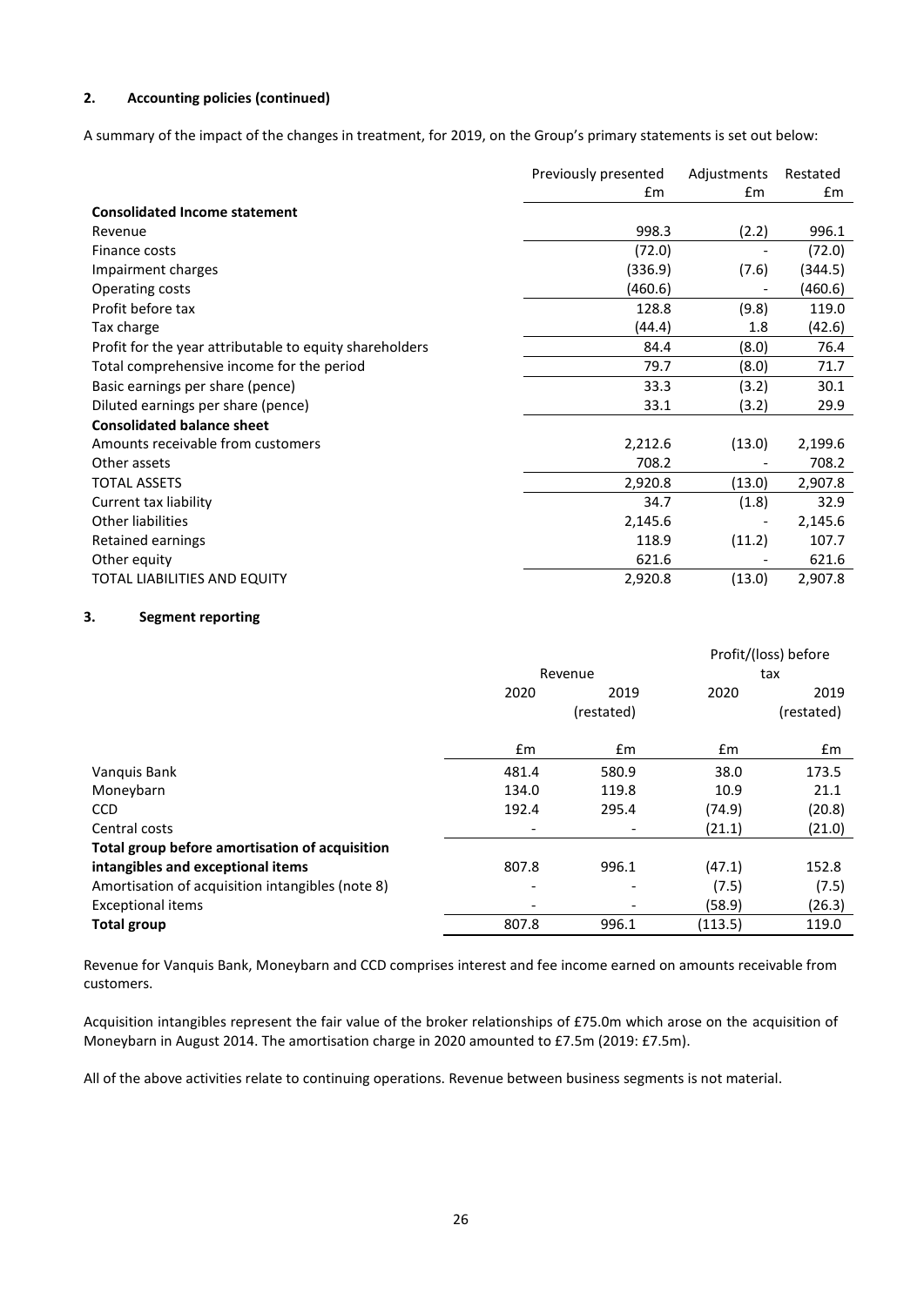### 2. Accounting policies (continued)

A summary of the impact of the changes in treatment, for 2019, on the Group's primary statements is set out below:

| | Previously presented £m | Adjustments £m | Restated £m |
|---|---|---|---|
| **Consolidated Income statement** | | | |
| Revenue | 998.3 | (2.2) | 996.1 |
| Finance costs | (72.0) | - | (72.0) |
| Impairment charges | (336.9) | (7.6) | (344.5) |
| Operating costs | (460.6) | - | (460.6) |
| Profit before tax | 128.8 | (9.8) | 119.0 |
| Tax charge | (44.4) | 1.8 | (42.6) |
| Profit for the year attributable to equity shareholders | 84.4 | (8.0) | 76.4 |
| Total comprehensive income for the period | 79.7 | (8.0) | 71.7 |
| Basic earnings per share (pence) | 33.3 | (3.2) | 30.1 |
| Diluted earnings per share (pence) | 33.1 | (3.2) | 29.9 |
| **Consolidated balance sheet** | | | |
| Amounts receivable from customers | 2,212.6 | (13.0) | 2,199.6 |
| Other assets | 708.2 | - | 708.2 |
| TOTAL ASSETS | 2,920.8 | (13.0) | 2,907.8 |
| Current tax liability | 34.7 | (1.8) | 32.9 |
| Other liabilities | 2,145.6 | - | 2,145.6 |
| Retained earnings | 118.9 | (11.2) | 107.7 |
| Other equity | 621.6 | - | 621.6 |
| TOTAL LIABILITIES AND EQUITY | 2,920.8 | (13.0) | 2,907.8 |

### 3. Segment reporting

| | Revenue | | Profit/(loss) before tax | |
|---|---|---|---|---|
| | 2020 | 2019 (restated) | 2020 | 2019 (restated) |
| | £m | £m | £m | £m |
| Vanquis Bank | 481.4 | 580.9 | 38.0 | 173.5 |
| Moneybarn | 134.0 | 119.8 | 10.9 | 21.1 |
| CCD | 192.4 | 295.4 | (74.9) | (20.8) |
| Central costs | - | - | (21.1) | (21.0) |
| **Total group before amortisation of acquisition intangibles and exceptional items** | 807.8 | 996.1 | (47.1) | 152.8 |
| Amortisation of acquisition intangibles (note 8) | - | - | (7.5) | (7.5) |
| Exceptional items | - | - | (58.9) | (26.3) |
| **Total group** | 807.8 | 996.1 | (113.5) | 119.0 |

Revenue for Vanquis Bank, Moneybarn and CCD comprises interest and fee income earned on amounts receivable from customers.

Acquisition intangibles represent the fair value of the broker relationships of £75.0m which arose on the acquisition of Moneybarn in August 2014. The amortisation charge in 2020 amounted to £7.5m (2019: £7.5m).

All of the above activities relate to continuing operations. Revenue between business segments is not material.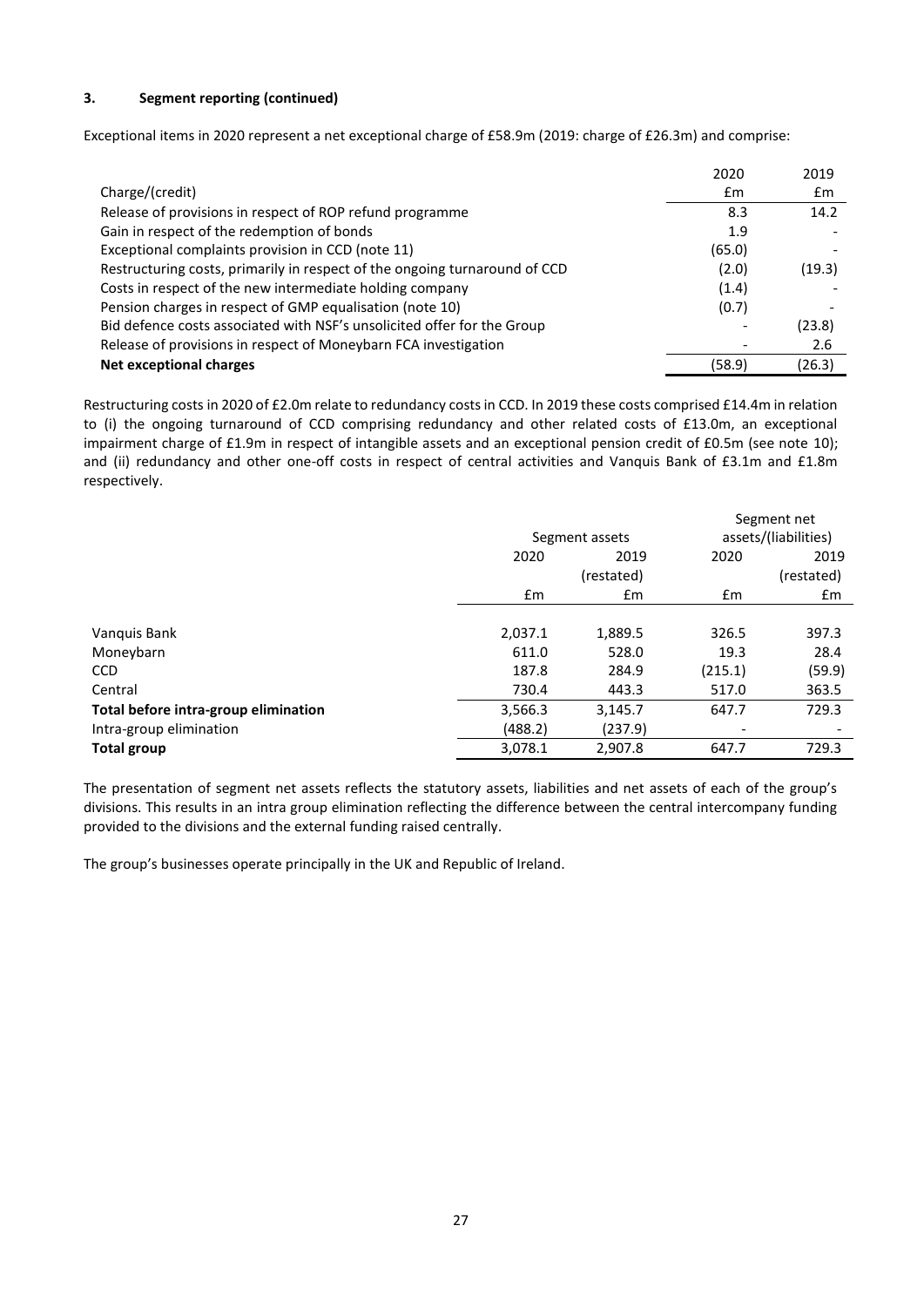### 3. Segment reporting (continued)

Exceptional items in 2020 represent a net exceptional charge of £58.9m (2019: charge of £26.3m) and comprise:

| Charge/(credit) | 2020 £m | 2019 £m |
|---|---|---|
| Release of provisions in respect of ROP refund programme | 8.3 | 14.2 |
| Gain in respect of the redemption of bonds | 1.9 | - |
| Exceptional complaints provision in CCD (note 11) | (65.0) | - |
| Restructuring costs, primarily in respect of the ongoing turnaround of CCD | (2.0) | (19.3) |
| Costs in respect of the new intermediate holding company | (1.4) | - |
| Pension charges in respect of GMP equalisation (note 10) | (0.7) | - |
| Bid defence costs associated with NSF's unsolicited offer for the Group | - | (23.8) |
| Release of provisions in respect of Moneybarn FCA investigation | - | 2.6 |
| **Net exceptional charges** | **(58.9)** | **(26.3)** |

Restructuring costs in 2020 of £2.0m relate to redundancy costs in CCD. In 2019 these costs comprised £14.4m in relation to (i) the ongoing turnaround of CCD comprising redundancy and other related costs of £13.0m, an exceptional impairment charge of £1.9m in respect of intangible assets and an exceptional pension credit of £0.5m (see note 10); and (ii) redundancy and other one-off costs in respect of central activities and Vanquis Bank of £3.1m and £1.8m respectively.

| | Segment assets | | Segment net assets/(liabilities) | |
|---|---|---|---|---|
| | 2020 | 2019 (restated) | 2020 | 2019 (restated) |
| | £m | £m | £m | £m |
| Vanquis Bank | 2,037.1 | 1,889.5 | 326.5 | 397.3 |
| Moneybarn | 611.0 | 528.0 | 19.3 | 28.4 |
| CCD | 187.8 | 284.9 | (215.1) | (59.9) |
| Central | 730.4 | 443.3 | 517.0 | 363.5 |
| **Total before intra-group elimination** | **3,566.3** | **3,145.7** | **647.7** | **729.3** |
| Intra-group elimination | (488.2) | (237.9) | - | - |
| **Total group** | **3,078.1** | **2,907.8** | **647.7** | **729.3** |

The presentation of segment net assets reflects the statutory assets, liabilities and net assets of each of the group's divisions. This results in an intra group elimination reflecting the difference between the central intercompany funding provided to the divisions and the external funding raised centrally.

The group's businesses operate principally in the UK and Republic of Ireland.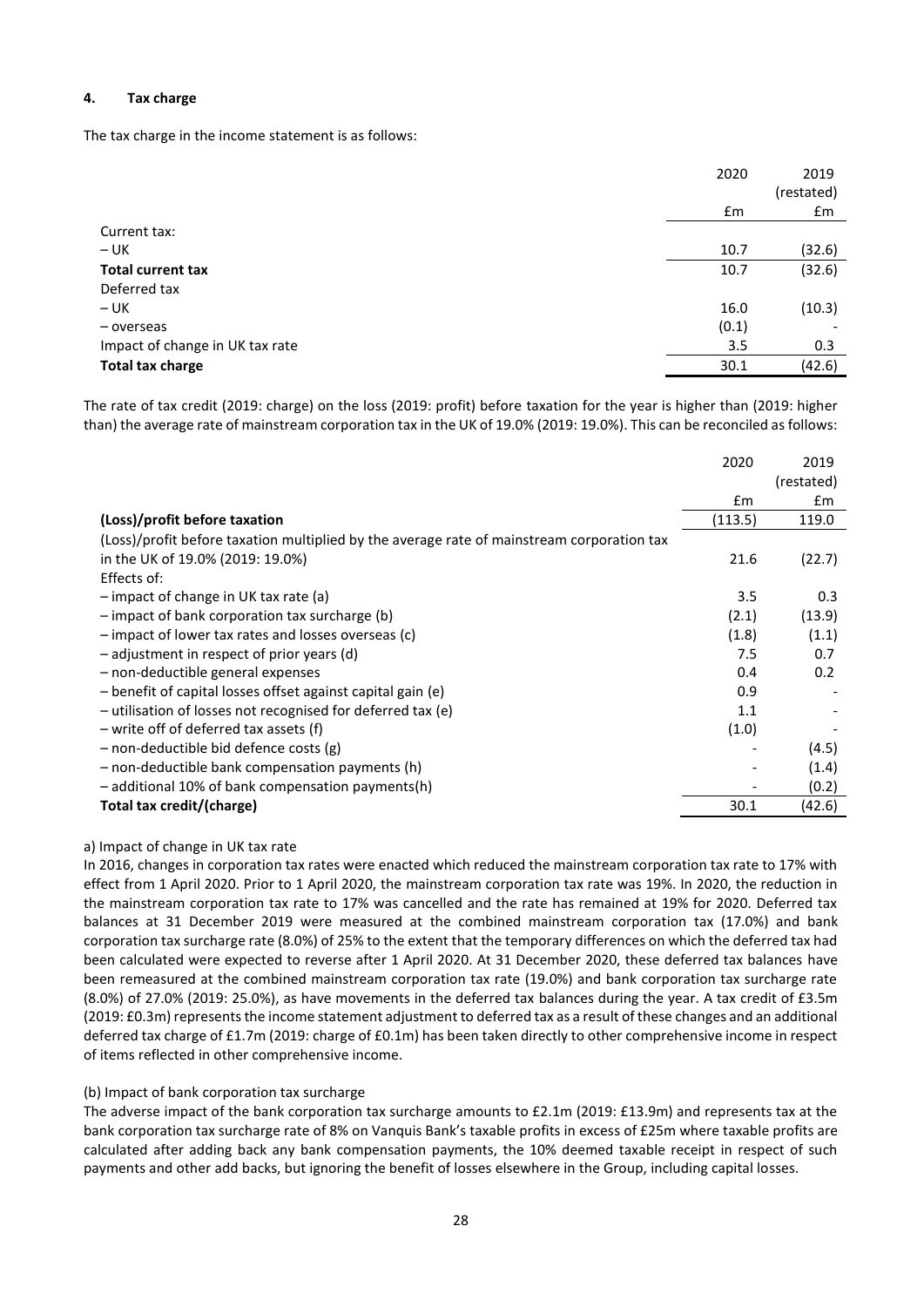### 4. Tax charge

The tax charge in the income statement is as follows:

| | 2020 | 2019 (restated) |
|---|---|---|
| | £m | £m |
| Current tax: | | |
| – UK | 10.7 | (32.6) |
| **Total current tax** | 10.7 | (32.6) |
| Deferred tax | | |
| – UK | 16.0 | (10.3) |
| – overseas | (0.1) | - |
| Impact of change in UK tax rate | 3.5 | 0.3 |
| **Total tax charge** | 30.1 | (42.6) |

The rate of tax credit (2019: charge) on the loss (2019: profit) before taxation for the year is higher than (2019: higher than) the average rate of mainstream corporation tax in the UK of 19.0% (2019: 19.0%). This can be reconciled as follows:

| | 2020 | 2019 (restated) |
|---|---|---|
| | £m | £m |
| **(Loss)/profit before taxation** | (113.5) | 119.0 |
| (Loss)/profit before taxation multiplied by the average rate of mainstream corporation tax in the UK of 19.0% (2019: 19.0%) | 21.6 | (22.7) |
| Effects of: | | |
| – impact of change in UK tax rate (a) | 3.5 | 0.3 |
| – impact of bank corporation tax surcharge (b) | (2.1) | (13.9) |
| – impact of lower tax rates and losses overseas (c) | (1.8) | (1.1) |
| – adjustment in respect of prior years (d) | 7.5 | 0.7 |
| – non-deductible general expenses | 0.4 | 0.2 |
| – benefit of capital losses offset against capital gain (e) | 0.9 | - |
| – utilisation of losses not recognised for deferred tax (e) | 1.1 | - |
| – write off of deferred tax assets (f) | (1.0) | - |
| – non-deductible bid defence costs (g) | - | (4.5) |
| – non-deductible bank compensation payments (h) | - | (1.4) |
| – additional 10% of bank compensation payments(h) | - | (0.2) |
| **Total tax credit/(charge)** | 30.1 | (42.6) |

a) Impact of change in UK tax rate

In 2016, changes in corporation tax rates were enacted which reduced the mainstream corporation tax rate to 17% with effect from 1 April 2020. Prior to 1 April 2020, the mainstream corporation tax rate was 19%. In 2020, the reduction in the mainstream corporation tax rate to 17% was cancelled and the rate has remained at 19% for 2020. Deferred tax balances at 31 December 2019 were measured at the combined mainstream corporation tax (17.0%) and bank corporation tax surcharge rate (8.0%) of 25% to the extent that the temporary differences on which the deferred tax had been calculated were expected to reverse after 1 April 2020. At 31 December 2020, these deferred tax balances have been remeasured at the combined mainstream corporation tax rate (19.0%) and bank corporation tax surcharge rate (8.0%) of 27.0% (2019: 25.0%), as have movements in the deferred tax balances during the year. A tax credit of £3.5m (2019: £0.3m) represents the income statement adjustment to deferred tax as a result of these changes and an additional deferred tax charge of £1.7m (2019: charge of £0.1m) has been taken directly to other comprehensive income in respect of items reflected in other comprehensive income.

(b) Impact of bank corporation tax surcharge

The adverse impact of the bank corporation tax surcharge amounts to £2.1m (2019: £13.9m) and represents tax at the bank corporation tax surcharge rate of 8% on Vanquis Bank's taxable profits in excess of £25m where taxable profits are calculated after adding back any bank compensation payments, the 10% deemed taxable receipt in respect of such payments and other add backs, but ignoring the benefit of losses elsewhere in the Group, including capital losses.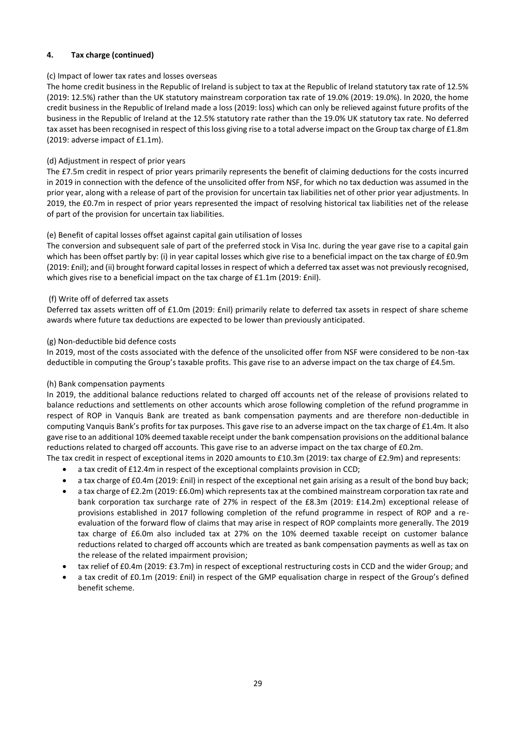### 4. Tax charge (continued)

(c) Impact of lower tax rates and losses overseas

The home credit business in the Republic of Ireland is subject to tax at the Republic of Ireland statutory tax rate of 12.5% (2019: 12.5%) rather than the UK statutory mainstream corporation tax rate of 19.0% (2019: 19.0%). In 2020, the home credit business in the Republic of Ireland made a loss (2019: loss) which can only be relieved against future profits of the business in the Republic of Ireland at the 12.5% statutory rate rather than the 19.0% UK statutory tax rate. No deferred tax asset has been recognised in respect of this loss giving rise to a total adverse impact on the Group tax charge of £1.8m (2019: adverse impact of £1.1m).

(d) Adjustment in respect of prior years

The £7.5m credit in respect of prior years primarily represents the benefit of claiming deductions for the costs incurred in 2019 in connection with the defence of the unsolicited offer from NSF, for which no tax deduction was assumed in the prior year, along with a release of part of the provision for uncertain tax liabilities net of other prior year adjustments. In 2019, the £0.7m in respect of prior years represented the impact of resolving historical tax liabilities net of the release of part of the provision for uncertain tax liabilities.

(e) Benefit of capital losses offset against capital gain utilisation of losses

The conversion and subsequent sale of part of the preferred stock in Visa Inc. during the year gave rise to a capital gain which has been offset partly by: (i) in year capital losses which give rise to a beneficial impact on the tax charge of £0.9m (2019: £nil); and (ii) brought forward capital losses in respect of which a deferred tax asset was not previously recognised, which gives rise to a beneficial impact on the tax charge of £1.1m (2019: £nil).

(f) Write off of deferred tax assets

Deferred tax assets written off of £1.0m (2019: £nil) primarily relate to deferred tax assets in respect of share scheme awards where future tax deductions are expected to be lower than previously anticipated.

(g) Non-deductible bid defence costs

In 2019, most of the costs associated with the defence of the unsolicited offer from NSF were considered to be non-tax deductible in computing the Group's taxable profits. This gave rise to an adverse impact on the tax charge of £4.5m.

(h) Bank compensation payments

In 2019, the additional balance reductions related to charged off accounts net of the release of provisions related to balance reductions and settlements on other accounts which arose following completion of the refund programme in respect of ROP in Vanquis Bank are treated as bank compensation payments and are therefore non-deductible in computing Vanquis Bank's profits for tax purposes. This gave rise to an adverse impact on the tax charge of £1.4m. It also gave rise to an additional 10% deemed taxable receipt under the bank compensation provisions on the additional balance reductions related to charged off accounts. This gave rise to an adverse impact on the tax charge of £0.2m.

The tax credit in respect of exceptional items in 2020 amounts to £10.3m (2019: tax charge of £2.9m) and represents:

- a tax credit of £12.4m in respect of the exceptional complaints provision in CCD;
- a tax charge of £0.4m (2019: £nil) in respect of the exceptional net gain arising as a result of the bond buy back;
- a tax charge of £2.2m (2019: £6.0m) which represents tax at the combined mainstream corporation tax rate and bank corporation tax surcharge rate of 27% in respect of the £8.3m (2019: £14.2m) exceptional release of provisions established in 2017 following completion of the refund programme in respect of ROP and a re-evaluation of the forward flow of claims that may arise in respect of ROP complaints more generally. The 2019 tax charge of £6.0m also included tax at 27% on the 10% deemed taxable receipt on customer balance reductions related to charged off accounts which are treated as bank compensation payments as well as tax on the release of the related impairment provision;
- tax relief of £0.4m (2019: £3.7m) in respect of exceptional restructuring costs in CCD and the wider Group; and
- a tax credit of £0.1m (2019: £nil) in respect of the GMP equalisation charge in respect of the Group's defined benefit scheme.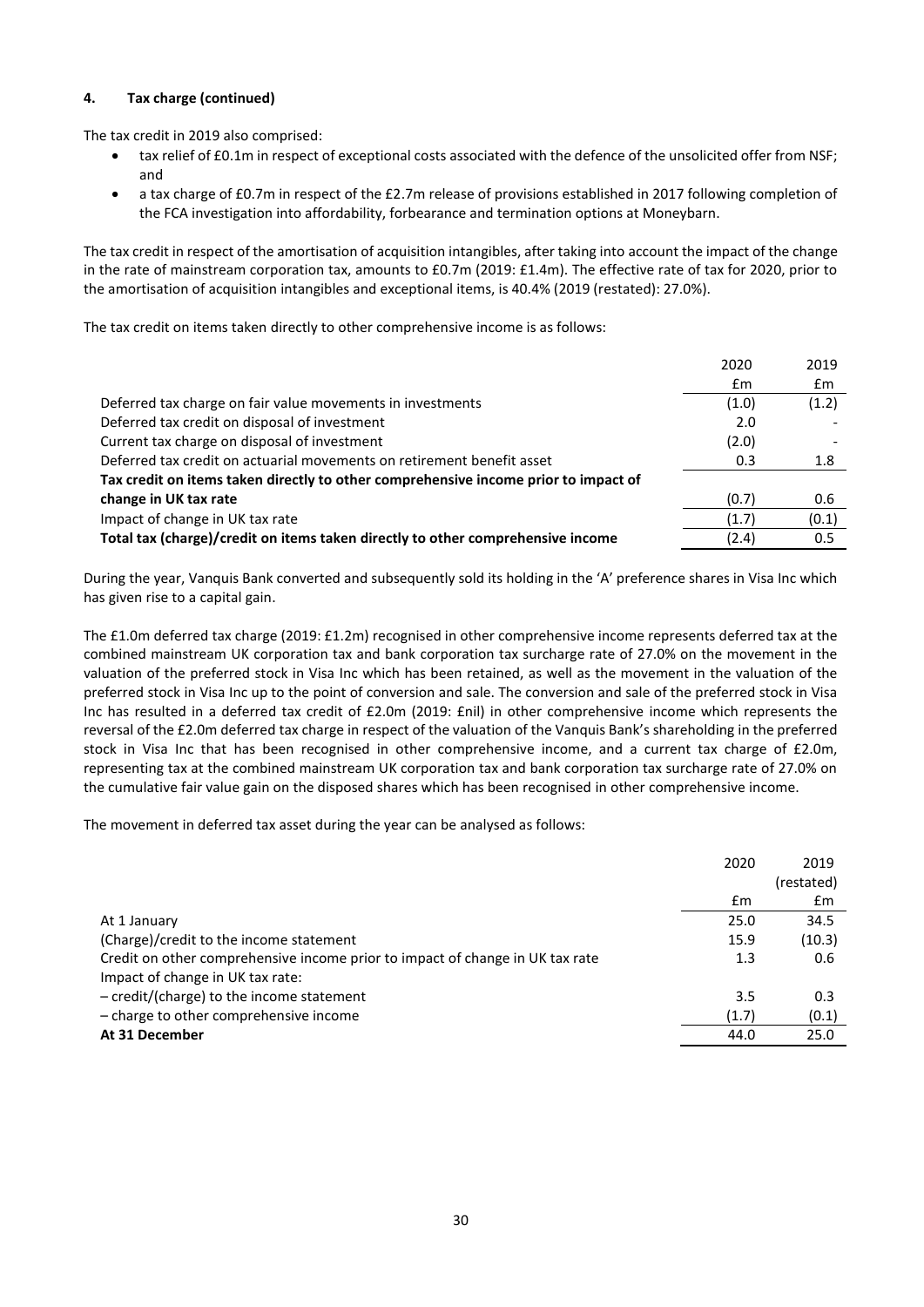### 4. Tax charge (continued)

The tax credit in 2019 also comprised:

- tax relief of £0.1m in respect of exceptional costs associated with the defence of the unsolicited offer from NSF; and
- a tax charge of £0.7m in respect of the £2.7m release of provisions established in 2017 following completion of the FCA investigation into affordability, forbearance and termination options at Moneybarn.

The tax credit in respect of the amortisation of acquisition intangibles, after taking into account the impact of the change in the rate of mainstream corporation tax, amounts to £0.7m (2019: £1.4m). The effective rate of tax for 2020, prior to the amortisation of acquisition intangibles and exceptional items, is 40.4% (2019 (restated): 27.0%).

The tax credit on items taken directly to other comprehensive income is as follows:

| | 2020 | 2019 |
|---|---|---|
| | £m | £m |
| Deferred tax charge on fair value movements in investments | (1.0) | (1.2) |
| Deferred tax credit on disposal of investment | 2.0 | - |
| Current tax charge on disposal of investment | (2.0) | - |
| Deferred tax credit on actuarial movements on retirement benefit asset | 0.3 | 1.8 |
| **Tax credit on items taken directly to other comprehensive income prior to impact of change in UK tax rate** | (0.7) | 0.6 |
| Impact of change in UK tax rate | (1.7) | (0.1) |
| **Total tax (charge)/credit on items taken directly to other comprehensive income** | (2.4) | 0.5 |

During the year, Vanquis Bank converted and subsequently sold its holding in the 'A' preference shares in Visa Inc which has given rise to a capital gain.

The £1.0m deferred tax charge (2019: £1.2m) recognised in other comprehensive income represents deferred tax at the combined mainstream UK corporation tax and bank corporation tax surcharge rate of 27.0% on the movement in the valuation of the preferred stock in Visa Inc which has been retained, as well as the movement in the valuation of the preferred stock in Visa Inc up to the point of conversion and sale. The conversion and sale of the preferred stock in Visa Inc has resulted in a deferred tax credit of £2.0m (2019: £nil) in other comprehensive income which represents the reversal of the £2.0m deferred tax charge in respect of the valuation of the Vanquis Bank's shareholding in the preferred stock in Visa Inc that has been recognised in other comprehensive income, and a current tax charge of £2.0m, representing tax at the combined mainstream UK corporation tax and bank corporation tax surcharge rate of 27.0% on the cumulative fair value gain on the disposed shares which has been recognised in other comprehensive income.

The movement in deferred tax asset during the year can be analysed as follows:

| | 2020 | 2019 (restated) |
|---|---|---|
| | £m | £m |
| At 1 January | 25.0 | 34.5 |
| (Charge)/credit to the income statement | 15.9 | (10.3) |
| Credit on other comprehensive income prior to impact of change in UK tax rate | 1.3 | 0.6 |
| Impact of change in UK tax rate: | | |
| – credit/(charge) to the income statement | 3.5 | 0.3 |
| – charge to other comprehensive income | (1.7) | (0.1) |
| **At 31 December** | 44.0 | 25.0 |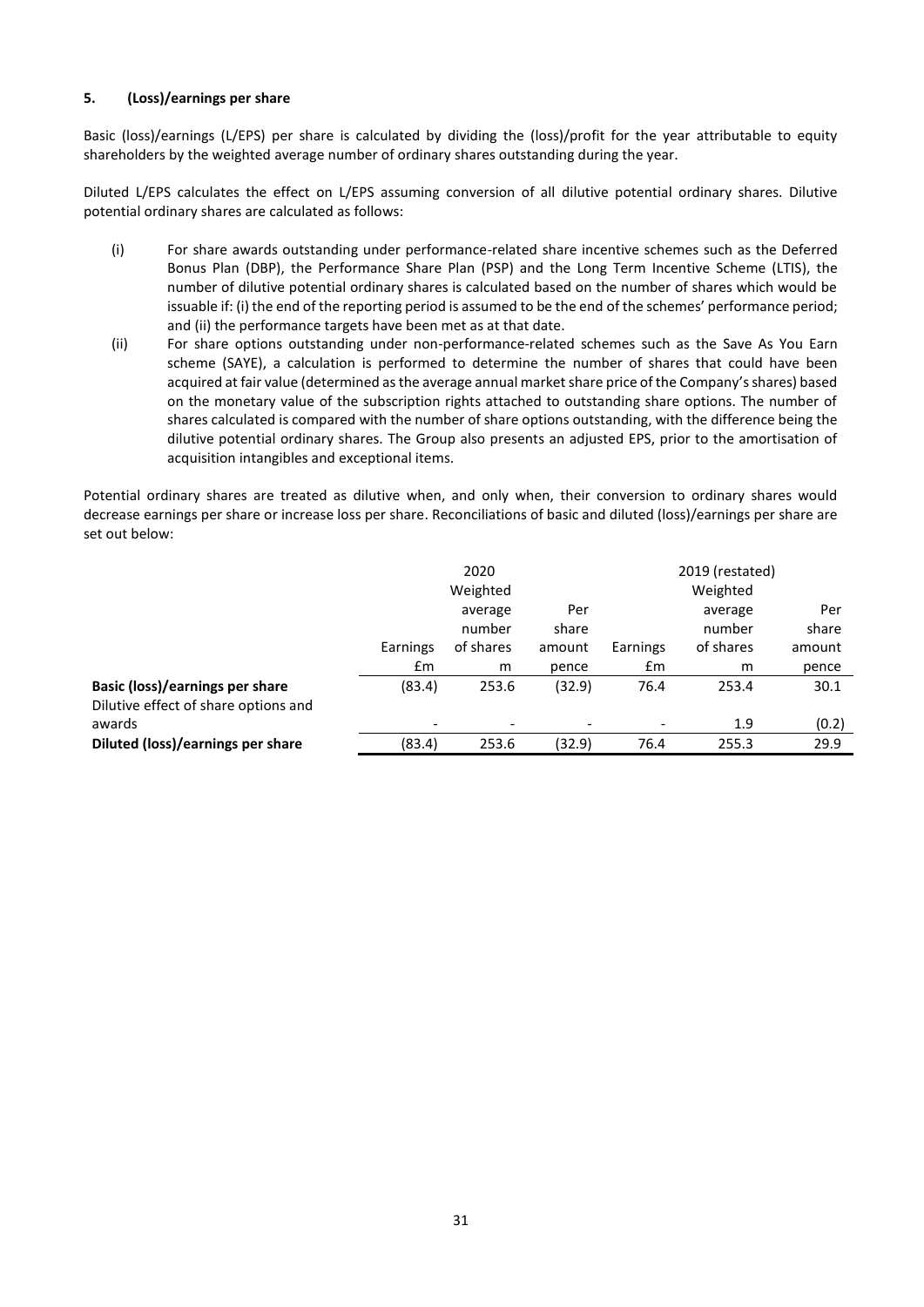### 5. (Loss)/earnings per share

Basic (loss)/earnings (L/EPS) per share is calculated by dividing the (loss)/profit for the year attributable to equity shareholders by the weighted average number of ordinary shares outstanding during the year.

Diluted L/EPS calculates the effect on L/EPS assuming conversion of all dilutive potential ordinary shares. Dilutive potential ordinary shares are calculated as follows:

(i) For share awards outstanding under performance-related share incentive schemes such as the Deferred Bonus Plan (DBP), the Performance Share Plan (PSP) and the Long Term Incentive Scheme (LTIS), the number of dilutive potential ordinary shares is calculated based on the number of shares which would be issuable if: (i) the end of the reporting period is assumed to be the end of the schemes' performance period; and (ii) the performance targets have been met as at that date.

(ii) For share options outstanding under non-performance-related schemes such as the Save As You Earn scheme (SAYE), a calculation is performed to determine the number of shares that could have been acquired at fair value (determined as the average annual market share price of the Company's shares) based on the monetary value of the subscription rights attached to outstanding share options. The number of shares calculated is compared with the number of share options outstanding, with the difference being the dilutive potential ordinary shares. The Group also presents an adjusted EPS, prior to the amortisation of acquisition intangibles and exceptional items.

Potential ordinary shares are treated as dilutive when, and only when, their conversion to ordinary shares would decrease earnings per share or increase loss per share. Reconciliations of basic and diluted (loss)/earnings per share are set out below:

| | 2020 | | | 2019 (restated) | | |
|---|---|---|---|---|---|---|
| | Earnings £m | Weighted average number of shares m | Per share amount pence | Earnings £m | Weighted average number of shares m | Per share amount pence |
| **Basic (loss)/earnings per share** | (83.4) | 253.6 | (32.9) | 76.4 | 253.4 | 30.1 |
| Dilutive effect of share options and awards | - | - | - | - | 1.9 | (0.2) |
| **Diluted (loss)/earnings per share** | (83.4) | 253.6 | (32.9) | 76.4 | 255.3 | 29.9 |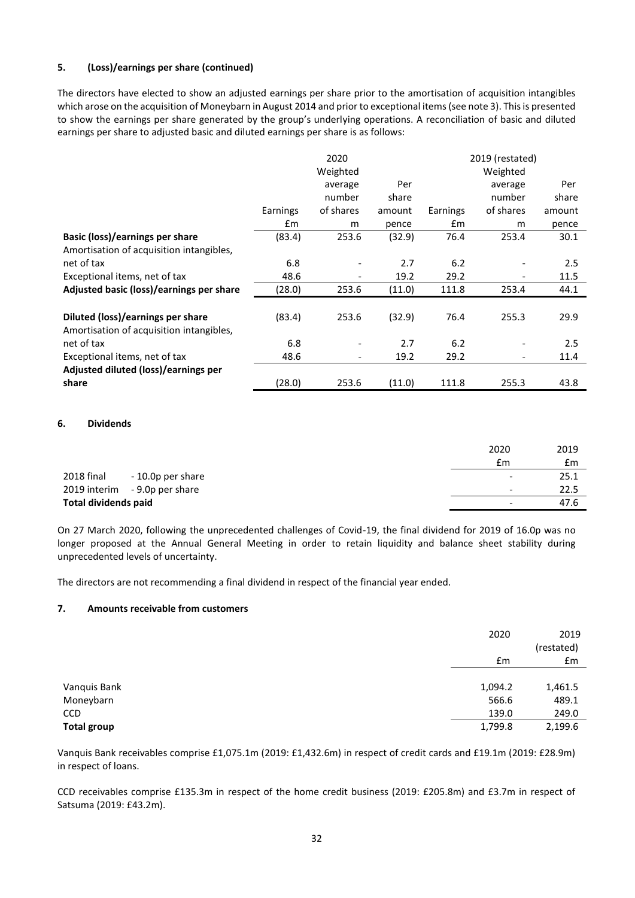**5. (Loss)/earnings per share (continued)**

The directors have elected to show an adjusted earnings per share prior to the amortisation of acquisition intangibles which arose on the acquisition of Moneybarn in August 2014 and prior to exceptional items (see note 3). This is presented to show the earnings per share generated by the group's underlying operations. A reconciliation of basic and diluted earnings per share to adjusted basic and diluted earnings per share is as follows:

| | 2020 | | | 2019 (restated) | | |
|---|---|---|---|---|---|---|
| | Earnings £m | Weighted average number of shares m | Per share amount pence | Earnings £m | Weighted average number of shares m | Per share amount pence |
| **Basic (loss)/earnings per share** | (83.4) | 253.6 | (32.9) | 76.4 | 253.4 | 30.1 |
| Amortisation of acquisition intangibles, net of tax | 6.8 | - | 2.7 | 6.2 | - | 2.5 |
| Exceptional items, net of tax | 48.6 | - | 19.2 | 29.2 | - | 11.5 |
| **Adjusted basic (loss)/earnings per share** | (28.0) | 253.6 | (11.0) | 111.8 | 253.4 | 44.1 |
| | | | | | | |
| **Diluted (loss)/earnings per share** | (83.4) | 253.6 | (32.9) | 76.4 | 255.3 | 29.9 |
| Amortisation of acquisition intangibles, net of tax | 6.8 | - | 2.7 | 6.2 | - | 2.5 |
| Exceptional items, net of tax | 48.6 | - | 19.2 | 29.2 | - | 11.4 |
| **Adjusted diluted (loss)/earnings per share** | (28.0) | 253.6 | (11.0) | 111.8 | 255.3 | 43.8 |

**6. Dividends**

| | 2020 £m | 2019 £m |
|---|---|---|
| 2018 final - 10.0p per share | - | 25.1 |
| 2019 interim - 9.0p per share | - | 22.5 |
| **Total dividends paid** | - | 47.6 |

On 27 March 2020, following the unprecedented challenges of Covid-19, the final dividend for 2019 of 16.0p was no longer proposed at the Annual General Meeting in order to retain liquidity and balance sheet stability during unprecedented levels of uncertainty.

The directors are not recommending a final dividend in respect of the financial year ended.

**7. Amounts receivable from customers**

| | 2020 £m | 2019 (restated) £m |
|---|---|---|
| Vanquis Bank | 1,094.2 | 1,461.5 |
| Moneybarn | 566.6 | 489.1 |
| CCD | 139.0 | 249.0 |
| **Total group** | 1,799.8 | 2,199.6 |

Vanquis Bank receivables comprise £1,075.1m (2019: £1,432.6m) in respect of credit cards and £19.1m (2019: £28.9m) in respect of loans.

CCD receivables comprise £135.3m in respect of the home credit business (2019: £205.8m) and £3.7m in respect of Satsuma (2019: £43.2m).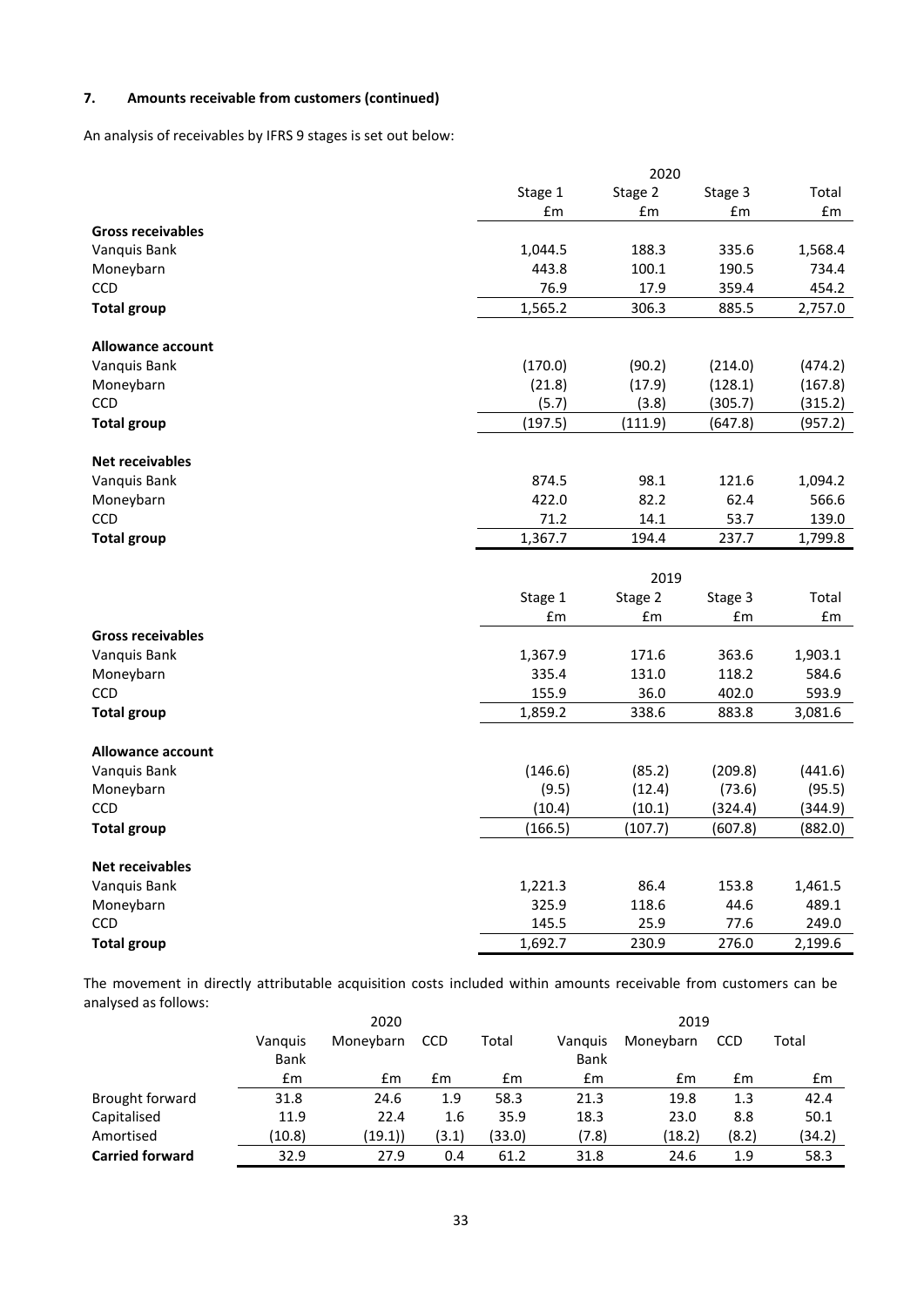### 7. Amounts receivable from customers (continued)

An analysis of receivables by IFRS 9 stages is set out below:

| | 2020 | | | |
|---|---|---|---|---|
| | Stage 1 | Stage 2 | Stage 3 | Total |
| | £m | £m | £m | £m |
| **Gross receivables** | | | | |
| Vanquis Bank | 1,044.5 | 188.3 | 335.6 | 1,568.4 |
| Moneybarn | 443.8 | 100.1 | 190.5 | 734.4 |
| CCD | 76.9 | 17.9 | 359.4 | 454.2 |
| **Total group** | 1,565.2 | 306.3 | 885.5 | 2,757.0 |
| **Allowance account** | | | | |
| Vanquis Bank | (170.0) | (90.2) | (214.0) | (474.2) |
| Moneybarn | (21.8) | (17.9) | (128.1) | (167.8) |
| CCD | (5.7) | (3.8) | (305.7) | (315.2) |
| **Total group** | (197.5) | (111.9) | (647.8) | (957.2) |
| **Net receivables** | | | | |
| Vanquis Bank | 874.5 | 98.1 | 121.6 | 1,094.2 |
| Moneybarn | 422.0 | 82.2 | 62.4 | 566.6 |
| CCD | 71.2 | 14.1 | 53.7 | 139.0 |
| **Total group** | 1,367.7 | 194.4 | 237.7 | 1,799.8 |

| | 2019 | | | |
|---|---|---|---|---|
| | Stage 1 | Stage 2 | Stage 3 | Total |
| | £m | £m | £m | £m |
| **Gross receivables** | | | | |
| Vanquis Bank | 1,367.9 | 171.6 | 363.6 | 1,903.1 |
| Moneybarn | 335.4 | 131.0 | 118.2 | 584.6 |
| CCD | 155.9 | 36.0 | 402.0 | 593.9 |
| **Total group** | 1,859.2 | 338.6 | 883.8 | 3,081.6 |
| **Allowance account** | | | | |
| Vanquis Bank | (146.6) | (85.2) | (209.8) | (441.6) |
| Moneybarn | (9.5) | (12.4) | (73.6) | (95.5) |
| CCD | (10.4) | (10.1) | (324.4) | (344.9) |
| **Total group** | (166.5) | (107.7) | (607.8) | (882.0) |
| **Net receivables** | | | | |
| Vanquis Bank | 1,221.3 | 86.4 | 153.8 | 1,461.5 |
| Moneybarn | 325.9 | 118.6 | 44.6 | 489.1 |
| CCD | 145.5 | 25.9 | 77.6 | 249.0 |
| **Total group** | 1,692.7 | 230.9 | 276.0 | 2,199.6 |

The movement in directly attributable acquisition costs included within amounts receivable from customers can be analysed as follows:

| | 2020 | | | | 2019 | | | |
|---|---|---|---|---|---|---|---|---|
| | Vanquis Bank | Moneybarn | CCD | Total | Vanquis Bank | Moneybarn | CCD | Total |
| | £m | £m | £m | £m | £m | £m | £m | £m |
| Brought forward | 31.8 | 24.6 | 1.9 | 58.3 | 21.3 | 19.8 | 1.3 | 42.4 |
| Capitalised | 11.9 | 22.4 | 1.6 | 35.9 | 18.3 | 23.0 | 8.8 | 50.1 |
| Amortised | (10.8) | (19.1)) | (3.1) | (33.0) | (7.8) | (18.2) | (8.2) | (34.2) |
| **Carried forward** | 32.9 | 27.9 | 0.4 | 61.2 | 31.8 | 24.6 | 1.9 | 58.3 |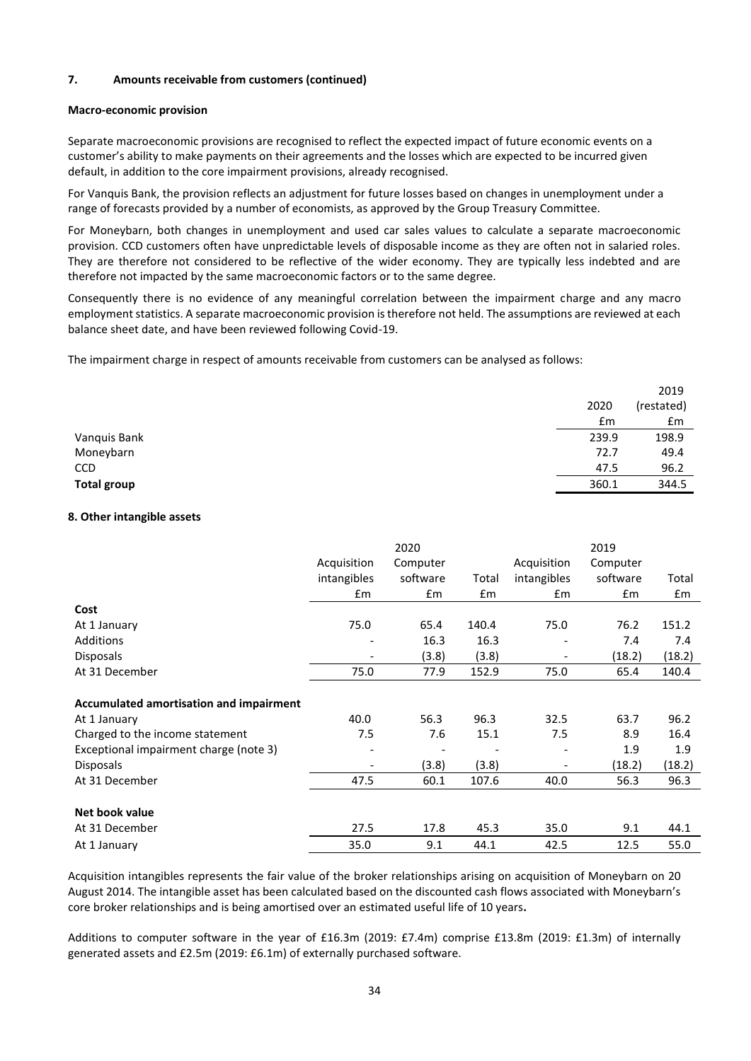### 7. Amounts receivable from customers (continued)

**Macro-economic provision**

Separate macroeconomic provisions are recognised to reflect the expected impact of future economic events on a customer's ability to make payments on their agreements and the losses which are expected to be incurred given default, in addition to the core impairment provisions, already recognised.

For Vanquis Bank, the provision reflects an adjustment for future losses based on changes in unemployment under a range of forecasts provided by a number of economists, as approved by the Group Treasury Committee.

For Moneybarn, both changes in unemployment and used car sales values to calculate a separate macroeconomic provision. CCD customers often have unpredictable levels of disposable income as they are often not in salaried roles. They are therefore not considered to be reflective of the wider economy. They are typically less indebted and are therefore not impacted by the same macroeconomic factors or to the same degree.

Consequently there is no evidence of any meaningful correlation between the impairment charge and any macro employment statistics. A separate macroeconomic provision is therefore not held. The assumptions are reviewed at each balance sheet date, and have been reviewed following Covid-19.

The impairment charge in respect of amounts receivable from customers can be analysed as follows:

| | 2020 | 2019 (restated) |
|---|---|---|
| | £m | £m |
| Vanquis Bank | 239.9 | 198.9 |
| Moneybarn | 72.7 | 49.4 |
| CCD | 47.5 | 96.2 |
| **Total group** | 360.1 | 344.5 |

### 8. Other intangible assets

| | 2020 | | | 2019 | | |
|---|---|---|---|---|---|---|
| | Acquisition intangibles | Computer software | Total | Acquisition intangibles | Computer software | Total |
| | £m | £m | £m | £m | £m | £m |
| **Cost** | | | | | | |
| At 1 January | 75.0 | 65.4 | 140.4 | 75.0 | 76.2 | 151.2 |
| Additions | - | 16.3 | 16.3 | - | 7.4 | 7.4 |
| Disposals | - | (3.8) | (3.8) | - | (18.2) | (18.2) |
| At 31 December | 75.0 | 77.9 | 152.9 | 75.0 | 65.4 | 140.4 |
| **Accumulated amortisation and impairment** | | | | | | |
| At 1 January | 40.0 | 56.3 | 96.3 | 32.5 | 63.7 | 96.2 |
| Charged to the income statement | 7.5 | 7.6 | 15.1 | 7.5 | 8.9 | 16.4 |
| Exceptional impairment charge (note 3) | - | - | - | - | 1.9 | 1.9 |
| Disposals | - | (3.8) | (3.8) | - | (18.2) | (18.2) |
| At 31 December | 47.5 | 60.1 | 107.6 | 40.0 | 56.3 | 96.3 |
| **Net book value** | | | | | | |
| At 31 December | 27.5 | 17.8 | 45.3 | 35.0 | 9.1 | 44.1 |
| At 1 January | 35.0 | 9.1 | 44.1 | 42.5 | 12.5 | 55.0 |

Acquisition intangibles represents the fair value of the broker relationships arising on acquisition of Moneybarn on 20 August 2014. The intangible asset has been calculated based on the discounted cash flows associated with Moneybarn's core broker relationships and is being amortised over an estimated useful life of 10 years**.**

Additions to computer software in the year of £16.3m (2019: £7.4m) comprise £13.8m (2019: £1.3m) of internally generated assets and £2.5m (2019: £6.1m) of externally purchased software.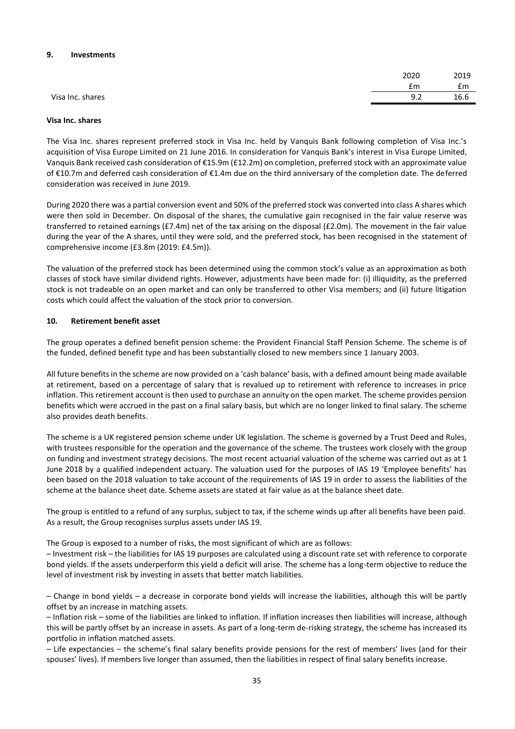## 9. Investments

| | 2020 | 2019 |
|---|---|---|
| | £m | £m |
| Visa Inc. shares | 9.2 | 16.6 |

**Visa Inc. shares**

The Visa Inc. shares represent preferred stock in Visa Inc. held by Vanquis Bank following completion of Visa Inc.'s acquisition of Visa Europe Limited on 21 June 2016. In consideration for Vanquis Bank's interest in Visa Europe Limited, Vanquis Bank received cash consideration of €15.9m (£12.2m) on completion, preferred stock with an approximate value of €10.7m and deferred cash consideration of €1.4m due on the third anniversary of the completion date. The deferred consideration was received in June 2019.

During 2020 there was a partial conversion event and 50% of the preferred stock was converted into class A shares which were then sold in December. On disposal of the shares, the cumulative gain recognised in the fair value reserve was transferred to retained earnings (£7.4m) net of the tax arising on the disposal (£2.0m). The movement in the fair value during the year of the A shares, until they were sold, and the preferred stock, has been recognised in the statement of comprehensive income (£3.8m (2019: £4.5m)).

The valuation of the preferred stock has been determined using the common stock's value as an approximation as both classes of stock have similar dividend rights. However, adjustments have been made for: (i) illiquidity, as the preferred stock is not tradeable on an open market and can only be transferred to other Visa members; and (ii) future litigation costs which could affect the valuation of the stock prior to conversion.

## 10. Retirement benefit asset

The group operates a defined benefit pension scheme: the Provident Financial Staff Pension Scheme. The scheme is of the funded, defined benefit type and has been substantially closed to new members since 1 January 2003.

All future benefits in the scheme are now provided on a 'cash balance' basis, with a defined amount being made available at retirement, based on a percentage of salary that is revalued up to retirement with reference to increases in price inflation. This retirement account is then used to purchase an annuity on the open market. The scheme provides pension benefits which were accrued in the past on a final salary basis, but which are no longer linked to final salary. The scheme also provides death benefits.

The scheme is a UK registered pension scheme under UK legislation. The scheme is governed by a Trust Deed and Rules, with trustees responsible for the operation and the governance of the scheme. The trustees work closely with the group on funding and investment strategy decisions. The most recent actuarial valuation of the scheme was carried out as at 1 June 2018 by a qualified independent actuary. The valuation used for the purposes of IAS 19 'Employee benefits' has been based on the 2018 valuation to take account of the requirements of IAS 19 in order to assess the liabilities of the scheme at the balance sheet date. Scheme assets are stated at fair value as at the balance sheet date.

The group is entitled to a refund of any surplus, subject to tax, if the scheme winds up after all benefits have been paid. As a result, the Group recognises surplus assets under IAS 19.

The Group is exposed to a number of risks, the most significant of which are as follows:

– Investment risk – the liabilities for IAS 19 purposes are calculated using a discount rate set with reference to corporate bond yields. If the assets underperform this yield a deficit will arise. The scheme has a long-term objective to reduce the level of investment risk by investing in assets that better match liabilities.

– Change in bond yields – a decrease in corporate bond yields will increase the liabilities, although this will be partly offset by an increase in matching assets.

– Inflation risk – some of the liabilities are linked to inflation. If inflation increases then liabilities will increase, although this will be partly offset by an increase in assets. As part of a long-term de-risking strategy, the scheme has increased its portfolio in inflation matched assets.

– Life expectancies – the scheme's final salary benefits provide pensions for the rest of members' lives (and for their spouses' lives). If members live longer than assumed, then the liabilities in respect of final salary benefits increase.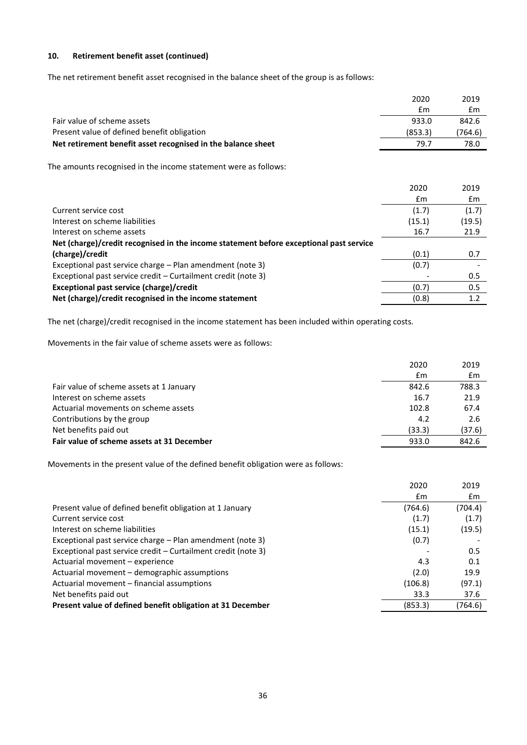### 10. Retirement benefit asset (continued)

The net retirement benefit asset recognised in the balance sheet of the group is as follows:

| | 2020 | 2019 |
|---|---|---|
| | £m | £m |
| Fair value of scheme assets | 933.0 | 842.6 |
| Present value of defined benefit obligation | (853.3) | (764.6) |
| **Net retirement benefit asset recognised in the balance sheet** | 79.7 | 78.0 |

The amounts recognised in the income statement were as follows:

| | 2020 | 2019 |
|---|---|---|
| | £m | £m |
| Current service cost | (1.7) | (1.7) |
| Interest on scheme liabilities | (15.1) | (19.5) |
| Interest on scheme assets | 16.7 | 21.9 |
| **Net (charge)/credit recognised in the income statement before exceptional past service (charge)/credit** | (0.1) | 0.7 |
| Exceptional past service charge – Plan amendment (note 3) | (0.7) | - |
| Exceptional past service credit – Curtailment credit (note 3) | - | 0.5 |
| **Exceptional past service (charge)/credit** | (0.7) | 0.5 |
| **Net (charge)/credit recognised in the income statement** | (0.8) | 1.2 |

The net (charge)/credit recognised in the income statement has been included within operating costs.

Movements in the fair value of scheme assets were as follows:

| | 2020 | 2019 |
|---|---|---|
| | £m | £m |
| Fair value of scheme assets at 1 January | 842.6 | 788.3 |
| Interest on scheme assets | 16.7 | 21.9 |
| Actuarial movements on scheme assets | 102.8 | 67.4 |
| Contributions by the group | 4.2 | 2.6 |
| Net benefits paid out | (33.3) | (37.6) |
| **Fair value of scheme assets at 31 December** | 933.0 | 842.6 |

Movements in the present value of the defined benefit obligation were as follows:

| | 2020 | 2019 |
|---|---|---|
| | £m | £m |
| Present value of defined benefit obligation at 1 January | (764.6) | (704.4) |
| Current service cost | (1.7) | (1.7) |
| Interest on scheme liabilities | (15.1) | (19.5) |
| Exceptional past service charge – Plan amendment (note 3) | (0.7) | - |
| Exceptional past service credit – Curtailment credit (note 3) | - | 0.5 |
| Actuarial movement – experience | 4.3 | 0.1 |
| Actuarial movement – demographic assumptions | (2.0) | 19.9 |
| Actuarial movement – financial assumptions | (106.8) | (97.1) |
| Net benefits paid out | 33.3 | 37.6 |
| **Present value of defined benefit obligation at 31 December** | (853.3) | (764.6) |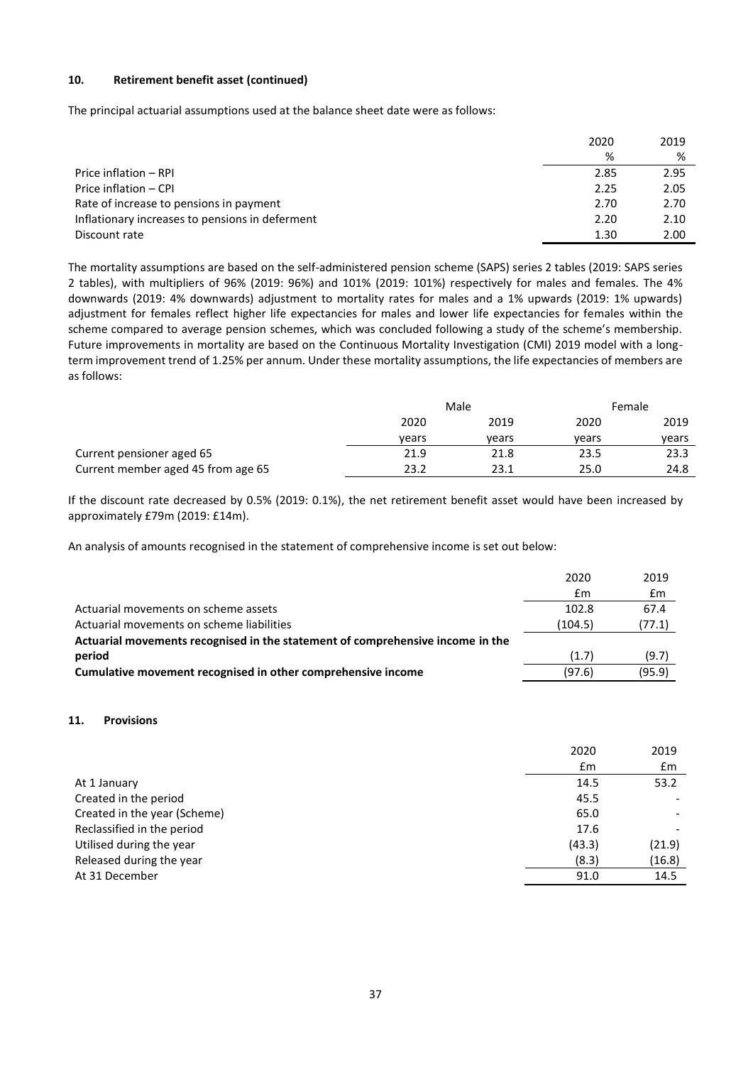### 10. Retirement benefit asset (continued)

The principal actuarial assumptions used at the balance sheet date were as follows:

| | 2020 | 2019 |
|---|---|---|
| | % | % |
| Price inflation – RPI | 2.85 | 2.95 |
| Price inflation – CPI | 2.25 | 2.05 |
| Rate of increase to pensions in payment | 2.70 | 2.70 |
| Inflationary increases to pensions in deferment | 2.20 | 2.10 |
| Discount rate | 1.30 | 2.00 |

The mortality assumptions are based on the self-administered pension scheme (SAPS) series 2 tables (2019: SAPS series 2 tables), with multipliers of 96% (2019: 96%) and 101% (2019: 101%) respectively for males and females. The 4% downwards (2019: 4% downwards) adjustment to mortality rates for males and a 1% upwards (2019: 1% upwards) adjustment for females reflect higher life expectancies for males and lower life expectancies for females within the scheme compared to average pension schemes, which was concluded following a study of the scheme's membership. Future improvements in mortality are based on the Continuous Mortality Investigation (CMI) 2019 model with a long-term improvement trend of 1.25% per annum. Under these mortality assumptions, the life expectancies of members are as follows:

| | Male | | Female | |
|---|---|---|---|---|
| | 2020 | 2019 | 2020 | 2019 |
| | years | years | years | years |
| Current pensioner aged 65 | 21.9 | 21.8 | 23.5 | 23.3 |
| Current member aged 45 from age 65 | 23.2 | 23.1 | 25.0 | 24.8 |

If the discount rate decreased by 0.5% (2019: 0.1%), the net retirement benefit asset would have been increased by approximately £79m (2019: £14m).

An analysis of amounts recognised in the statement of comprehensive income is set out below:

| | 2020 | 2019 |
|---|---|---|
| | £m | £m |
| Actuarial movements on scheme assets | 102.8 | 67.4 |
| Actuarial movements on scheme liabilities | (104.5) | (77.1) |
| **Actuarial movements recognised in the statement of comprehensive income in the period** | (1.7) | (9.7) |
| **Cumulative movement recognised in other comprehensive income** | (97.6) | (95.9) |

### 11. Provisions

| | 2020 | 2019 |
|---|---|---|
| | £m | £m |
| At 1 January | 14.5 | 53.2 |
| Created in the period | 45.5 | - |
| Created in the year (Scheme) | 65.0 | - |
| Reclassified in the period | 17.6 | - |
| Utilised during the year | (43.3) | (21.9) |
| Released during the year | (8.3) | (16.8) |
| At 31 December | 91.0 | 14.5 |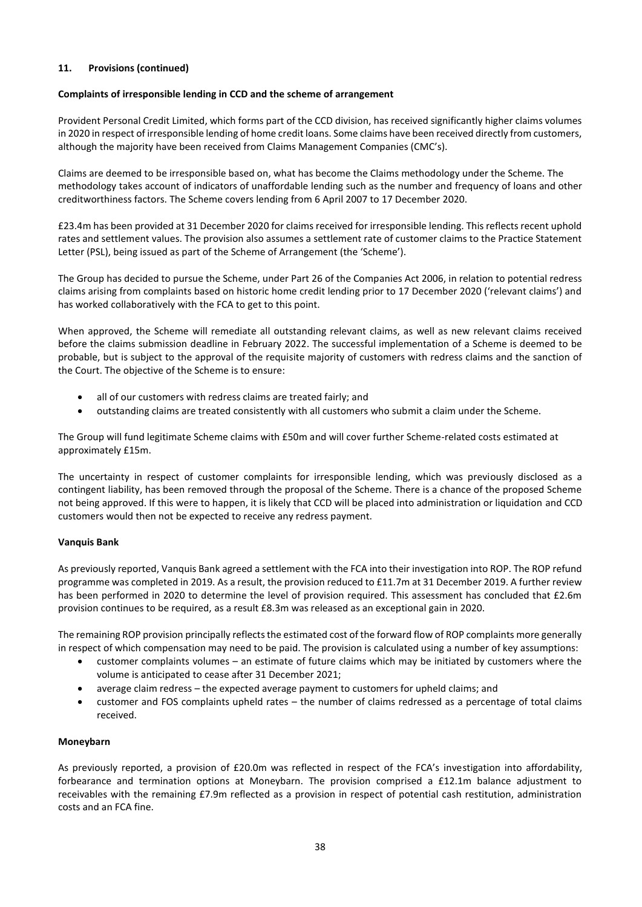## 11. Provisions (continued)

### Complaints of irresponsible lending in CCD and the scheme of arrangement

Provident Personal Credit Limited, which forms part of the CCD division, has received significantly higher claims volumes in 2020 in respect of irresponsible lending of home credit loans. Some claims have been received directly from customers, although the majority have been received from Claims Management Companies (CMC's).

Claims are deemed to be irresponsible based on, what has become the Claims methodology under the Scheme. The methodology takes account of indicators of unaffordable lending such as the number and frequency of loans and other creditworthiness factors. The Scheme covers lending from 6 April 2007 to 17 December 2020.

£23.4m has been provided at 31 December 2020 for claims received for irresponsible lending. This reflects recent uphold rates and settlement values. The provision also assumes a settlement rate of customer claims to the Practice Statement Letter (PSL), being issued as part of the Scheme of Arrangement (the 'Scheme').

The Group has decided to pursue the Scheme, under Part 26 of the Companies Act 2006, in relation to potential redress claims arising from complaints based on historic home credit lending prior to 17 December 2020 ('relevant claims') and has worked collaboratively with the FCA to get to this point.

When approved, the Scheme will remediate all outstanding relevant claims, as well as new relevant claims received before the claims submission deadline in February 2022. The successful implementation of a Scheme is deemed to be probable, but is subject to the approval of the requisite majority of customers with redress claims and the sanction of the Court. The objective of the Scheme is to ensure:

- all of our customers with redress claims are treated fairly; and
- outstanding claims are treated consistently with all customers who submit a claim under the Scheme.

The Group will fund legitimate Scheme claims with £50m and will cover further Scheme-related costs estimated at approximately £15m.

The uncertainty in respect of customer complaints for irresponsible lending, which was previously disclosed as a contingent liability, has been removed through the proposal of the Scheme. There is a chance of the proposed Scheme not being approved. If this were to happen, it is likely that CCD will be placed into administration or liquidation and CCD customers would then not be expected to receive any redress payment.

### Vanquis Bank

As previously reported, Vanquis Bank agreed a settlement with the FCA into their investigation into ROP. The ROP refund programme was completed in 2019. As a result, the provision reduced to £11.7m at 31 December 2019. A further review has been performed in 2020 to determine the level of provision required. This assessment has concluded that £2.6m provision continues to be required, as a result £8.3m was released as an exceptional gain in 2020.

The remaining ROP provision principally reflects the estimated cost of the forward flow of ROP complaints more generally in respect of which compensation may need to be paid. The provision is calculated using a number of key assumptions:

- customer complaints volumes – an estimate of future claims which may be initiated by customers where the volume is anticipated to cease after 31 December 2021;
- average claim redress – the expected average payment to customers for upheld claims; and
- customer and FOS complaints upheld rates – the number of claims redressed as a percentage of total claims received.

### Moneybarn

As previously reported, a provision of £20.0m was reflected in respect of the FCA's investigation into affordability, forbearance and termination options at Moneybarn. The provision comprised a £12.1m balance adjustment to receivables with the remaining £7.9m reflected as a provision in respect of potential cash restitution, administration costs and an FCA fine.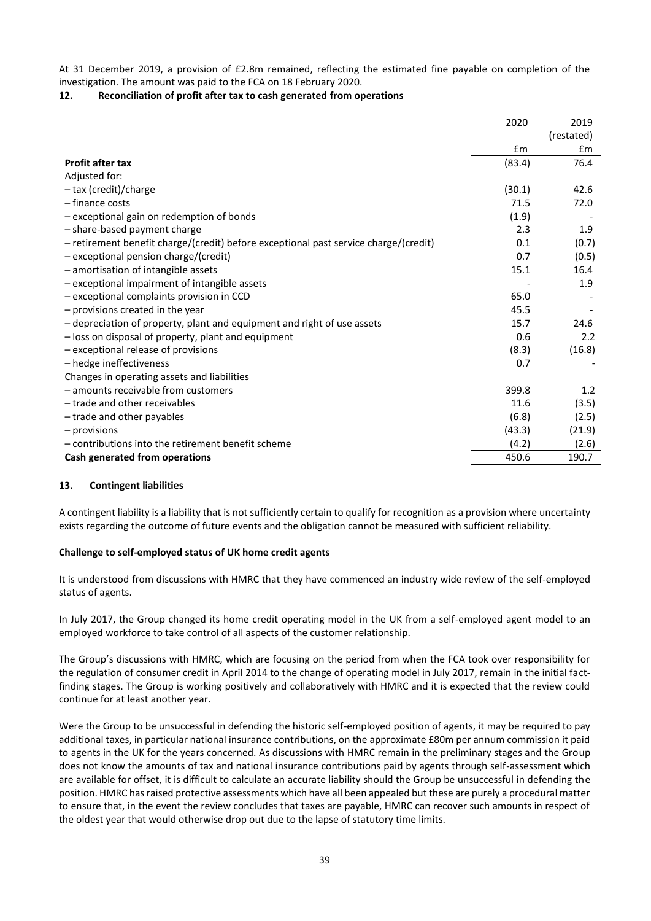At 31 December 2019, a provision of £2.8m remained, reflecting the estimated fine payable on completion of the investigation. The amount was paid to the FCA on 18 February 2020.

## 12. Reconciliation of profit after tax to cash generated from operations

| | 2020 | 2019 (restated) |
|---|---|---|
| | £m | £m |
| **Profit after tax** | (83.4) | 76.4 |
| Adjusted for: | | |
| – tax (credit)/charge | (30.1) | 42.6 |
| – finance costs | 71.5 | 72.0 |
| – exceptional gain on redemption of bonds | (1.9) | - |
| – share-based payment charge | 2.3 | 1.9 |
| – retirement benefit charge/(credit) before exceptional past service charge/(credit) | 0.1 | (0.7) |
| – exceptional pension charge/(credit) | 0.7 | (0.5) |
| – amortisation of intangible assets | 15.1 | 16.4 |
| – exceptional impairment of intangible assets | - | 1.9 |
| – exceptional complaints provision in CCD | 65.0 | - |
| – provisions created in the year | 45.5 | - |
| – depreciation of property, plant and equipment and right of use assets | 15.7 | 24.6 |
| – loss on disposal of property, plant and equipment | 0.6 | 2.2 |
| – exceptional release of provisions | (8.3) | (16.8) |
| – hedge ineffectiveness | 0.7 | - |
| Changes in operating assets and liabilities | | |
| – amounts receivable from customers | 399.8 | 1.2 |
| – trade and other receivables | 11.6 | (3.5) |
| – trade and other payables | (6.8) | (2.5) |
| – provisions | (43.3) | (21.9) |
| – contributions into the retirement benefit scheme | (4.2) | (2.6) |
| **Cash generated from operations** | 450.6 | 190.7 |

## 13. Contingent liabilities

A contingent liability is a liability that is not sufficiently certain to qualify for recognition as a provision where uncertainty exists regarding the outcome of future events and the obligation cannot be measured with sufficient reliability.

**Challenge to self-employed status of UK home credit agents**

It is understood from discussions with HMRC that they have commenced an industry wide review of the self-employed status of agents.

In July 2017, the Group changed its home credit operating model in the UK from a self-employed agent model to an employed workforce to take control of all aspects of the customer relationship.

The Group's discussions with HMRC, which are focusing on the period from when the FCA took over responsibility for the regulation of consumer credit in April 2014 to the change of operating model in July 2017, remain in the initial fact-finding stages. The Group is working positively and collaboratively with HMRC and it is expected that the review could continue for at least another year.

Were the Group to be unsuccessful in defending the historic self-employed position of agents, it may be required to pay additional taxes, in particular national insurance contributions, on the approximate £80m per annum commission it paid to agents in the UK for the years concerned. As discussions with HMRC remain in the preliminary stages and the Group does not know the amounts of tax and national insurance contributions paid by agents through self-assessment which are available for offset, it is difficult to calculate an accurate liability should the Group be unsuccessful in defending the position. HMRC has raised protective assessments which have all been appealed but these are purely a procedural matter to ensure that, in the event the review concludes that taxes are payable, HMRC can recover such amounts in respect of the oldest year that would otherwise drop out due to the lapse of statutory time limits.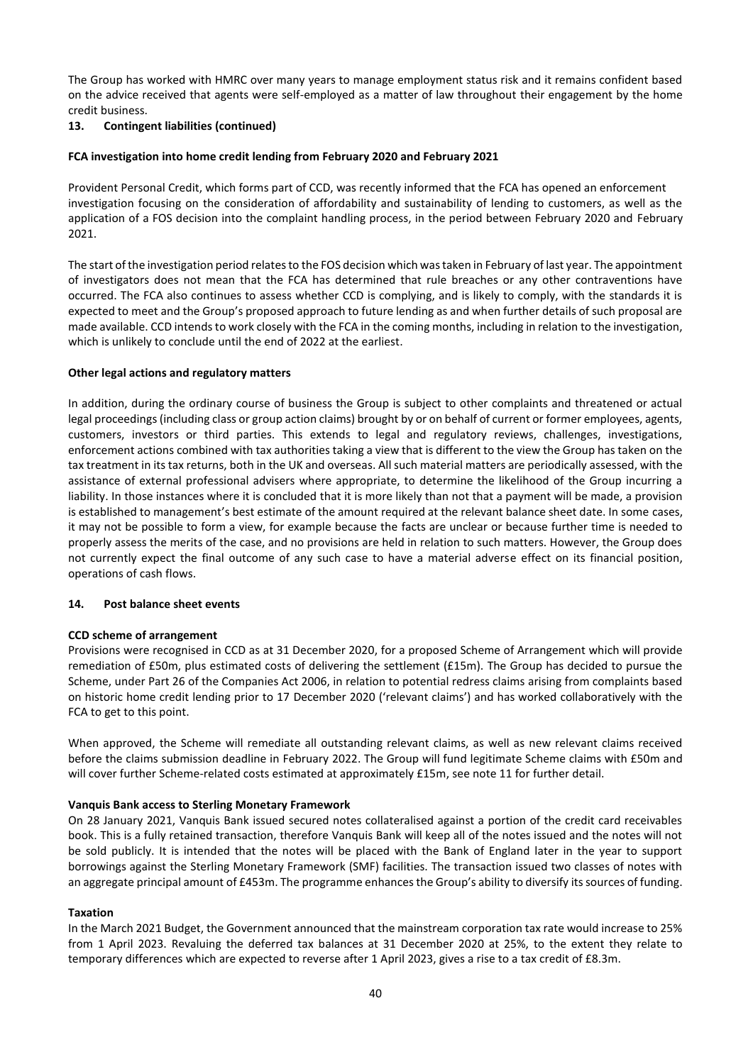The Group has worked with HMRC over many years to manage employment status risk and it remains confident based on the advice received that agents were self-employed as a matter of law throughout their engagement by the home credit business.

## 13. Contingent liabilities (continued)

**FCA investigation into home credit lending from February 2020 and February 2021**

Provident Personal Credit, which forms part of CCD, was recently informed that the FCA has opened an enforcement investigation focusing on the consideration of affordability and sustainability of lending to customers, as well as the application of a FOS decision into the complaint handling process, in the period between February 2020 and February 2021.

The start of the investigation period relates to the FOS decision which was taken in February of last year. The appointment of investigators does not mean that the FCA has determined that rule breaches or any other contraventions have occurred. The FCA also continues to assess whether CCD is complying, and is likely to comply, with the standards it is expected to meet and the Group's proposed approach to future lending as and when further details of such proposal are made available. CCD intends to work closely with the FCA in the coming months, including in relation to the investigation, which is unlikely to conclude until the end of 2022 at the earliest.

**Other legal actions and regulatory matters**

In addition, during the ordinary course of business the Group is subject to other complaints and threatened or actual legal proceedings (including class or group action claims) brought by or on behalf of current or former employees, agents, customers, investors or third parties. This extends to legal and regulatory reviews, challenges, investigations, enforcement actions combined with tax authorities taking a view that is different to the view the Group has taken on the tax treatment in its tax returns, both in the UK and overseas. All such material matters are periodically assessed, with the assistance of external professional advisers where appropriate, to determine the likelihood of the Group incurring a liability. In those instances where it is concluded that it is more likely than not that a payment will be made, a provision is established to management's best estimate of the amount required at the relevant balance sheet date. In some cases, it may not be possible to form a view, for example because the facts are unclear or because further time is needed to properly assess the merits of the case, and no provisions are held in relation to such matters. However, the Group does not currently expect the final outcome of any such case to have a material adverse effect on its financial position, operations of cash flows.

## 14. Post balance sheet events

**CCD scheme of arrangement**

Provisions were recognised in CCD as at 31 December 2020, for a proposed Scheme of Arrangement which will provide remediation of £50m, plus estimated costs of delivering the settlement (£15m). The Group has decided to pursue the Scheme, under Part 26 of the Companies Act 2006, in relation to potential redress claims arising from complaints based on historic home credit lending prior to 17 December 2020 ('relevant claims') and has worked collaboratively with the FCA to get to this point.

When approved, the Scheme will remediate all outstanding relevant claims, as well as new relevant claims received before the claims submission deadline in February 2022. The Group will fund legitimate Scheme claims with £50m and will cover further Scheme-related costs estimated at approximately £15m, see note 11 for further detail.

**Vanquis Bank access to Sterling Monetary Framework**

On 28 January 2021, Vanquis Bank issued secured notes collateralised against a portion of the credit card receivables book. This is a fully retained transaction, therefore Vanquis Bank will keep all of the notes issued and the notes will not be sold publicly. It is intended that the notes will be placed with the Bank of England later in the year to support borrowings against the Sterling Monetary Framework (SMF) facilities. The transaction issued two classes of notes with an aggregate principal amount of £453m. The programme enhances the Group's ability to diversify its sources of funding.

**Taxation**

In the March 2021 Budget, the Government announced that the mainstream corporation tax rate would increase to 25% from 1 April 2023. Revaluing the deferred tax balances at 31 December 2020 at 25%, to the extent they relate to temporary differences which are expected to reverse after 1 April 2023, gives a rise to a tax credit of £8.3m.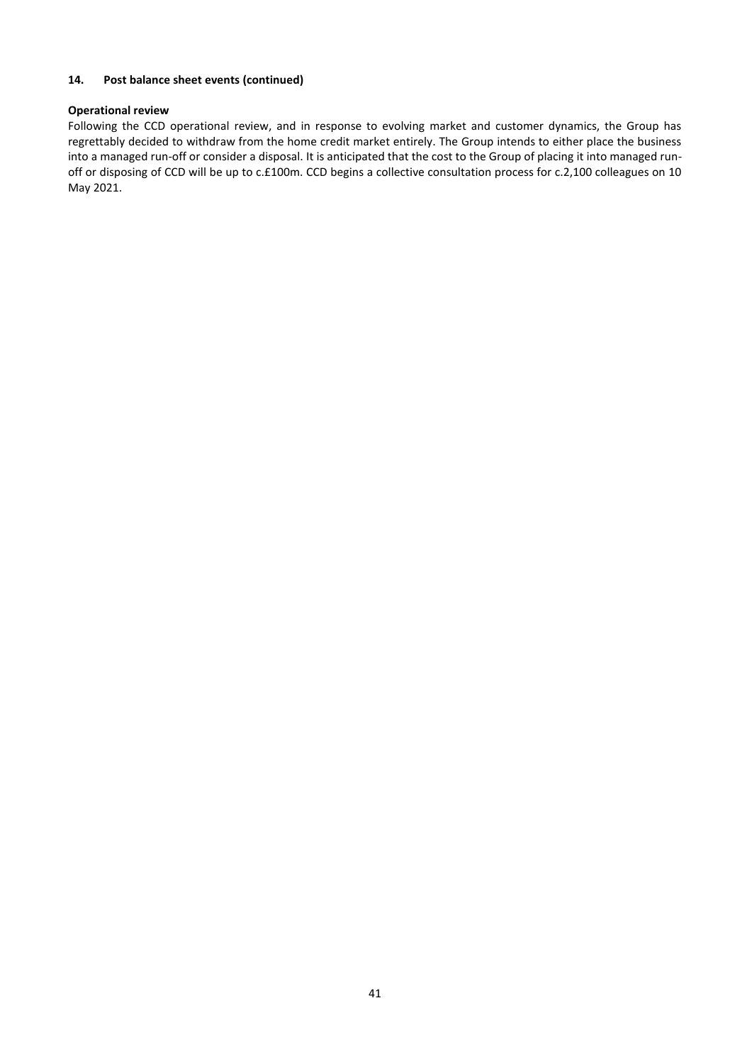## 14. Post balance sheet events (continued)

**Operational review**

Following the CCD operational review, and in response to evolving market and customer dynamics, the Group has regrettably decided to withdraw from the home credit market entirely. The Group intends to either place the business into a managed run-off or consider a disposal. It is anticipated that the cost to the Group of placing it into managed run-off or disposing of CCD will be up to c.£100m. CCD begins a collective consultation process for c.2,100 colleagues on 10 May 2021.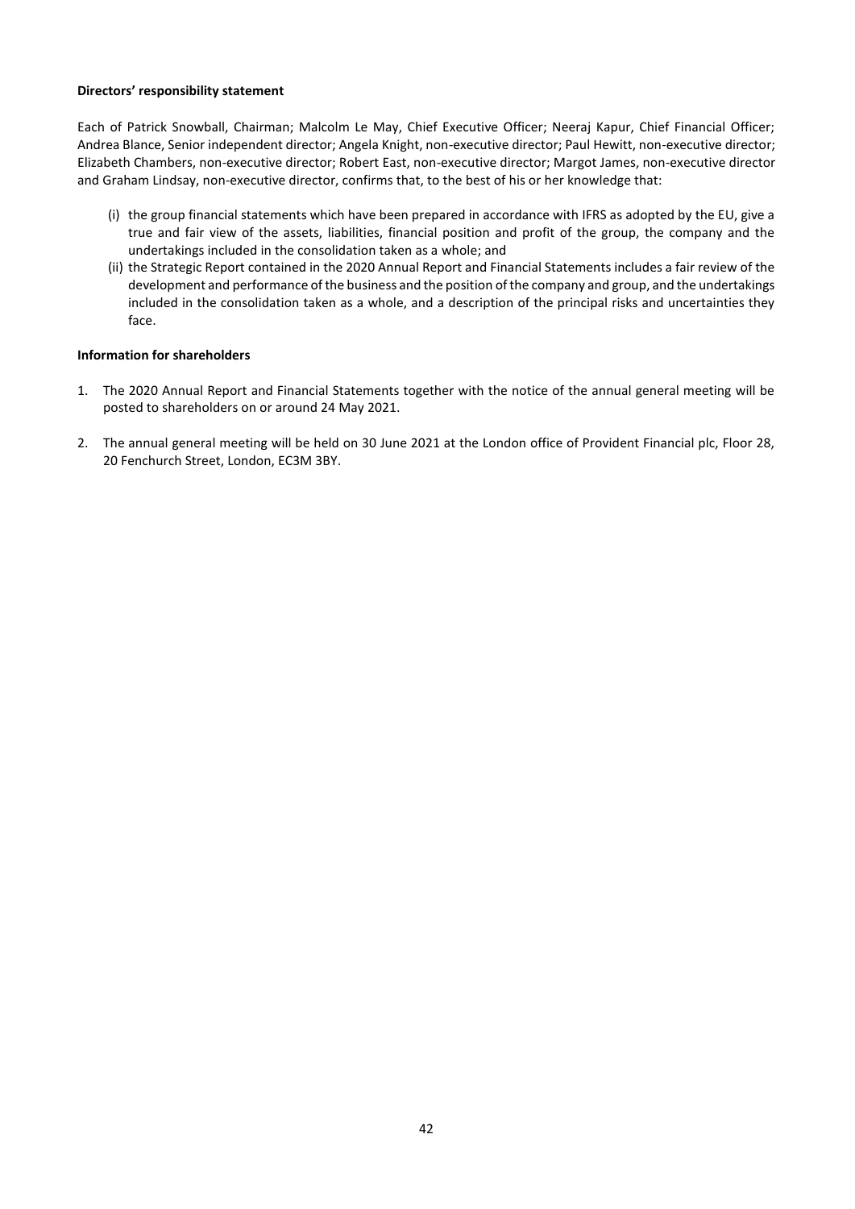**Directors' responsibility statement**

Each of Patrick Snowball, Chairman; Malcolm Le May, Chief Executive Officer; Neeraj Kapur, Chief Financial Officer; Andrea Blance, Senior independent director; Angela Knight, non-executive director; Paul Hewitt, non-executive director; Elizabeth Chambers, non-executive director; Robert East, non-executive director; Margot James, non-executive director and Graham Lindsay, non-executive director, confirms that, to the best of his or her knowledge that:

(i) the group financial statements which have been prepared in accordance with IFRS as adopted by the EU, give a true and fair view of the assets, liabilities, financial position and profit of the group, the company and the undertakings included in the consolidation taken as a whole; and

(ii) the Strategic Report contained in the 2020 Annual Report and Financial Statements includes a fair review of the development and performance of the business and the position of the company and group, and the undertakings included in the consolidation taken as a whole, and a description of the principal risks and uncertainties they face.

**Information for shareholders**

1. The 2020 Annual Report and Financial Statements together with the notice of the annual general meeting will be posted to shareholders on or around 24 May 2021.

2. The annual general meeting will be held on 30 June 2021 at the London office of Provident Financial plc, Floor 28, 20 Fenchurch Street, London, EC3M 3BY.